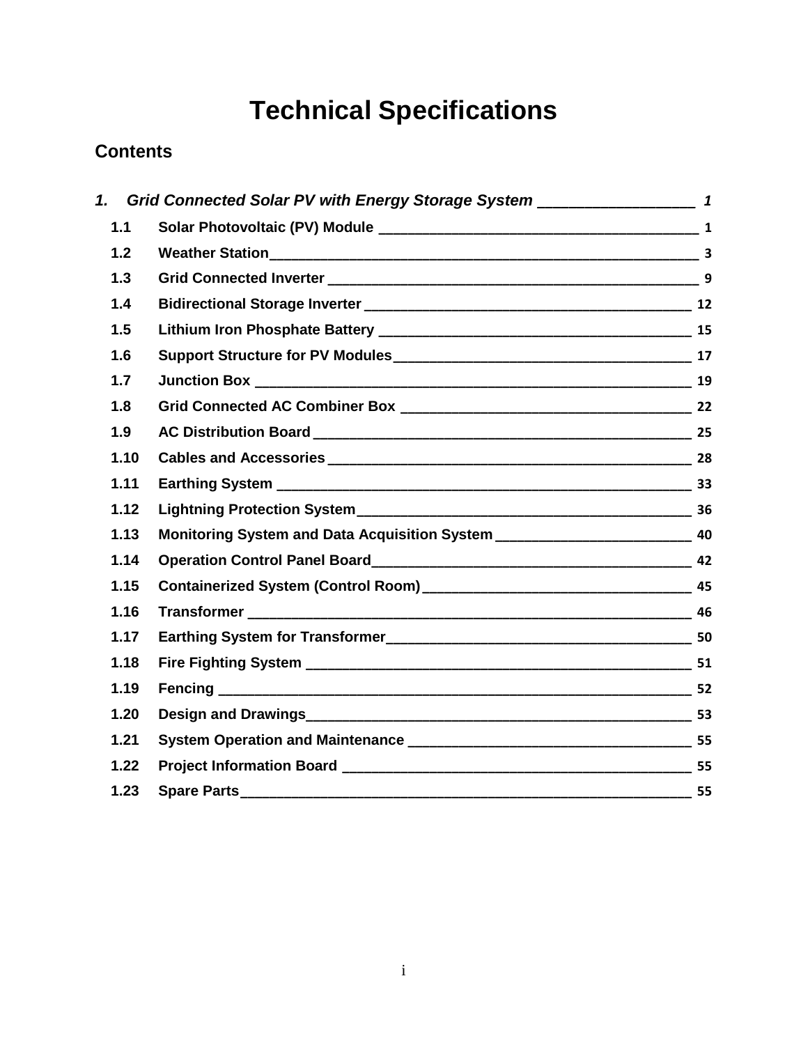# Technical Specifications

## Contents

| | | |
|---|---|---|
| ***1.*** | ***Grid Connected Solar PV with Energy Storage System*** | ***1*** |
| **1.1** | **Solar Photovoltaic (PV) Module** | **1** |
| **1.2** | **Weather Station** | **3** |
| **1.3** | **Grid Connected Inverter** | **9** |
| **1.4** | **Bidirectional Storage Inverter** | **12** |
| **1.5** | **Lithium Iron Phosphate Battery** | **15** |
| **1.6** | **Support Structure for PV Modules** | **17** |
| **1.7** | **Junction Box** | **19** |
| **1.8** | **Grid Connected AC Combiner Box** | **22** |
| **1.9** | **AC Distribution Board** | **25** |
| **1.10** | **Cables and Accessories** | **28** |
| **1.11** | **Earthing System** | **33** |
| **1.12** | **Lightning Protection System** | **36** |
| **1.13** | **Monitoring System and Data Acquisition System** | **40** |
| **1.14** | **Operation Control Panel Board** | **42** |
| **1.15** | **Containerized System (Control Room)** | **45** |
| **1.16** | **Transformer** | **46** |
| **1.17** | **Earthing System for Transformer** | **50** |
| **1.18** | **Fire Fighting System** | **51** |
| **1.19** | **Fencing** | **52** |
| **1.20** | **Design and Drawings** | **53** |
| **1.21** | **System Operation and Maintenance** | **55** |
| **1.22** | **Project Information Board** | **55** |
| **1.23** | **Spare Parts** | **55** |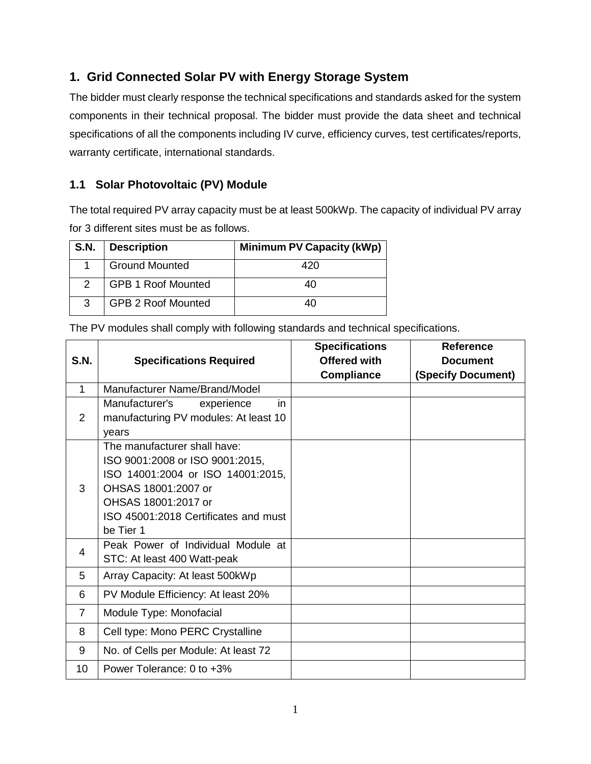# 1. Grid Connected Solar PV with Energy Storage System

The bidder must clearly response the technical specifications and standards asked for the system components in their technical proposal. The bidder must provide the data sheet and technical specifications of all the components including IV curve, efficiency curves, test certificates/reports, warranty certificate, international standards.

## 1.1 Solar Photovoltaic (PV) Module

The total required PV array capacity must be at least 500kWp. The capacity of individual PV array for 3 different sites must be as follows.

| S.N. | Description | Minimum PV Capacity (kWp) |
|---|---|---|
| 1 | Ground Mounted | 420 |
| 2 | GPB 1 Roof Mounted | 40 |
| 3 | GPB 2 Roof Mounted | 40 |

The PV modules shall comply with following standards and technical specifications.

| S.N. | Specifications Required | Specifications Offered with Compliance | Reference Document (Specify Document) |
|---|---|---|---|
| 1 | Manufacturer Name/Brand/Model | | |
| 2 | Manufacturer's experience in manufacturing PV modules: At least 10 years | | |
| 3 | The manufacturer shall have: ISO 9001:2008 or ISO 9001:2015, ISO 14001:2004 or ISO 14001:2015, OHSAS 18001:2007 or OHSAS 18001:2017 or ISO 45001:2018 Certificates and must be Tier 1 | | |
| 4 | Peak Power of Individual Module at STC: At least 400 Watt-peak | | |
| 5 | Array Capacity: At least 500kWp | | |
| 6 | PV Module Efficiency: At least 20% | | |
| 7 | Module Type: Monofacial | | |
| 8 | Cell type: Mono PERC Crystalline | | |
| 9 | No. of Cells per Module: At least 72 | | |
| 10 | Power Tolerance: 0 to +3% | | |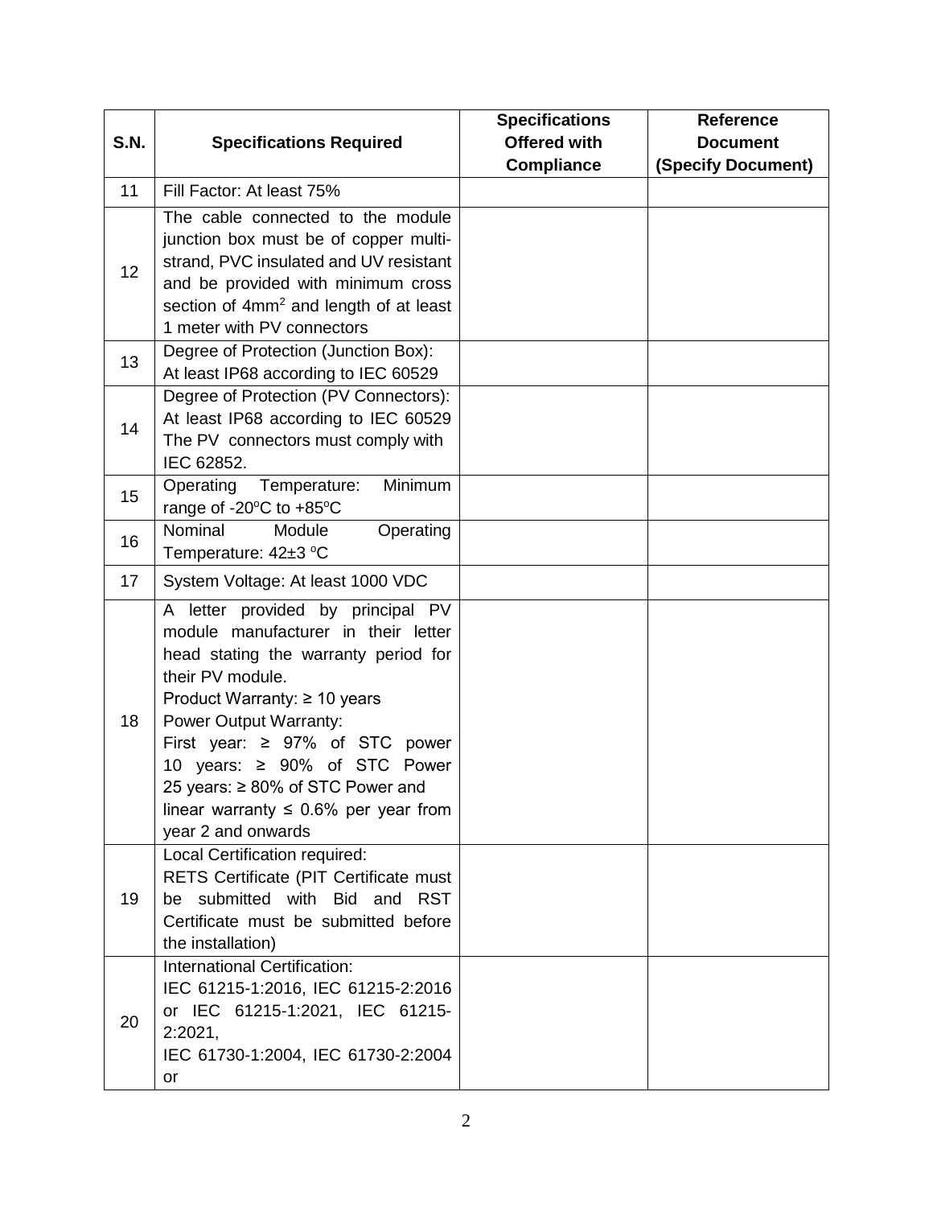| S.N. | Specifications Required | Specifications Offered with Compliance | Reference Document (Specify Document) |
|---|---|---|---|
| 11 | Fill Factor: At least 75% | | |
| 12 | The cable connected to the module junction box must be of copper multi-strand, PVC insulated and UV resistant and be provided with minimum cross section of $4mm^2$ and length of at least 1 meter with PV connectors | | |
| 13 | Degree of Protection (Junction Box): At least IP68 according to IEC 60529 | | |
| 14 | Degree of Protection (PV Connectors): At least IP68 according to IEC 60529 The PV connectors must comply with IEC 62852. | | |
| 15 | Operating Temperature: Minimum range of -20ºC to +85ºC | | |
| 16 | Nominal Module Operating Temperature: 42±3 ºC | | |
| 17 | System Voltage: At least 1000 VDC | | |
| 18 | A letter provided by principal PV module manufacturer in their letter head stating the warranty period for their PV module.<br>Product Warranty: ≥ 10 years<br>Power Output Warranty:<br>First year: ≥ 97% of STC power<br>10 years: ≥ 90% of STC Power<br>25 years: ≥ 80% of STC Power and linear warranty ≤ 0.6% per year from year 2 and onwards | | |
| 19 | Local Certification required:<br>RETS Certificate (PIT Certificate must be submitted with Bid and RST Certificate must be submitted before the installation) | | |
| 20 | International Certification:<br>IEC 61215-1:2016, IEC 61215-2:2016 or IEC 61215-1:2021, IEC 61215-2:2021,<br>IEC 61730-1:2004, IEC 61730-2:2004 or | | |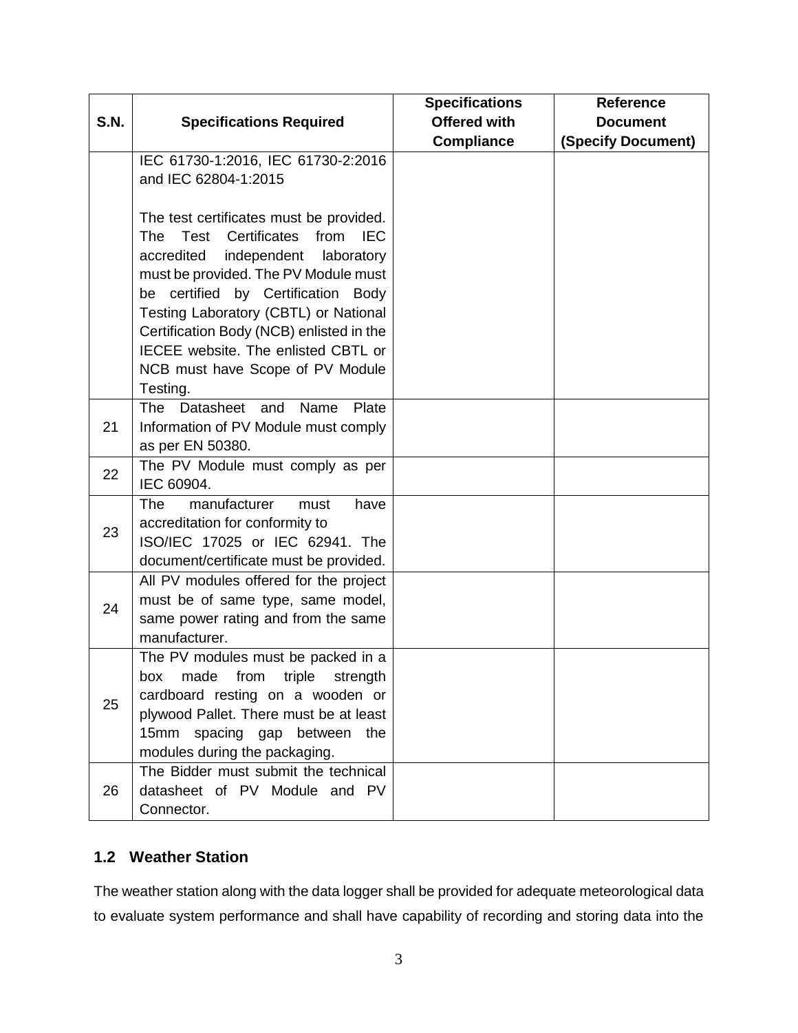| S.N. | Specifications Required | Specifications Offered with Compliance | Reference Document (Specify Document) |
|---|---|---|---|
| | IEC 61730-1:2016, IEC 61730-2:2016 and IEC 62804-1:2015<br><br>The test certificates must be provided. The Test Certificates from IEC accredited independent laboratory must be provided. The PV Module must be certified by Certification Body Testing Laboratory (CBTL) or National Certification Body (NCB) enlisted in the IECEE website. The enlisted CBTL or NCB must have Scope of PV Module Testing. | | |
| 21 | The Datasheet and Name Plate Information of PV Module must comply as per EN 50380. | | |
| 22 | The PV Module must comply as per IEC 60904. | | |
| 23 | The manufacturer must have accreditation for conformity to ISO/IEC 17025 or IEC 62941. The document/certificate must be provided. | | |
| 24 | All PV modules offered for the project must be of same type, same model, same power rating and from the same manufacturer. | | |
| 25 | The PV modules must be packed in a box made from triple strength cardboard resting on a wooden or plywood Pallet. There must be at least 15mm spacing gap between the modules during the packaging. | | |
| 26 | The Bidder must submit the technical datasheet of PV Module and PV Connector. | | |

## 1.2 Weather Station

The weather station along with the data logger shall be provided for adequate meteorological data to evaluate system performance and shall have capability of recording and storing data into the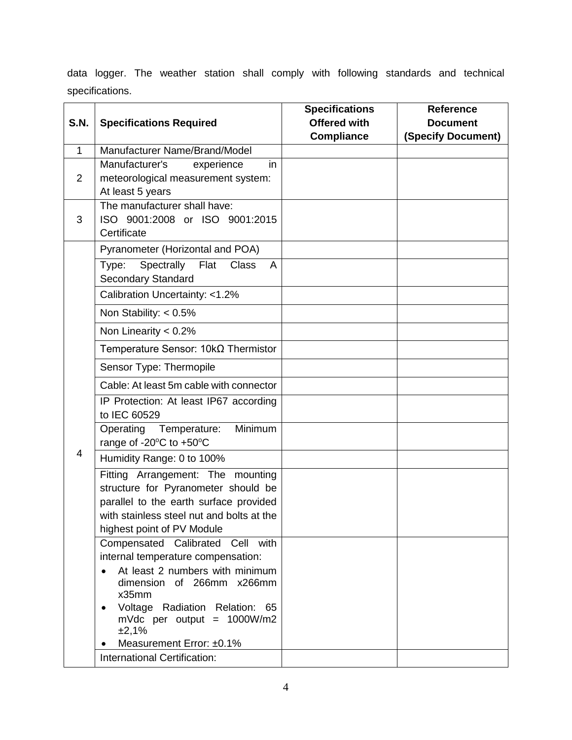data logger. The weather station shall comply with following standards and technical specifications.

| S.N. | Specifications Required | Specifications Offered with Compliance | Reference Document (Specify Document) |
|---|---|---|---|
| 1 | Manufacturer Name/Brand/Model | | |
| 2 | Manufacturer's experience in meteorological measurement system: At least 5 years | | |
| 3 | The manufacturer shall have: ISO 9001:2008 or ISO 9001:2015 Certificate | | |
| 4 | Pyranometer (Horizontal and POA) | | |
| | Type: Spectrally Flat Class A Secondary Standard | | |
| | Calibration Uncertainty: <1.2% | | |
| | Non Stability: < 0.5% | | |
| | Non Linearity < 0.2% | | |
| | Temperature Sensor: 10kΩ Thermistor | | |
| | Sensor Type: Thermopile | | |
| | Cable: At least 5m cable with connector | | |
| | IP Protection: At least IP67 according to IEC 60529 | | |
| | Operating Temperature: Minimum range of -20ºC to +50ºC | | |
| | Humidity Range: 0 to 100% | | |
| | Fitting Arrangement: The mounting structure for Pyranometer should be parallel to the earth surface provided with stainless steel nut and bolts at the highest point of PV Module | | |
| | Compensated Calibrated Cell with internal temperature compensation:<br>• At least 2 numbers with minimum dimension of 266mm x266mm x35mm<br>• Voltage Radiation Relation: 65 mVdc per output = 1000W/m2 ±2,1%<br>• Measurement Error: ±0.1% | | |
| | International Certification: | | |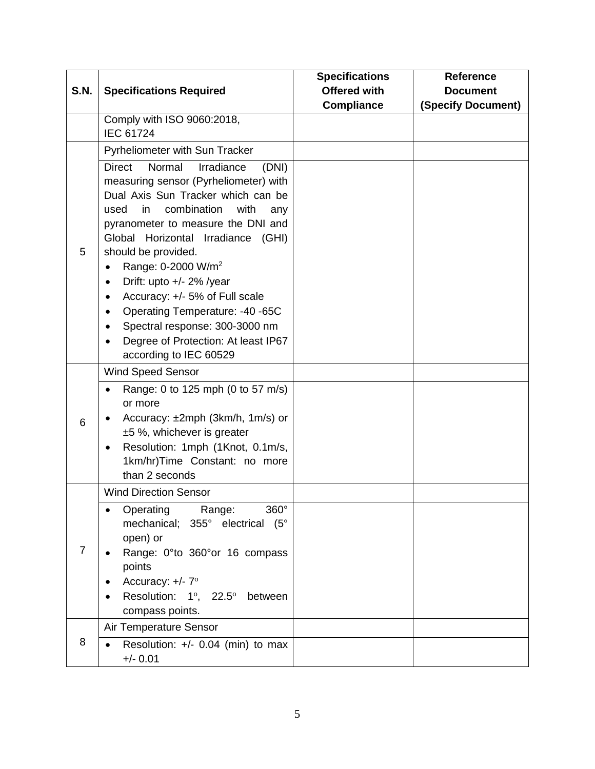| S.N. | Specifications Required | Specifications Offered with Compliance | Reference Document (Specify Document) |
|---|---|---|---|
| | Comply with ISO 9060:2018, IEC 61724 | | |
| 5 | Pyrheliometer with Sun Tracker | | |
| | Direct Normal Irradiance (DNI) measuring sensor (Pyrheliometer) with Dual Axis Sun Tracker which can be used in combination with any pyranometer to measure the DNI and Global Horizontal Irradiance (GHI) should be provided.<br>• Range: 0-2000 W/$m^2$<br>• Drift: upto +/- 2% /year<br>• Accuracy: +/- 5% of Full scale<br>• Operating Temperature: -40 -65C<br>• Spectral response: 300-3000 nm<br>• Degree of Protection: At least IP67 according to IEC 60529 | | |
| 6 | Wind Speed Sensor | | |
| | • Range: 0 to 125 mph (0 to 57 m/s) or more<br>• Accuracy: ±2mph (3km/h, 1m/s) or ±5 %, whichever is greater<br>• Resolution: 1mph (1Knot, 0.1m/s, 1km/hr)Time Constant: no more than 2 seconds | | |
| 7 | Wind Direction Sensor | | |
| | • Operating Range: 360° mechanical; 355° electrical (5° open) or<br>• Range: 0°to 360°or 16 compass points<br>• Accuracy: +/- 7°<br>• Resolution: 1°, 22.5° between compass points. | | |
| 8 | Air Temperature Sensor | | |
| | • Resolution: +/- 0.04 (min) to max +/- 0.01 | | |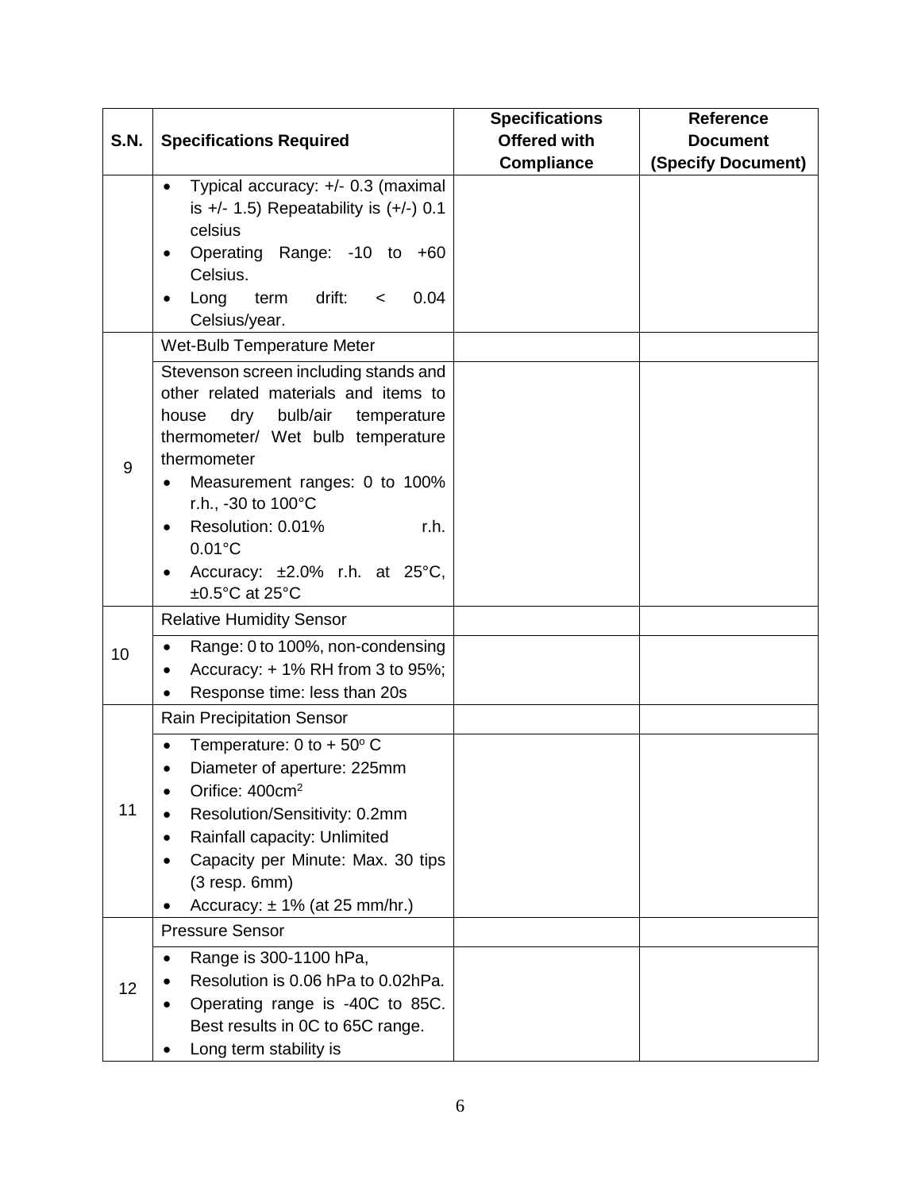| S.N. | Specifications Required | Specifications Offered with Compliance | Reference Document (Specify Document) |
|---|---|---|---|
| | • Typical accuracy: +/- 0.3 (maximal is +/- 1.5) Repeatability is (+/-) 0.1 celsius<br>• Operating Range: -10 to +60 Celsius.<br>• Long term drift: < 0.04 Celsius/year. | | |
| 9 | Wet-Bulb Temperature Meter | | |
| | Stevenson screen including stands and other related materials and items to house dry bulb/air temperature thermometer/ Wet bulb temperature thermometer<br>• Measurement ranges: 0 to 100% r.h., -30 to 100°C<br>• Resolution: 0.01% r.h. 0.01°C<br>• Accuracy: ±2.0% r.h. at 25°C, ±0.5°C at 25°C | | |
| 10 | Relative Humidity Sensor | | |
| | • Range: 0 to 100%, non-condensing<br>• Accuracy: + 1% RH from 3 to 95%;<br>• Response time: less than 20s | | |
| 11 | Rain Precipitation Sensor | | |
| | • Temperature: 0 to + 50° C<br>• Diameter of aperture: 225mm<br>• Orifice: 400cm²<br>• Resolution/Sensitivity: 0.2mm<br>• Rainfall capacity: Unlimited<br>• Capacity per Minute: Max. 30 tips (3 resp. 6mm)<br>• Accuracy: ± 1% (at 25 mm/hr.) | | |
| 12 | Pressure Sensor | | |
| | • Range is 300-1100 hPa,<br>• Resolution is 0.06 hPa to 0.02hPa.<br>• Operating range is -40C to 85C. Best results in 0C to 65C range.<br>• Long term stability is | | |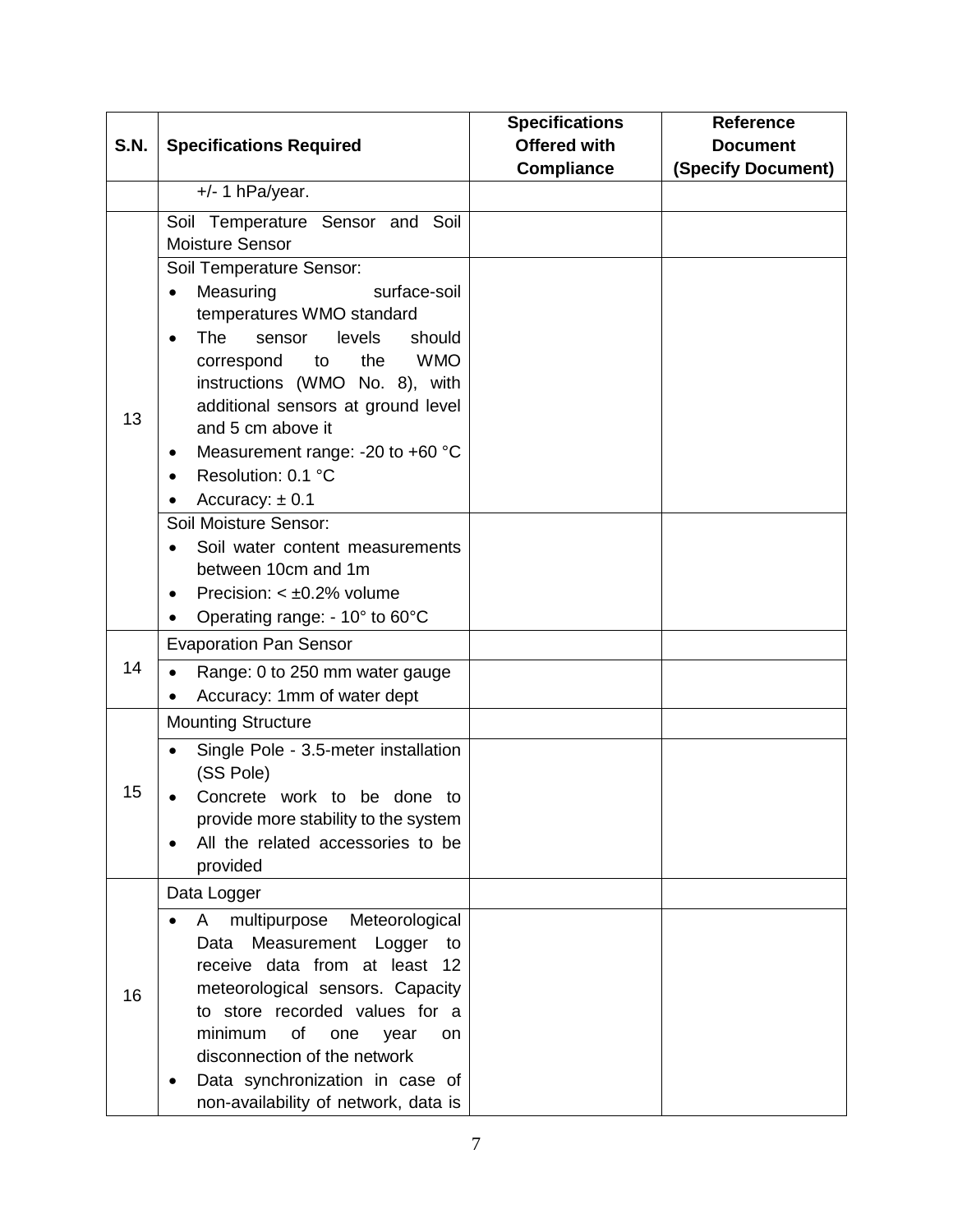| S.N. | Specifications Required | Specifications Offered with Compliance | Reference Document (Specify Document) |
|---|---|---|---|
| | +/- 1 hPa/year. | | |
| 13 | Soil Temperature Sensor and Soil Moisture Sensor | | |
| | Soil Temperature Sensor:<br>• Measuring surface-soil temperatures WMO standard<br>• The sensor levels should correspond to the WMO instructions (WMO No. 8), with additional sensors at ground level and 5 cm above it<br>• Measurement range: -20 to +60 °C<br>• Resolution: 0.1 °C<br>• Accuracy: ± 0.1 | | |
| | Soil Moisture Sensor:<br>• Soil water content measurements between 10cm and 1m<br>• Precision: < ±0.2% volume<br>• Operating range: - 10° to 60°C | | |
| 14 | Evaporation Pan Sensor | | |
| | • Range: 0 to 250 mm water gauge<br>• Accuracy: 1mm of water dept | | |
| 15 | Mounting Structure | | |
| | • Single Pole - 3.5-meter installation (SS Pole)<br>• Concrete work to be done to provide more stability to the system<br>• All the related accessories to be provided | | |
| 16 | Data Logger | | |
| | • A multipurpose Meteorological Data Measurement Logger to receive data from at least 12 meteorological sensors. Capacity to store recorded values for a minimum of one year on disconnection of the network<br>• Data synchronization in case of non-availability of network, data is | | |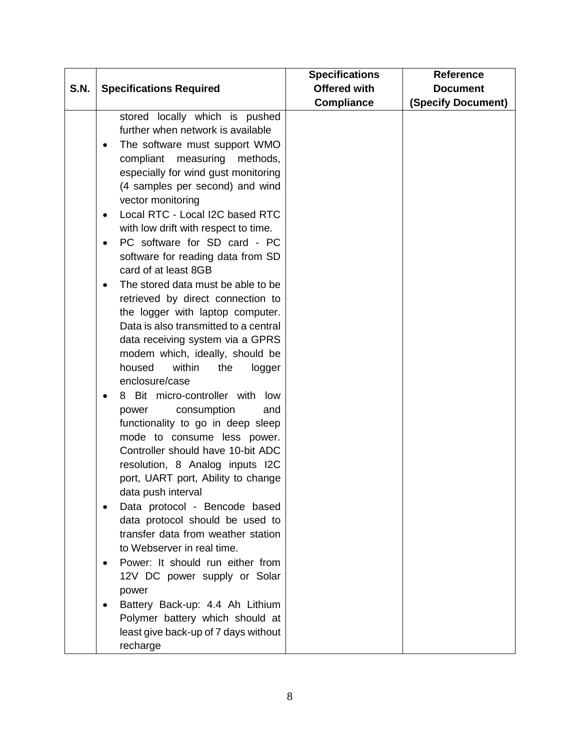| S.N. | Specifications Required | Specifications Offered with Compliance | Reference Document (Specify Document) |
|---|---|---|---|
| | stored locally which is pushed further when network is available<br>• The software must support WMO compliant measuring methods, especially for wind gust monitoring (4 samples per second) and wind vector monitoring<br>• Local RTC - Local I2C based RTC with low drift with respect to time.<br>• PC software for SD card - PC software for reading data from SD card of at least 8GB<br>• The stored data must be able to be retrieved by direct connection to the logger with laptop computer. Data is also transmitted to a central data receiving system via a GPRS modem which, ideally, should be housed within the logger enclosure/case<br>• 8 Bit micro-controller with low power consumption and functionality to go in deep sleep mode to consume less power. Controller should have 10-bit ADC resolution, 8 Analog inputs I2C port, UART port, Ability to change data push interval<br>• Data protocol - Bencode based data protocol should be used to transfer data from weather station to Webserver in real time.<br>• Power: It should run either from 12V DC power supply or Solar power<br>• Battery Back-up: 4.4 Ah Lithium Polymer battery which should at least give back-up of 7 days without recharge | | |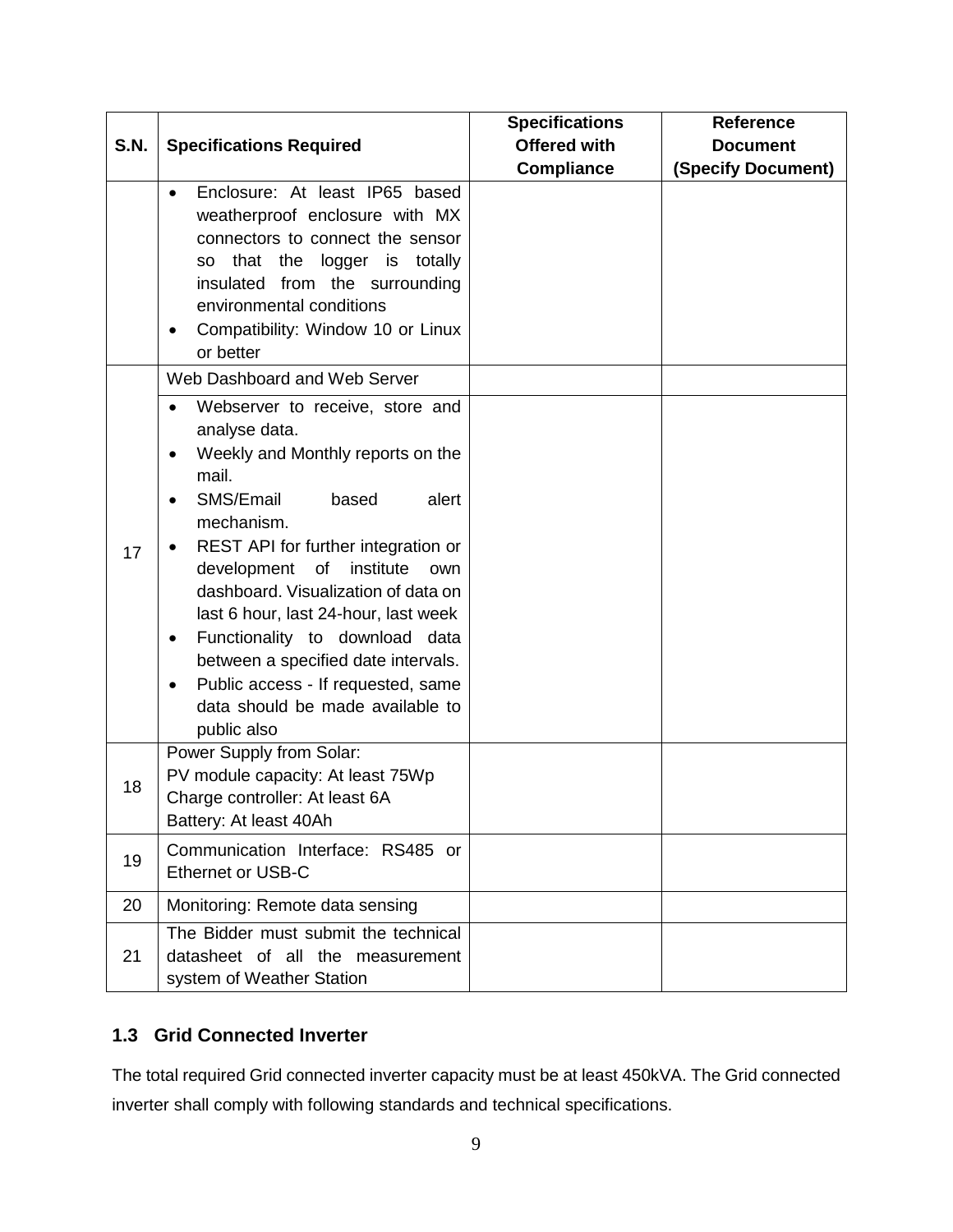| S.N. | Specifications Required | Specifications Offered with Compliance | Reference Document (Specify Document) |
|---|---|---|---|
| | • Enclosure: At least IP65 based weatherproof enclosure with MX connectors to connect the sensor so that the logger is totally insulated from the surrounding environmental conditions<br>• Compatibility: Window 10 or Linux or better | | |
| 17 | Web Dashboard and Web Server | | |
| | • Webserver to receive, store and analyse data.<br>• Weekly and Monthly reports on the mail.<br>• SMS/Email based alert mechanism.<br>• REST API for further integration or development of institute own dashboard. Visualization of data on last 6 hour, last 24-hour, last week<br>• Functionality to download data between a specified date intervals.<br>• Public access - If requested, same data should be made available to public also | | |
| 18 | Power Supply from Solar:<br>PV module capacity: At least 75Wp<br>Charge controller: At least 6A<br>Battery: At least 40Ah | | |
| 19 | Communication Interface: RS485 or Ethernet or USB-C | | |
| 20 | Monitoring: Remote data sensing | | |
| 21 | The Bidder must submit the technical datasheet of all the measurement system of Weather Station | | |

## 1.3 Grid Connected Inverter

The total required Grid connected inverter capacity must be at least 450kVA. The Grid connected inverter shall comply with following standards and technical specifications.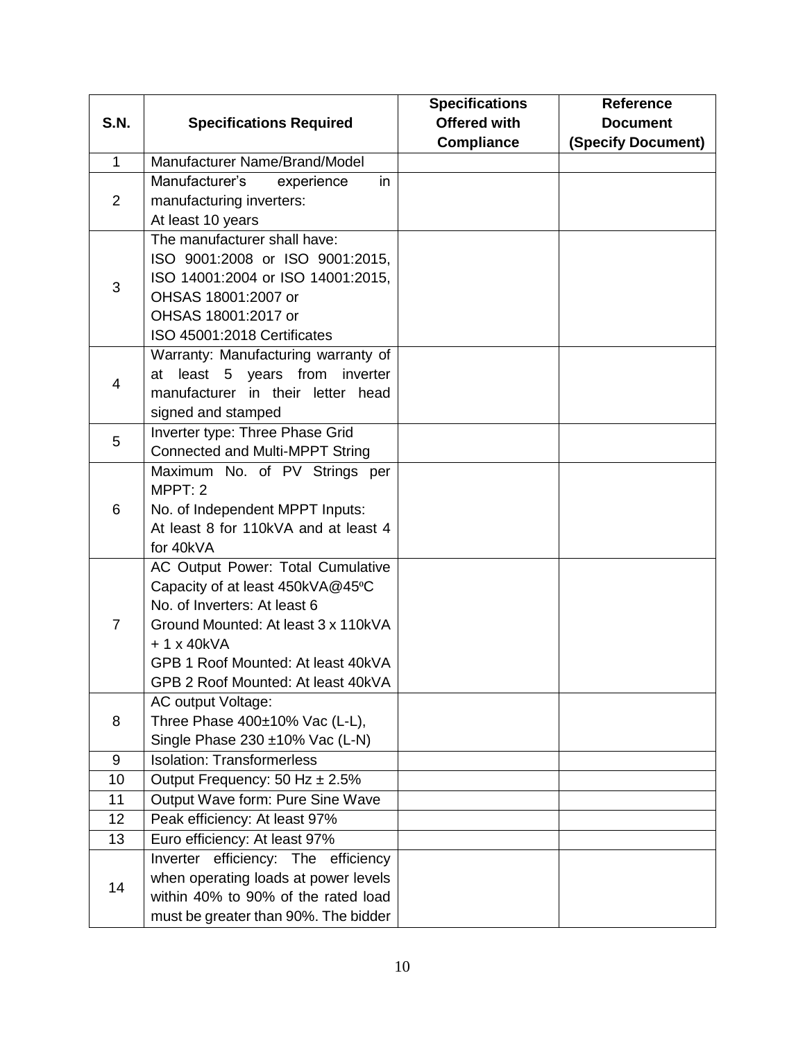| S.N. | Specifications Required | Specifications Offered with Compliance | Reference Document (Specify Document) |
|---|---|---|---|
| 1 | Manufacturer Name/Brand/Model | | |
| 2 | Manufacturer's experience in manufacturing inverters: At least 10 years | | |
| 3 | The manufacturer shall have: ISO 9001:2008 or ISO 9001:2015, ISO 14001:2004 or ISO 14001:2015, OHSAS 18001:2007 or OHSAS 18001:2017 or ISO 45001:2018 Certificates | | |
| 4 | Warranty: Manufacturing warranty of at least 5 years from inverter manufacturer in their letter head signed and stamped | | |
| 5 | Inverter type: Three Phase Grid Connected and Multi-MPPT String | | |
| 6 | Maximum No. of PV Strings per MPPT: 2<br>No. of Independent MPPT Inputs: At least 8 for 110kVA and at least 4 for 40kVA | | |
| 7 | AC Output Power: Total Cumulative Capacity of at least 450kVA@45ºC<br>No. of Inverters: At least 6<br>Ground Mounted: At least 3 x 110kVA + 1 x 40kVA<br>GPB 1 Roof Mounted: At least 40kVA<br>GPB 2 Roof Mounted: At least 40kVA | | |
| 8 | AC output Voltage:<br>Three Phase 400±10% Vac (L-L),<br>Single Phase 230 ±10% Vac (L-N) | | |
| 9 | Isolation: Transformerless | | |
| 10 | Output Frequency: 50 Hz ± 2.5% | | |
| 11 | Output Wave form: Pure Sine Wave | | |
| 12 | Peak efficiency: At least 97% | | |
| 13 | Euro efficiency: At least 97% | | |
| 14 | Inverter efficiency: The efficiency when operating loads at power levels within 40% to 90% of the rated load must be greater than 90%. The bidder | | |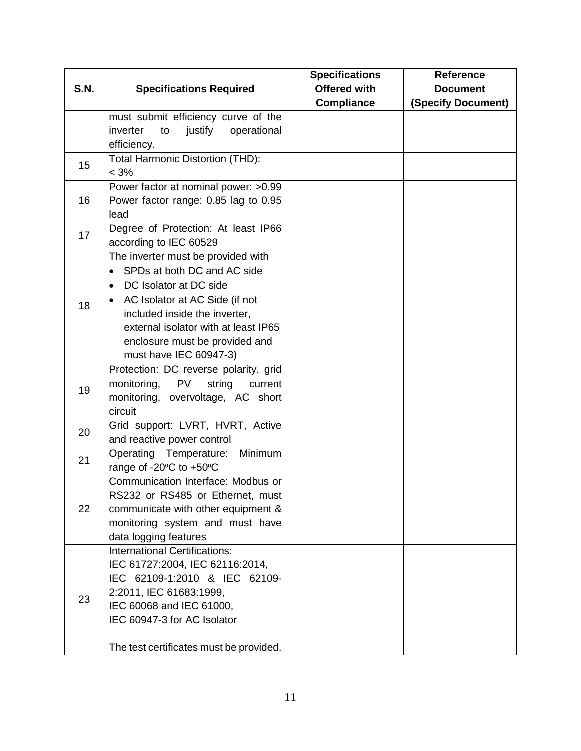| S.N. | Specifications Required | Specifications Offered with Compliance | Reference Document (Specify Document) |
|---|---|---|---|
| | must submit efficiency curve of the inverter to justify operational efficiency. | | |
| 15 | Total Harmonic Distortion (THD): < 3% | | |
| 16 | Power factor at nominal power: >0.99<br>Power factor range: 0.85 lag to 0.95 lead | | |
| 17 | Degree of Protection: At least IP66 according to IEC 60529 | | |
| 18 | The inverter must be provided with<br>• SPDs at both DC and AC side<br>• DC Isolator at DC side<br>• AC Isolator at AC Side (if not included inside the inverter, external isolator with at least IP65 enclosure must be provided and must have IEC 60947-3) | | |
| 19 | Protection: DC reverse polarity, grid monitoring, PV string current monitoring, overvoltage, AC short circuit | | |
| 20 | Grid support: LVRT, HVRT, Active and reactive power control | | |
| 21 | Operating Temperature: Minimum range of -20ºC to +50ºC | | |
| 22 | Communication Interface: Modbus or RS232 or RS485 or Ethernet, must communicate with other equipment & monitoring system and must have data logging features | | |
| 23 | International Certifications:<br>IEC 61727:2004, IEC 62116:2014, IEC 62109-1:2010 & IEC 62109-2:2011, IEC 61683:1999,<br>IEC 60068 and IEC 61000,<br>IEC 60947-3 for AC Isolator<br><br>The test certificates must be provided. | | |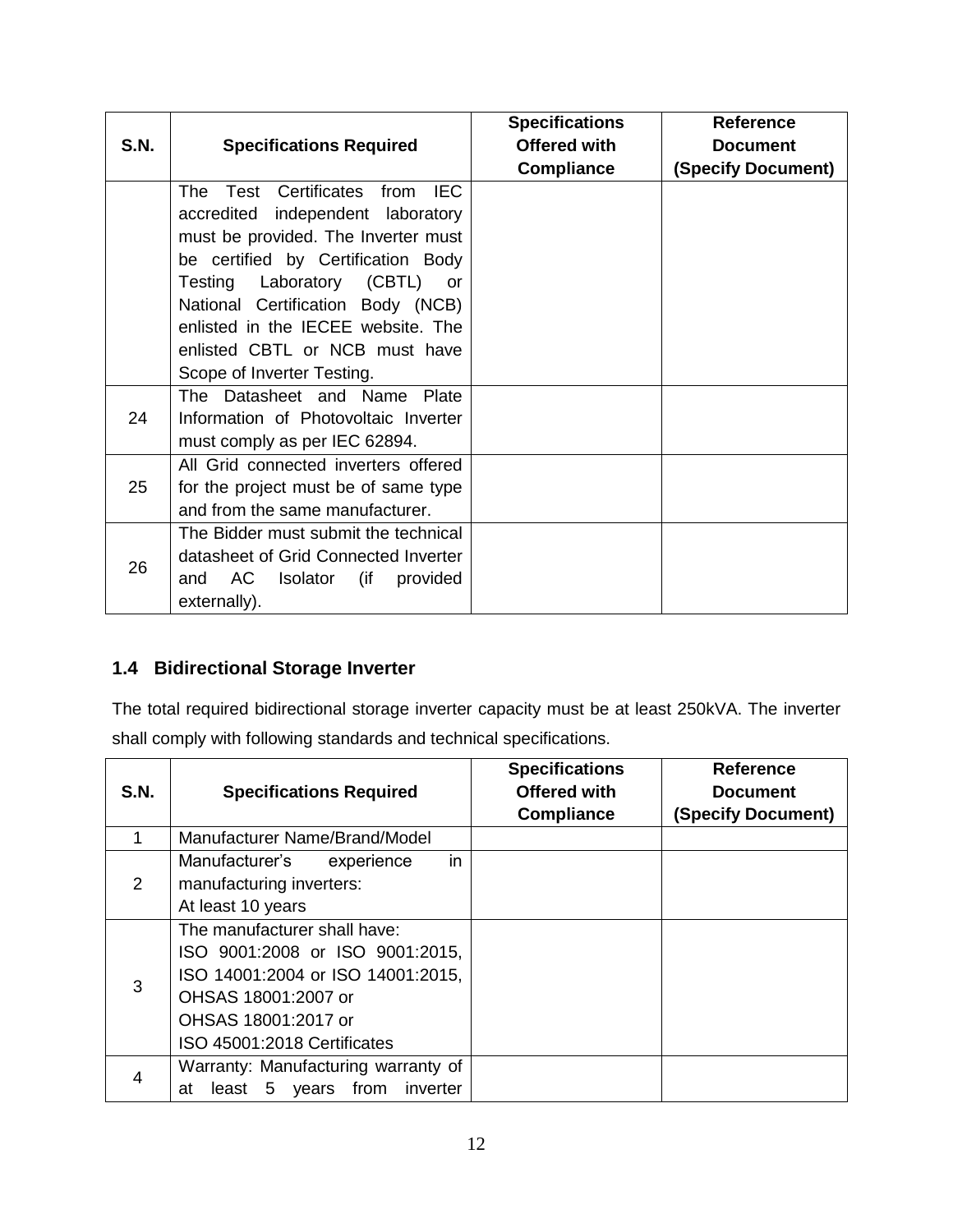| S.N. | Specifications Required | Specifications Offered with Compliance | Reference Document (Specify Document) |
|---|---|---|---|
| | The Test Certificates from IEC accredited independent laboratory must be provided. The Inverter must be certified by Certification Body Testing Laboratory (CBTL) or National Certification Body (NCB) enlisted in the IECEE website. The enlisted CBTL or NCB must have Scope of Inverter Testing. | | |
| 24 | The Datasheet and Name Plate Information of Photovoltaic Inverter must comply as per IEC 62894. | | |
| 25 | All Grid connected inverters offered for the project must be of same type and from the same manufacturer. | | |
| 26 | The Bidder must submit the technical datasheet of Grid Connected Inverter and AC Isolator (if provided externally). | | |

## 1.4 Bidirectional Storage Inverter

The total required bidirectional storage inverter capacity must be at least 250kVA. The inverter shall comply with following standards and technical specifications.

| S.N. | Specifications Required | Specifications Offered with Compliance | Reference Document (Specify Document) |
|---|---|---|---|
| 1 | Manufacturer Name/Brand/Model | | |
| 2 | Manufacturer's experience in manufacturing inverters: At least 10 years | | |
| 3 | The manufacturer shall have: ISO 9001:2008 or ISO 9001:2015, ISO 14001:2004 or ISO 14001:2015, OHSAS 18001:2007 or OHSAS 18001:2017 or ISO 45001:2018 Certificates | | |
| 4 | Warranty: Manufacturing warranty of at least 5 years from inverter | | |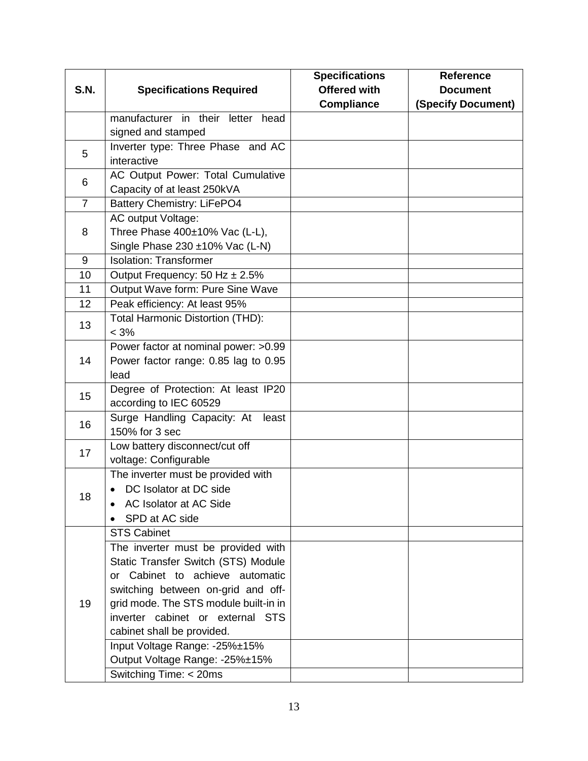| S.N. | Specifications Required | Specifications Offered with Compliance | Reference Document (Specify Document) |
|---|---|---|---|
| | manufacturer in their letter head signed and stamped | | |
| 5 | Inverter type: Three Phase and AC interactive | | |
| 6 | AC Output Power: Total Cumulative Capacity of at least 250kVA | | |
| 7 | Battery Chemistry: LiFePO4 | | |
| 8 | AC output Voltage:<br>Three Phase 400±10% Vac (L-L),<br>Single Phase 230 ±10% Vac (L-N) | | |
| 9 | Isolation: Transformer | | |
| 10 | Output Frequency: 50 Hz ± 2.5% | | |
| 11 | Output Wave form: Pure Sine Wave | | |
| 12 | Peak efficiency: At least 95% | | |
| 13 | Total Harmonic Distortion (THD): < 3% | | |
| 14 | Power factor at nominal power: >0.99<br>Power factor range: 0.85 lag to 0.95 lead | | |
| 15 | Degree of Protection: At least IP20 according to IEC 60529 | | |
| 16 | Surge Handling Capacity: At least 150% for 3 sec | | |
| 17 | Low battery disconnect/cut off voltage: Configurable | | |
| 18 | The inverter must be provided with<br>• DC Isolator at DC side<br>• AC Isolator at AC Side<br>• SPD at AC side | | |
| 19 | STS Cabinet | | |
| | The inverter must be provided with Static Transfer Switch (STS) Module or Cabinet to achieve automatic switching between on-grid and off-grid mode. The STS module built-in in inverter cabinet or external STS cabinet shall be provided. | | |
| | Input Voltage Range: -25%±15%<br>Output Voltage Range: -25%±15% | | |
| | Switching Time: < 20ms | | |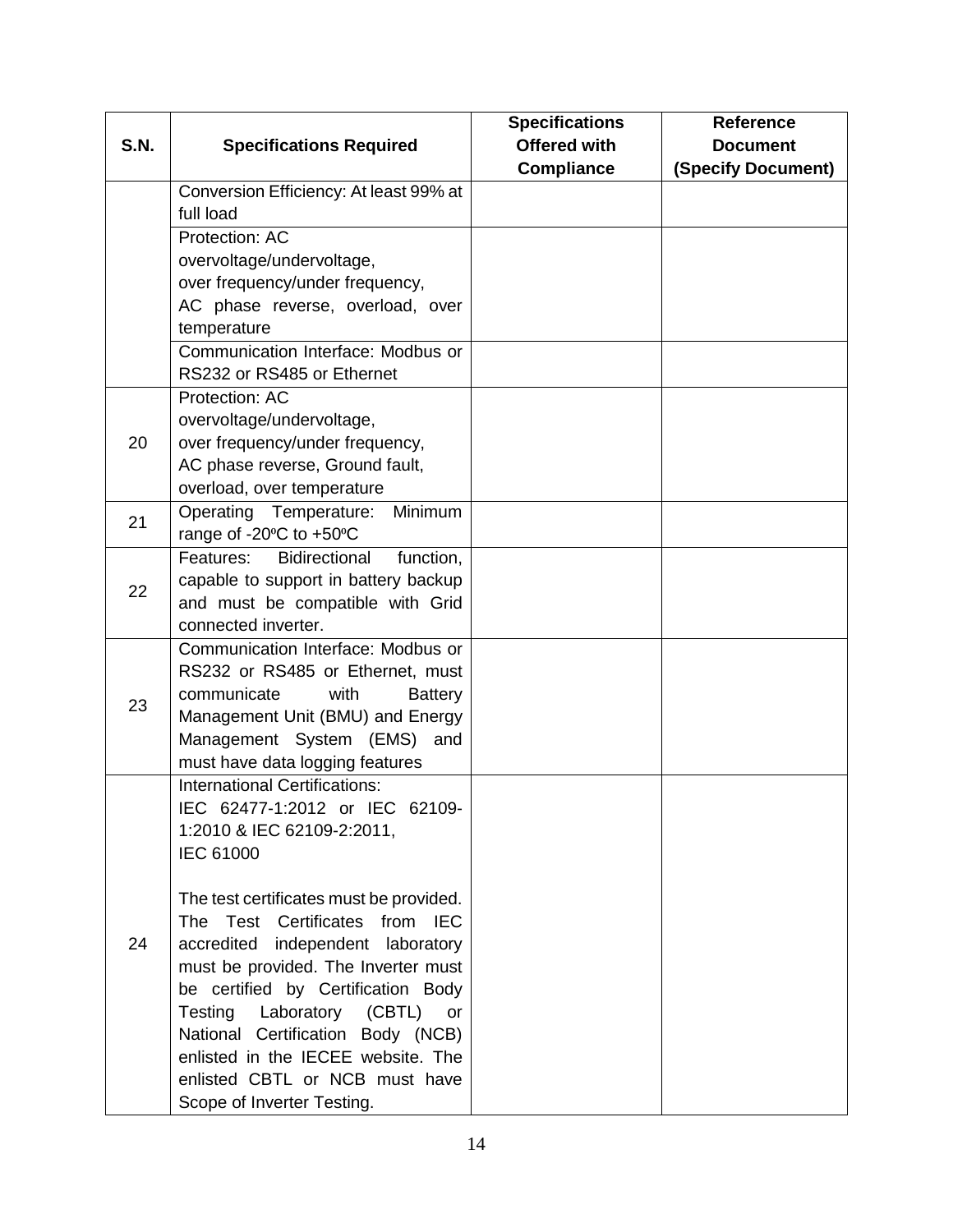| S.N. | Specifications Required | Specifications Offered with Compliance | Reference Document (Specify Document) |
|---|---|---|---|
| | Conversion Efficiency: At least 99% at full load | | |
| | Protection: AC overvoltage/undervoltage, over frequency/under frequency, AC phase reverse, overload, over temperature | | |
| | Communication Interface: Modbus or RS232 or RS485 or Ethernet | | |
| 20 | Protection: AC overvoltage/undervoltage, over frequency/under frequency, AC phase reverse, Ground fault, overload, over temperature | | |
| 21 | Operating Temperature: Minimum range of -20ºC to +50ºC | | |
| 22 | Features: Bidirectional function, capable to support in battery backup and must be compatible with Grid connected inverter. | | |
| 23 | Communication Interface: Modbus or RS232 or RS485 or Ethernet, must communicate with Battery Management Unit (BMU) and Energy Management System (EMS) and must have data logging features | | |
| 24 | International Certifications: IEC 62477-1:2012 or IEC 62109-1:2010 & IEC 62109-2:2011, IEC 61000<br><br>The test certificates must be provided. The Test Certificates from IEC accredited independent laboratory must be provided. The Inverter must be certified by Certification Body Testing Laboratory (CBTL) or National Certification Body (NCB) enlisted in the IECEE website. The enlisted CBTL or NCB must have Scope of Inverter Testing. | | |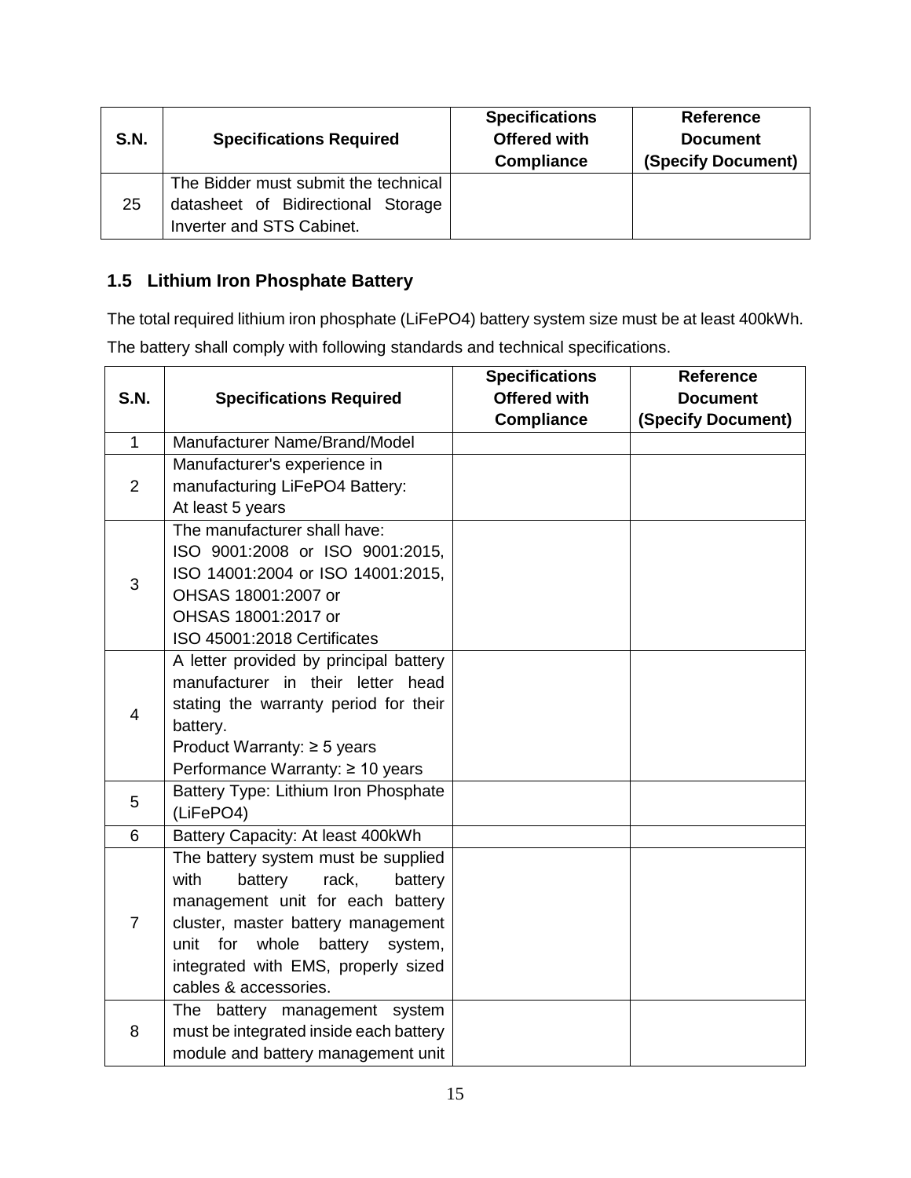| S.N. | Specifications Required | Specifications Offered with Compliance | Reference Document (Specify Document) |
|---|---|---|---|
| 25 | The Bidder must submit the technical datasheet of Bidirectional Storage Inverter and STS Cabinet. | | |

## 1.5 Lithium Iron Phosphate Battery

The total required lithium iron phosphate (LiFePO4) battery system size must be at least 400kWh. The battery shall comply with following standards and technical specifications.

| S.N. | Specifications Required | Specifications Offered with Compliance | Reference Document (Specify Document) |
|---|---|---|---|
| 1 | Manufacturer Name/Brand/Model | | |
| 2 | Manufacturer's experience in manufacturing LiFePO4 Battery: At least 5 years | | |
| 3 | The manufacturer shall have: ISO 9001:2008 or ISO 9001:2015, ISO 14001:2004 or ISO 14001:2015, OHSAS 18001:2007 or OHSAS 18001:2017 or ISO 45001:2018 Certificates | | |
| 4 | A letter provided by principal battery manufacturer in their letter head stating the warranty period for their battery. Product Warranty: ≥ 5 years Performance Warranty: ≥ 10 years | | |
| 5 | Battery Type: Lithium Iron Phosphate (LiFePO4) | | |
| 6 | Battery Capacity: At least 400kWh | | |
| 7 | The battery system must be supplied with battery rack, battery management unit for each battery cluster, master battery management unit for whole battery system, integrated with EMS, properly sized cables & accessories. | | |
| 8 | The battery management system must be integrated inside each battery module and battery management unit | | |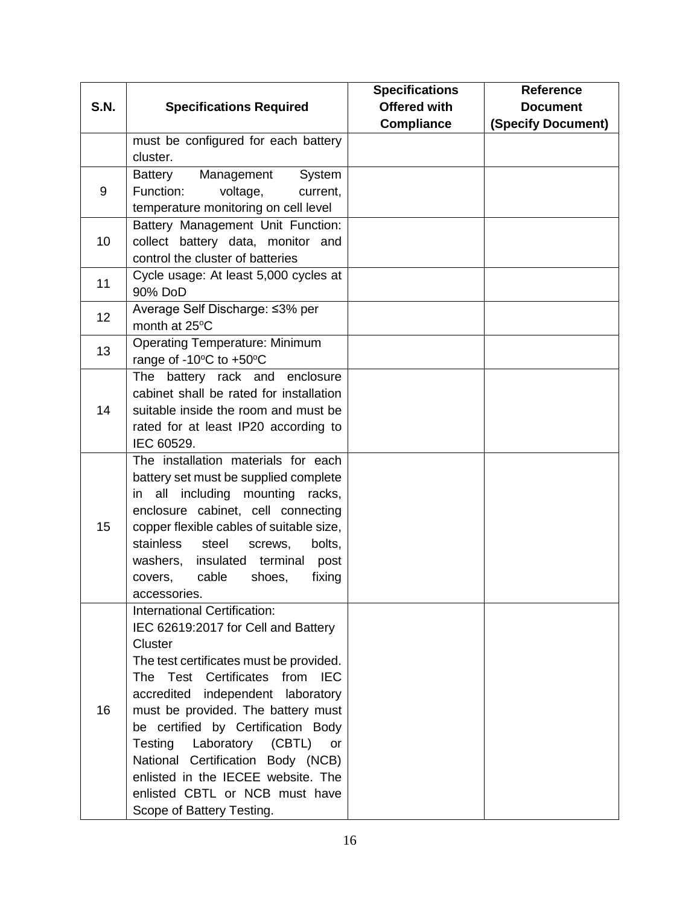| S.N. | Specifications Required | Specifications Offered with Compliance | Reference Document (Specify Document) |
|---|---|---|---|
| | must be configured for each battery cluster. | | |
| 9 | Battery Management System Function: voltage, current, temperature monitoring on cell level | | |
| 10 | Battery Management Unit Function: collect battery data, monitor and control the cluster of batteries | | |
| 11 | Cycle usage: At least 5,000 cycles at 90% DoD | | |
| 12 | Average Self Discharge: ≤3% per month at 25ºC | | |
| 13 | Operating Temperature: Minimum range of -10ºC to +50ºC | | |
| 14 | The battery rack and enclosure cabinet shall be rated for installation suitable inside the room and must be rated for at least IP20 according to IEC 60529. | | |
| 15 | The installation materials for each battery set must be supplied complete in all including mounting racks, enclosure cabinet, cell connecting copper flexible cables of suitable size, stainless steel screws, bolts, washers, insulated terminal post covers, cable shoes, fixing accessories. | | |
| 16 | International Certification: IEC 62619:2017 for Cell and Battery Cluster The test certificates must be provided. The Test Certificates from IEC accredited independent laboratory must be provided. The battery must be certified by Certification Body Testing Laboratory (CBTL) or National Certification Body (NCB) enlisted in the IECEE website. The enlisted CBTL or NCB must have Scope of Battery Testing. | | |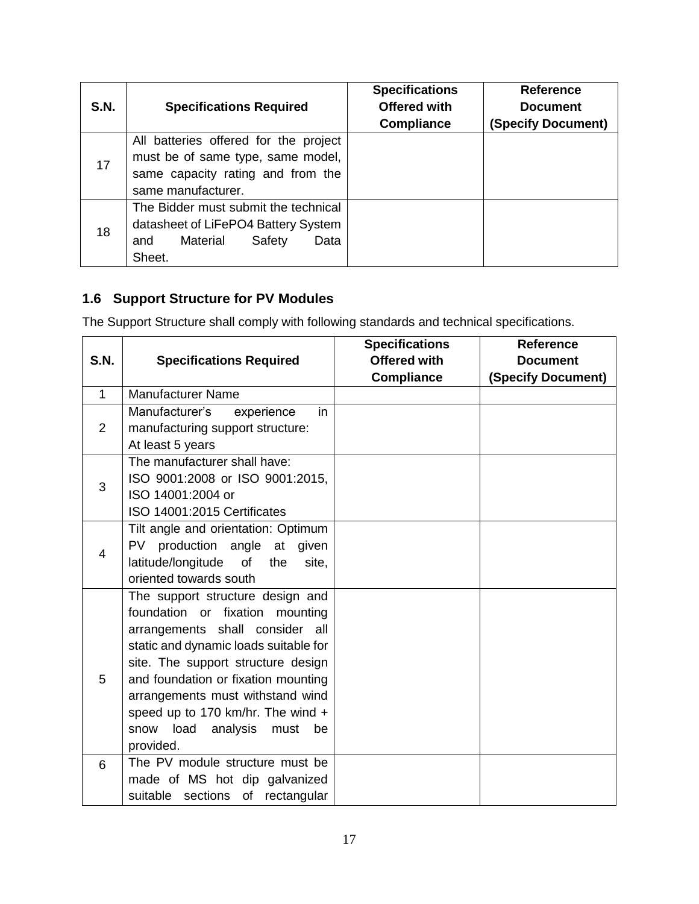| S.N. | Specifications Required | Specifications Offered with Compliance | Reference Document (Specify Document) |
|---|---|---|---|
| 17 | All batteries offered for the project must be of same type, same model, same capacity rating and from the same manufacturer. | | |
| 18 | The Bidder must submit the technical datasheet of LiFePO4 Battery System and Material Safety Data Sheet. | | |

### 1.6 Support Structure for PV Modules

The Support Structure shall comply with following standards and technical specifications.

| S.N. | Specifications Required | Specifications Offered with Compliance | Reference Document (Specify Document) |
|---|---|---|---|
| 1 | Manufacturer Name | | |
| 2 | Manufacturer's experience in manufacturing support structure: At least 5 years | | |
| 3 | The manufacturer shall have: ISO 9001:2008 or ISO 9001:2015, ISO 14001:2004 or ISO 14001:2015 Certificates | | |
| 4 | Tilt angle and orientation: Optimum PV production angle at given latitude/longitude of the site, oriented towards south | | |
| 5 | The support structure design and foundation or fixation mounting arrangements shall consider all static and dynamic loads suitable for site. The support structure design and foundation or fixation mounting arrangements must withstand wind speed up to 170 km/hr. The wind + snow load analysis must be provided. | | |
| 6 | The PV module structure must be made of MS hot dip galvanized suitable sections of rectangular | | |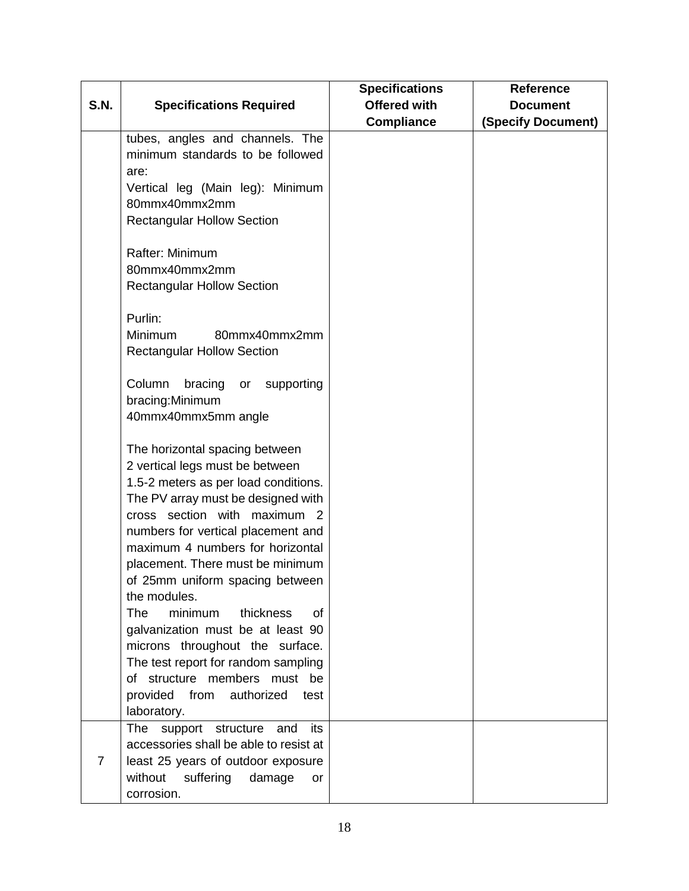| S.N. | Specifications Required | Specifications Offered with Compliance | Reference Document (Specify Document) |
|---|---|---|---|
| | tubes, angles and channels. The minimum standards to be followed are:<br>Vertical leg (Main leg): Minimum 80mmx40mmx2mm Rectangular Hollow Section<br><br>Rafter: Minimum 80mmx40mmx2mm Rectangular Hollow Section<br><br>Purlin: Minimum 80mmx40mmx2mm Rectangular Hollow Section<br><br>Column bracing or supporting bracing:Minimum 40mmx40mmx5mm angle<br><br>The horizontal spacing between 2 vertical legs must be between 1.5-2 meters as per load conditions. The PV array must be designed with cross section with maximum 2 numbers for vertical placement and maximum 4 numbers for horizontal placement. There must be minimum of 25mm uniform spacing between the modules.<br>The minimum thickness of galvanization must be at least 90 microns throughout the surface. The test report for random sampling of structure members must be provided from authorized test laboratory. | | |
| 7 | The support structure and its accessories shall be able to resist at least 25 years of outdoor exposure without suffering damage or corrosion. | | |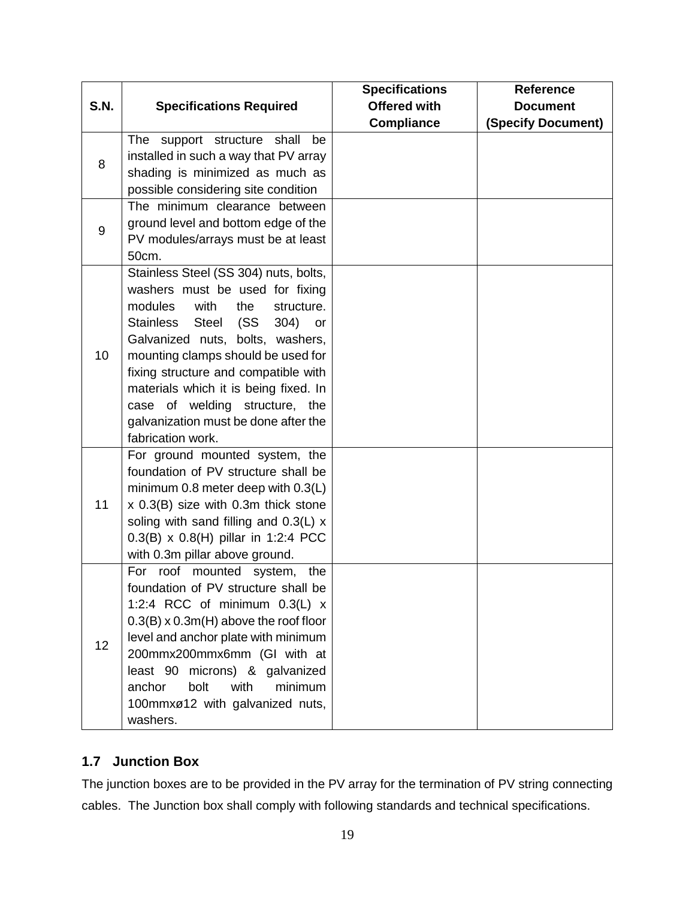| S.N. | Specifications Required | Specifications Offered with Compliance | Reference Document (Specify Document) |
|---|---|---|---|
| 8 | The support structure shall be installed in such a way that PV array shading is minimized as much as possible considering site condition | | |
| 9 | The minimum clearance between ground level and bottom edge of the PV modules/arrays must be at least 50cm. | | |
| 10 | Stainless Steel (SS 304) nuts, bolts, washers must be used for fixing modules with the structure. Stainless Steel (SS 304) or Galvanized nuts, bolts, washers, mounting clamps should be used for fixing structure and compatible with materials which it is being fixed. In case of welding structure, the galvanization must be done after the fabrication work. | | |
| 11 | For ground mounted system, the foundation of PV structure shall be minimum 0.8 meter deep with 0.3(L) x 0.3(B) size with 0.3m thick stone soling with sand filling and 0.3(L) x 0.3(B) x 0.8(H) pillar in 1:2:4 PCC with 0.3m pillar above ground. | | |
| 12 | For roof mounted system, the foundation of PV structure shall be 1:2:4 RCC of minimum 0.3(L) x 0.3(B) x 0.3m(H) above the roof floor level and anchor plate with minimum 200mmx200mmx6mm (GI with at least 90 microns) & galvanized anchor bolt with minimum 100mmxø12 with galvanized nuts, washers. | | |

## 1.7 Junction Box

The junction boxes are to be provided in the PV array for the termination of PV string connecting cables. The Junction box shall comply with following standards and technical specifications.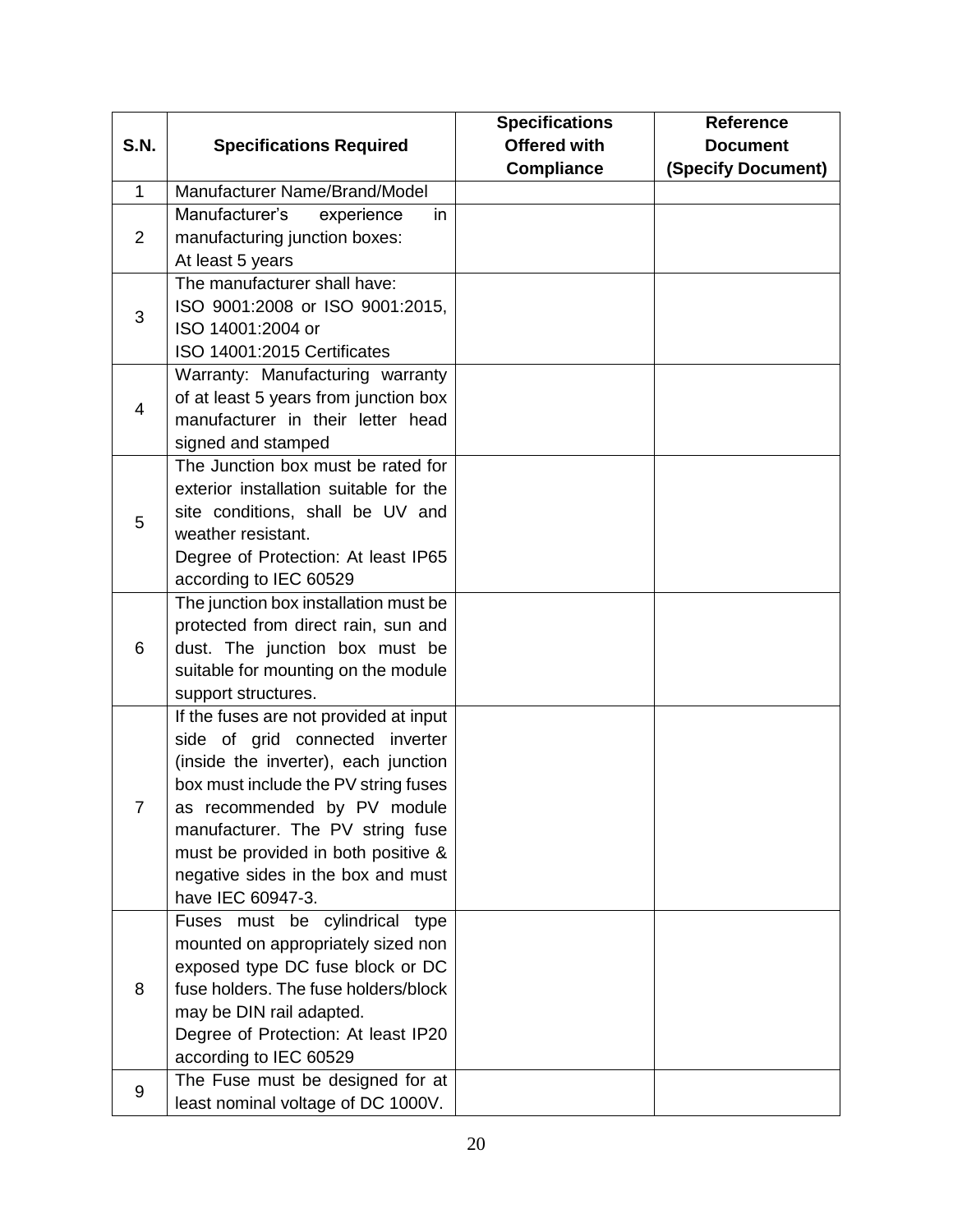| S.N. | Specifications Required | Specifications Offered with Compliance | Reference Document (Specify Document) |
|---|---|---|---|
| 1 | Manufacturer Name/Brand/Model | | |
| 2 | Manufacturer's experience in manufacturing junction boxes: At least 5 years | | |
| 3 | The manufacturer shall have: ISO 9001:2008 or ISO 9001:2015, ISO 14001:2004 or ISO 14001:2015 Certificates | | |
| 4 | Warranty: Manufacturing warranty of at least 5 years from junction box manufacturer in their letter head signed and stamped | | |
| 5 | The Junction box must be rated for exterior installation suitable for the site conditions, shall be UV and weather resistant. Degree of Protection: At least IP65 according to IEC 60529 | | |
| 6 | The junction box installation must be protected from direct rain, sun and dust. The junction box must be suitable for mounting on the module support structures. | | |
| 7 | If the fuses are not provided at input side of grid connected inverter (inside the inverter), each junction box must include the PV string fuses as recommended by PV module manufacturer. The PV string fuse must be provided in both positive & negative sides in the box and must have IEC 60947-3. | | |
| 8 | Fuses must be cylindrical type mounted on appropriately sized non exposed type DC fuse block or DC fuse holders. The fuse holders/block may be DIN rail adapted. Degree of Protection: At least IP20 according to IEC 60529 | | |
| 9 | The Fuse must be designed for at least nominal voltage of DC 1000V. | | |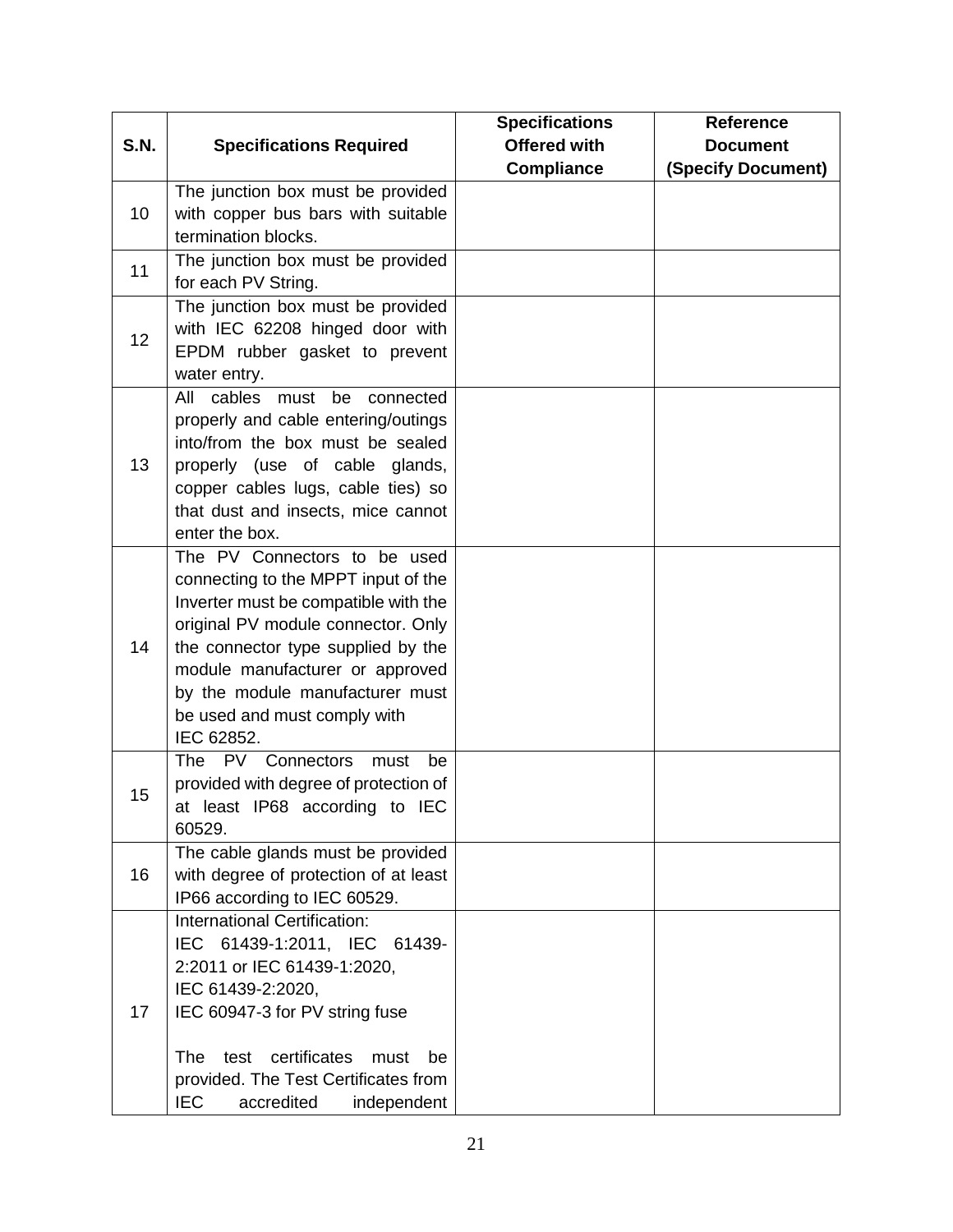| S.N. | Specifications Required | Specifications Offered with Compliance | Reference Document (Specify Document) |
|---|---|---|---|
| 10 | The junction box must be provided with copper bus bars with suitable termination blocks. | | |
| 11 | The junction box must be provided for each PV String. | | |
| 12 | The junction box must be provided with IEC 62208 hinged door with EPDM rubber gasket to prevent water entry. | | |
| 13 | All cables must be connected properly and cable entering/outings into/from the box must be sealed properly (use of cable glands, copper cables lugs, cable ties) so that dust and insects, mice cannot enter the box. | | |
| 14 | The PV Connectors to be used connecting to the MPPT input of the Inverter must be compatible with the original PV module connector. Only the connector type supplied by the module manufacturer or approved by the module manufacturer must be used and must comply with IEC 62852. | | |
| 15 | The PV Connectors must be provided with degree of protection of at least IP68 according to IEC 60529. | | |
| 16 | The cable glands must be provided with degree of protection of at least IP66 according to IEC 60529. | | |
| 17 | International Certification:<br>IEC 61439-1:2011, IEC 61439-2:2011 or IEC 61439-1:2020,<br>IEC 61439-2:2020,<br>IEC 60947-3 for PV string fuse<br><br>The test certificates must be provided. The Test Certificates from IEC accredited independent | | |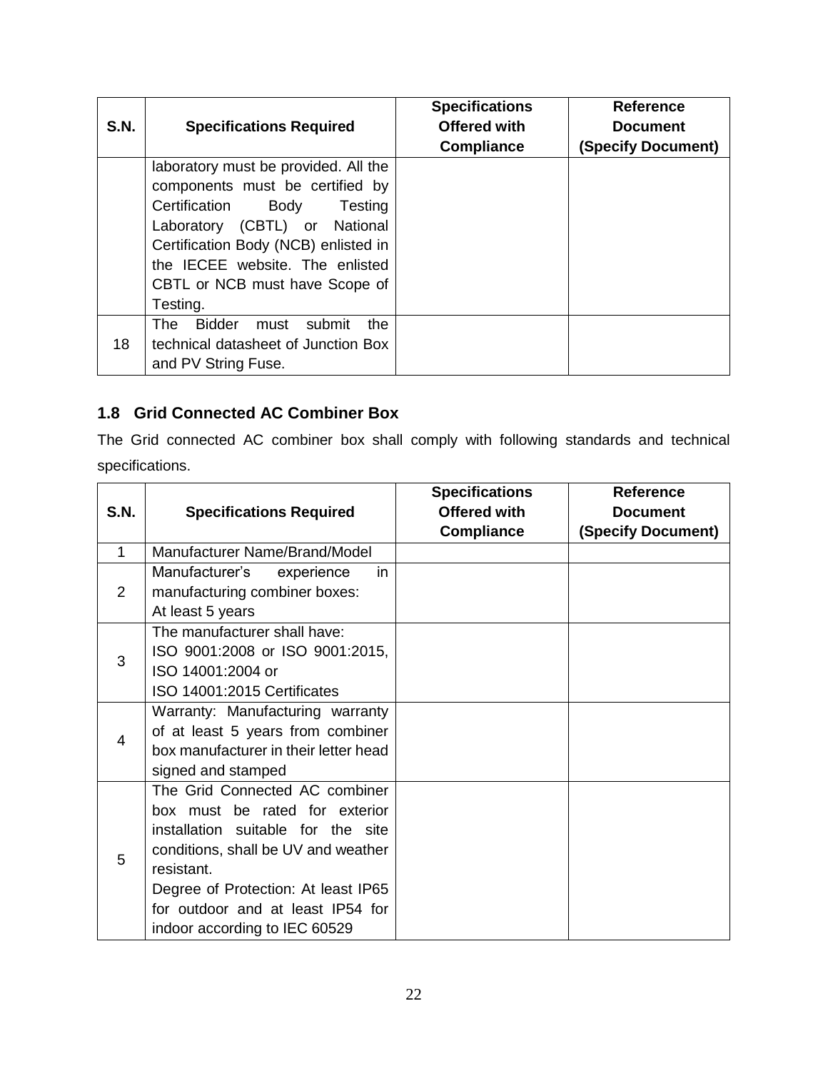| S.N. | Specifications Required | Specifications Offered with Compliance | Reference Document (Specify Document) |
|---|---|---|---|
| | laboratory must be provided. All the components must be certified by Certification Body Testing Laboratory (CBTL) or National Certification Body (NCB) enlisted in the IECEE website. The enlisted CBTL or NCB must have Scope of Testing. | | |
| 18 | The Bidder must submit the technical datasheet of Junction Box and PV String Fuse. | | |

### 1.8 Grid Connected AC Combiner Box

The Grid connected AC combiner box shall comply with following standards and technical specifications.

| S.N. | Specifications Required | Specifications Offered with Compliance | Reference Document (Specify Document) |
|---|---|---|---|
| 1 | Manufacturer Name/Brand/Model | | |
| 2 | Manufacturer's experience in manufacturing combiner boxes: At least 5 years | | |
| 3 | The manufacturer shall have: ISO 9001:2008 or ISO 9001:2015, ISO 14001:2004 or ISO 14001:2015 Certificates | | |
| 4 | Warranty: Manufacturing warranty of at least 5 years from combiner box manufacturer in their letter head signed and stamped | | |
| 5 | The Grid Connected AC combiner box must be rated for exterior installation suitable for the site conditions, shall be UV and weather resistant. Degree of Protection: At least IP65 for outdoor and at least IP54 for indoor according to IEC 60529 | | |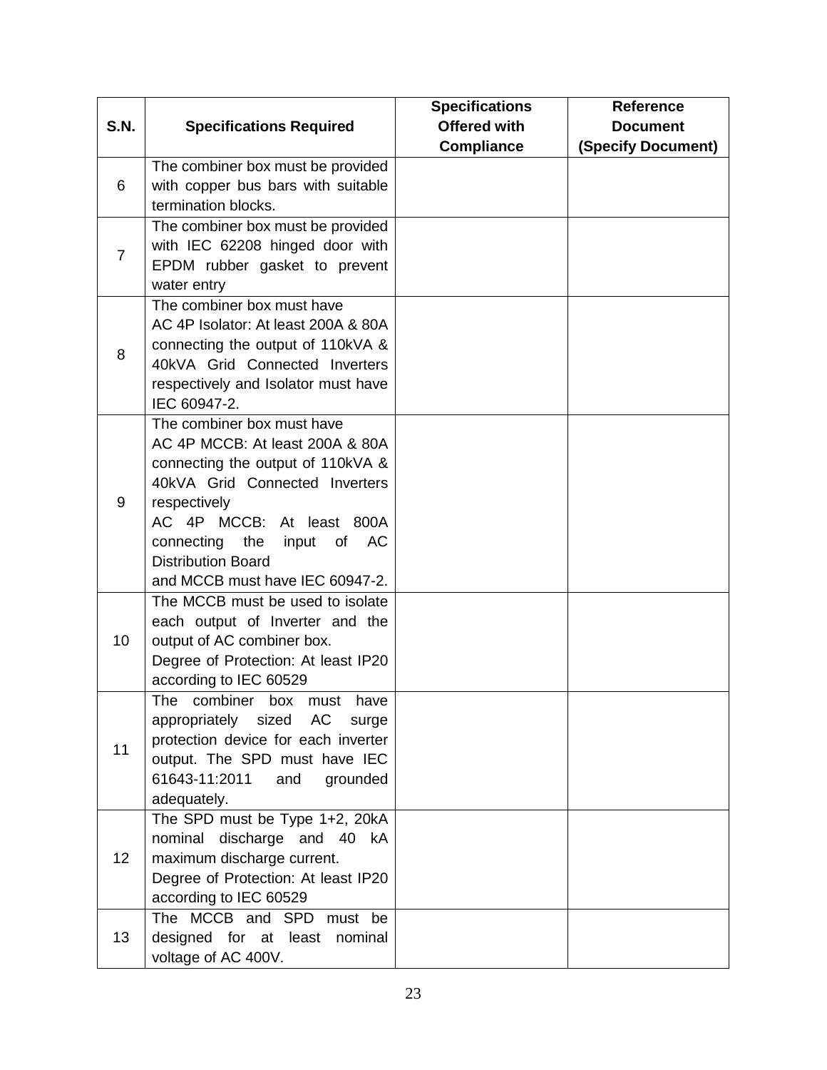| S.N. | Specifications Required | Specifications Offered with Compliance | Reference Document (Specify Document) |
|---|---|---|---|
| 6 | The combiner box must be provided with copper bus bars with suitable termination blocks. | | |
| 7 | The combiner box must be provided with IEC 62208 hinged door with EPDM rubber gasket to prevent water entry | | |
| 8 | The combiner box must have<br>AC 4P Isolator: At least 200A & 80A connecting the output of 110kVA & 40kVA Grid Connected Inverters respectively and Isolator must have IEC 60947-2. | | |
| 9 | The combiner box must have<br>AC 4P MCCB: At least 200A & 80A connecting the output of 110kVA & 40kVA Grid Connected Inverters respectively<br>AC 4P MCCB: At least 800A connecting the input of AC Distribution Board<br>and MCCB must have IEC 60947-2. | | |
| 10 | The MCCB must be used to isolate each output of Inverter and the output of AC combiner box.<br>Degree of Protection: At least IP20 according to IEC 60529 | | |
| 11 | The combiner box must have appropriately sized AC surge protection device for each inverter output. The SPD must have IEC 61643-11:2011 and grounded adequately. | | |
| 12 | The SPD must be Type 1+2, 20kA nominal discharge and 40 kA maximum discharge current.<br>Degree of Protection: At least IP20 according to IEC 60529 | | |
| 13 | The MCCB and SPD must be designed for at least nominal voltage of AC 400V. | | |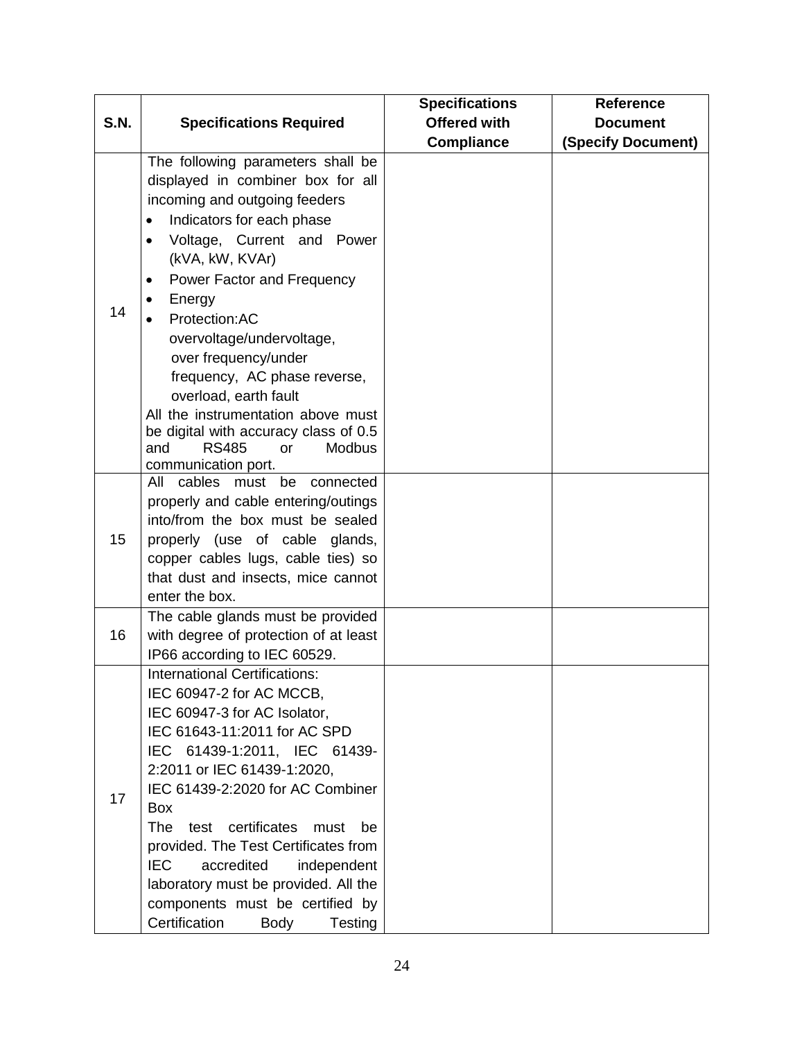| S.N. | Specifications Required | Specifications Offered with Compliance | Reference Document (Specify Document) |
|---|---|---|---|
| 14 | The following parameters shall be displayed in combiner box for all incoming and outgoing feeders<br>• Indicators for each phase<br>• Voltage, Current and Power (kVA, kW, KVAr)<br>• Power Factor and Frequency<br>• Energy<br>• Protection:AC overvoltage/undervoltage, over frequency/under frequency, AC phase reverse, overload, earth fault<br>All the instrumentation above must be digital with accuracy class of 0.5 and RS485 or Modbus communication port. | | |
| 15 | All cables must be connected properly and cable entering/outings into/from the box must be sealed properly (use of cable glands, copper cables lugs, cable ties) so that dust and insects, mice cannot enter the box. | | |
| 16 | The cable glands must be provided with degree of protection of at least IP66 according to IEC 60529. | | |
| 17 | International Certifications:<br>IEC 60947-2 for AC MCCB,<br>IEC 60947-3 for AC Isolator,<br>IEC 61643-11:2011 for AC SPD<br>IEC 61439-1:2011, IEC 61439-2:2011 or IEC 61439-1:2020,<br>IEC 61439-2:2020 for AC Combiner Box<br>The test certificates must be provided. The Test Certificates from IEC accredited independent laboratory must be provided. All the components must be certified by Certification Body Testing | | |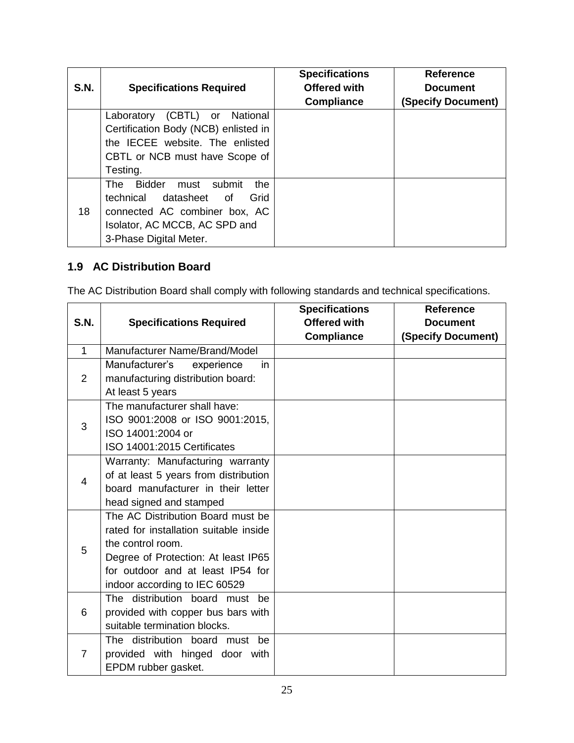| S.N. | Specifications Required | Specifications Offered with Compliance | Reference Document (Specify Document) |
|---|---|---|---|
| | Laboratory (CBTL) or National Certification Body (NCB) enlisted in the IECEE website. The enlisted CBTL or NCB must have Scope of Testing. | | |
| 18 | The Bidder must submit the technical datasheet of Grid connected AC combiner box, AC Isolator, AC MCCB, AC SPD and 3-Phase Digital Meter. | | |

### 1.9 AC Distribution Board

The AC Distribution Board shall comply with following standards and technical specifications.

| S.N. | Specifications Required | Specifications Offered with Compliance | Reference Document (Specify Document) |
|---|---|---|---|
| 1 | Manufacturer Name/Brand/Model | | |
| 2 | Manufacturer's experience in manufacturing distribution board: At least 5 years | | |
| 3 | The manufacturer shall have: ISO 9001:2008 or ISO 9001:2015, ISO 14001:2004 or ISO 14001:2015 Certificates | | |
| 4 | Warranty: Manufacturing warranty of at least 5 years from distribution board manufacturer in their letter head signed and stamped | | |
| 5 | The AC Distribution Board must be rated for installation suitable inside the control room. Degree of Protection: At least IP65 for outdoor and at least IP54 for indoor according to IEC 60529 | | |
| 6 | The distribution board must be provided with copper bus bars with suitable termination blocks. | | |
| 7 | The distribution board must be provided with hinged door with EPDM rubber gasket. | | |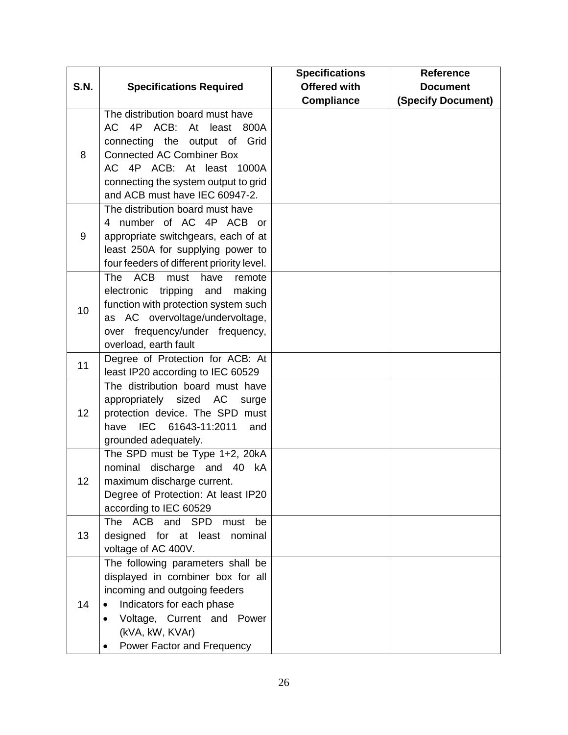| S.N. | Specifications Required | Specifications Offered with Compliance | Reference Document (Specify Document) |
|---|---|---|---|
| 8 | The distribution board must have<br>AC 4P ACB: At least 800A connecting the output of Grid Connected AC Combiner Box<br>AC 4P ACB: At least 1000A connecting the system output to grid and ACB must have IEC 60947-2. | | |
| 9 | The distribution board must have<br>4 number of AC 4P ACB or appropriate switchgears, each of at least 250A for supplying power to four feeders of different priority level. | | |
| 10 | The ACB must have remote electronic tripping and making function with protection system such as AC overvoltage/undervoltage, over frequency/under frequency, overload, earth fault | | |
| 11 | Degree of Protection for ACB: At least IP20 according to IEC 60529 | | |
| 12 | The distribution board must have appropriately sized AC surge protection device. The SPD must have IEC 61643-11:2011 and grounded adequately. | | |
| 12 | The SPD must be Type 1+2, 20kA nominal discharge and 40 kA maximum discharge current.<br>Degree of Protection: At least IP20 according to IEC 60529 | | |
| 13 | The ACB and SPD must be designed for at least nominal voltage of AC 400V. | | |
| 14 | The following parameters shall be displayed in combiner box for all incoming and outgoing feeders<br>• Indicators for each phase<br>• Voltage, Current and Power (kVA, kW, KVAr)<br>• Power Factor and Frequency | | |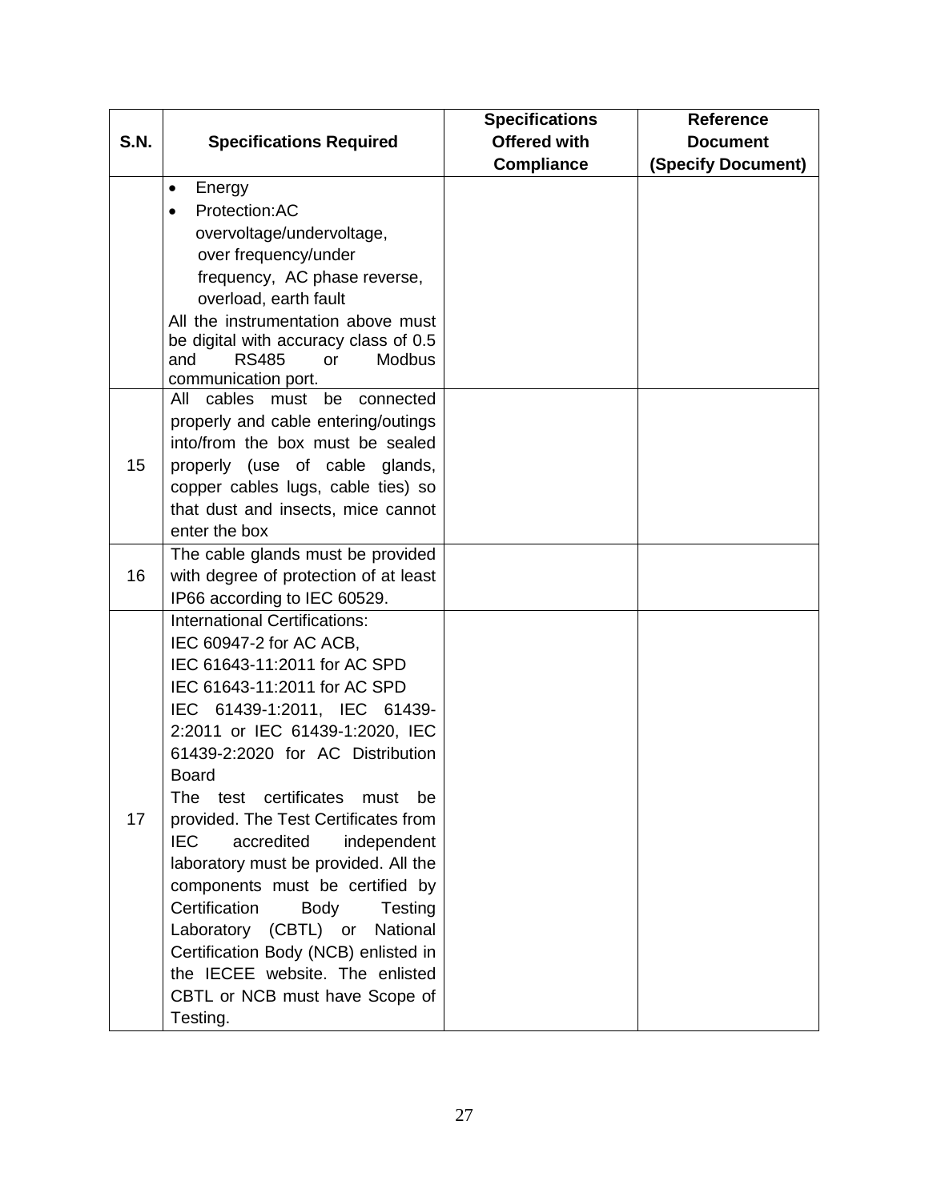| S.N. | Specifications Required | Specifications Offered with Compliance | Reference Document (Specify Document) |
|---|---|---|---|
| | • Energy<br>• Protection:AC overvoltage/undervoltage, over frequency/under frequency, AC phase reverse, overload, earth fault<br>All the instrumentation above must be digital with accuracy class of 0.5 and RS485 or Modbus communication port. | | |
| 15 | All cables must be connected properly and cable entering/outings into/from the box must be sealed properly (use of cable glands, copper cables lugs, cable ties) so that dust and insects, mice cannot enter the box | | |
| 16 | The cable glands must be provided with degree of protection of at least IP66 according to IEC 60529. | | |
| 17 | International Certifications:<br>IEC 60947-2 for AC ACB,<br>IEC 61643-11:2011 for AC SPD<br>IEC 61643-11:2011 for AC SPD<br>IEC 61439-1:2011, IEC 61439-2:2011 or IEC 61439-1:2020, IEC 61439-2:2020 for AC Distribution Board<br>The test certificates must be provided. The Test Certificates from IEC accredited independent laboratory must be provided. All the components must be certified by Certification Body Testing Laboratory (CBTL) or National Certification Body (NCB) enlisted in the IECEE website. The enlisted CBTL or NCB must have Scope of Testing. | | |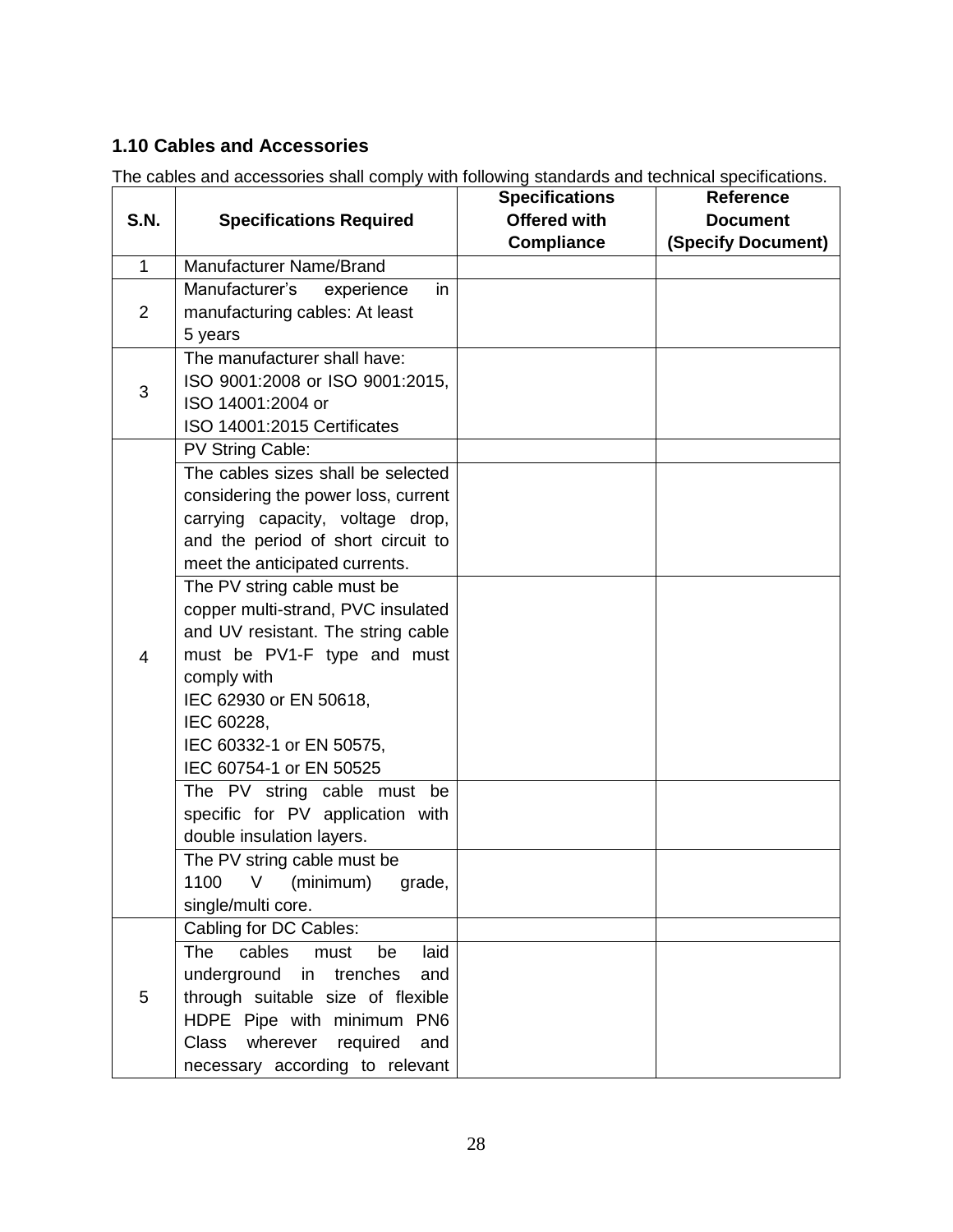### 1.10 Cables and Accessories

The cables and accessories shall comply with following standards and technical specifications.

| S.N. | Specifications Required | Specifications Offered with Compliance | Reference Document (Specify Document) |
|---|---|---|---|
| 1 | Manufacturer Name/Brand | | |
| 2 | Manufacturer's experience in manufacturing cables: At least 5 years | | |
| 3 | The manufacturer shall have: ISO 9001:2008 or ISO 9001:2015, ISO 14001:2004 or ISO 14001:2015 Certificates | | |
| 4 | PV String Cable: | | |
| | The cables sizes shall be selected considering the power loss, current carrying capacity, voltage drop, and the period of short circuit to meet the anticipated currents. | | |
| | The PV string cable must be copper multi-strand, PVC insulated and UV resistant. The string cable must be PV1-F type and must comply with IEC 62930 or EN 50618, IEC 60228, IEC 60332-1 or EN 50575, IEC 60754-1 or EN 50525 | | |
| | The PV string cable must be specific for PV application with double insulation layers. | | |
| | The PV string cable must be 1100 V (minimum) grade, single/multi core. | | |
| 5 | Cabling for DC Cables: | | |
| | The cables must be laid underground in trenches and through suitable size of flexible HDPE Pipe with minimum PN6 Class wherever required and necessary according to relevant | | |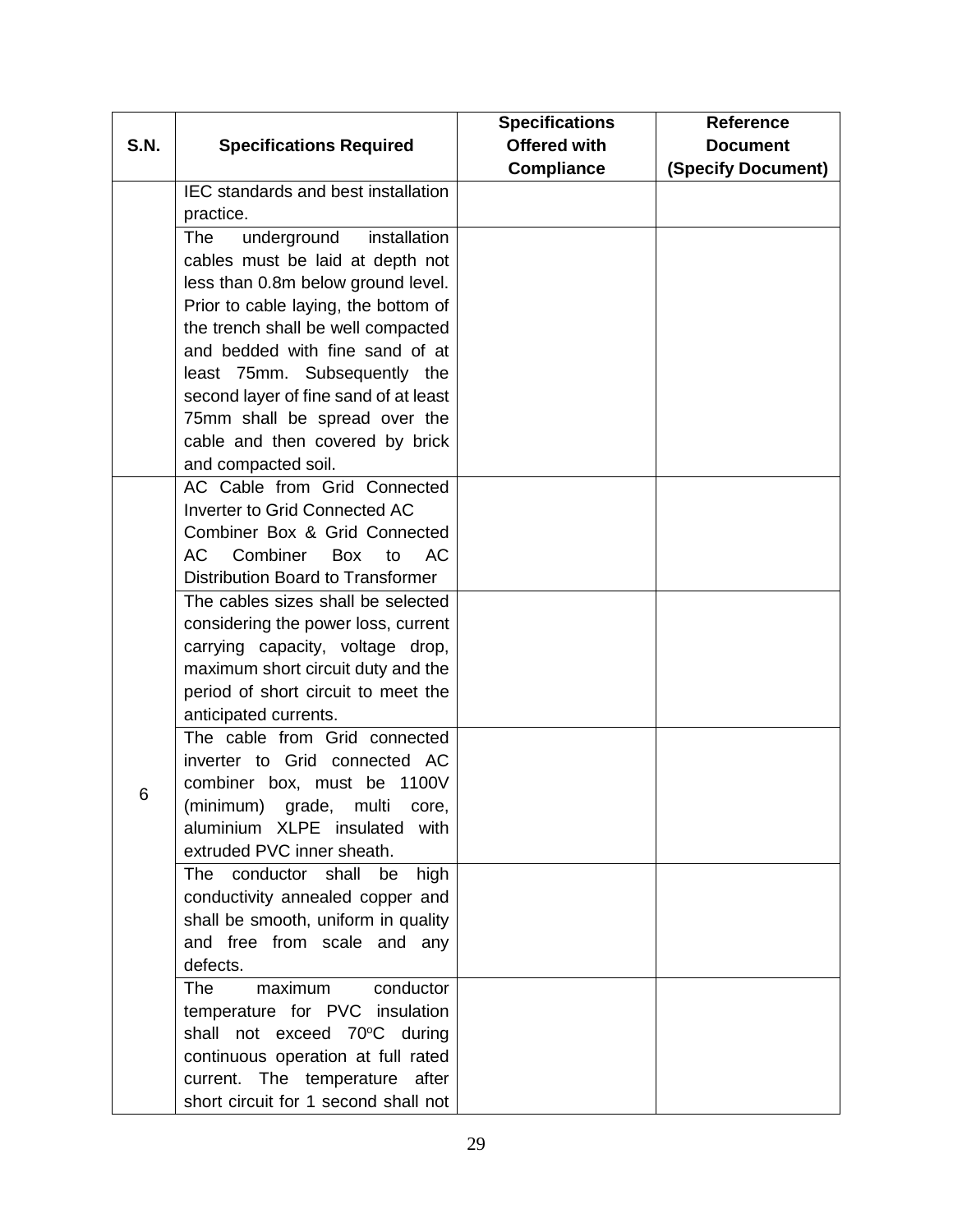| S.N. | Specifications Required | Specifications Offered with Compliance | Reference Document (Specify Document) |
|---|---|---|---|
| | IEC standards and best installation practice. | | |
| | The underground installation cables must be laid at depth not less than 0.8m below ground level. Prior to cable laying, the bottom of the trench shall be well compacted and bedded with fine sand of at least 75mm. Subsequently the second layer of fine sand of at least 75mm shall be spread over the cable and then covered by brick and compacted soil. | | |
| 6 | AC Cable from Grid Connected Inverter to Grid Connected AC Combiner Box & Grid Connected AC Combiner Box to AC Distribution Board to Transformer | | |
| | The cables sizes shall be selected considering the power loss, current carrying capacity, voltage drop, maximum short circuit duty and the period of short circuit to meet the anticipated currents. | | |
| | The cable from Grid connected inverter to Grid connected AC combiner box, must be 1100V (minimum) grade, multi core, aluminium XLPE insulated with extruded PVC inner sheath. | | |
| | The conductor shall be high conductivity annealed copper and shall be smooth, uniform in quality and free from scale and any defects. | | |
| | The maximum conductor temperature for PVC insulation shall not exceed 70$^{o}$C during continuous operation at full rated current. The temperature after short circuit for 1 second shall not | | |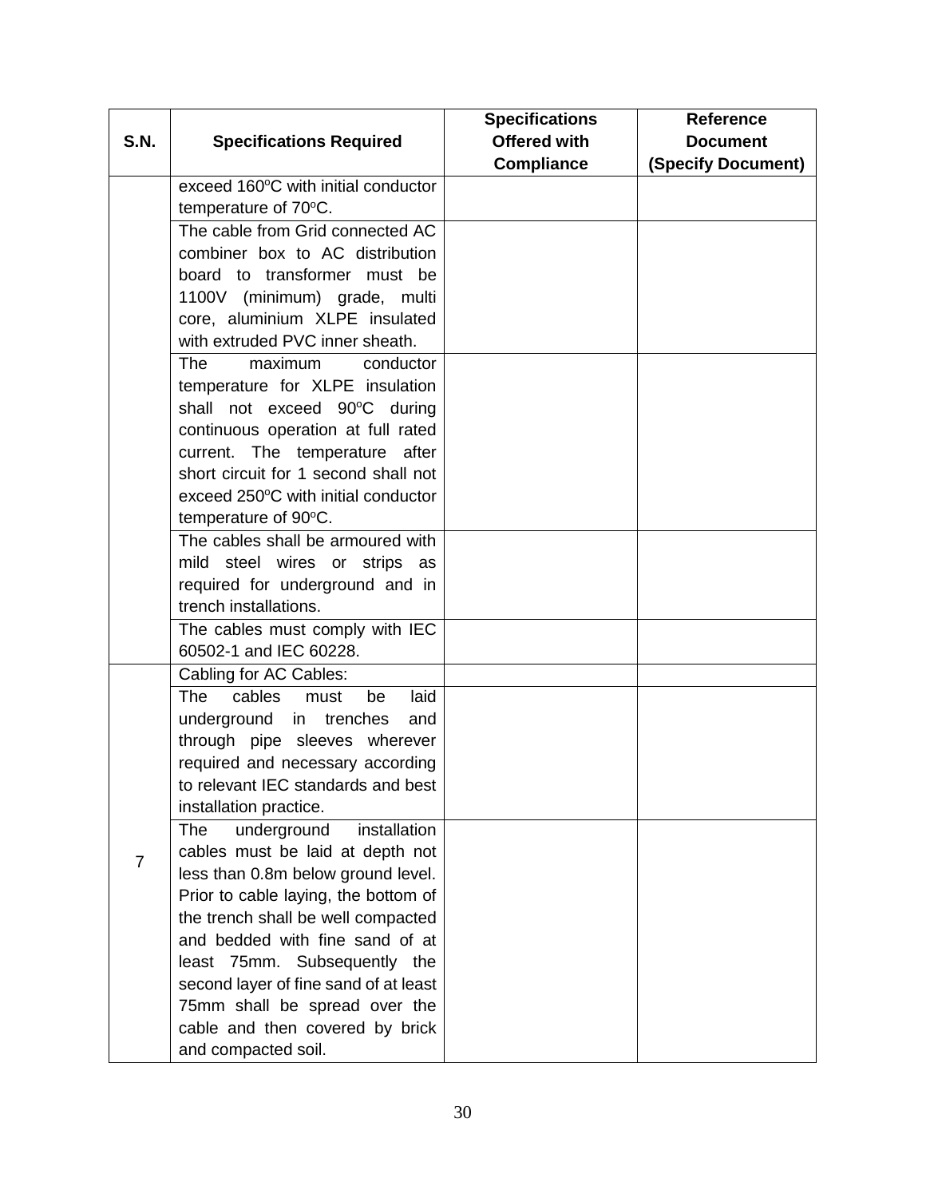| S.N. | Specifications Required | Specifications Offered with Compliance | Reference Document (Specify Document) |
|---|---|---|---|
| | exceed 160°C with initial conductor temperature of 70°C. | | |
| | The cable from Grid connected AC combiner box to AC distribution board to transformer must be 1100V (minimum) grade, multi core, aluminium XLPE insulated with extruded PVC inner sheath. | | |
| | The maximum conductor temperature for XLPE insulation shall not exceed 90°C during continuous operation at full rated current. The temperature after short circuit for 1 second shall not exceed 250°C with initial conductor temperature of 90°C. | | |
| | The cables shall be armoured with mild steel wires or strips as required for underground and in trench installations. | | |
| | The cables must comply with IEC 60502-1 and IEC 60228. | | |
| 7 | Cabling for AC Cables: | | |
| | The cables must be laid underground in trenches and through pipe sleeves wherever required and necessary according to relevant IEC standards and best installation practice. | | |
| | The underground installation cables must be laid at depth not less than 0.8m below ground level. Prior to cable laying, the bottom of the trench shall be well compacted and bedded with fine sand of at least 75mm. Subsequently the second layer of fine sand of at least 75mm shall be spread over the cable and then covered by brick and compacted soil. | | |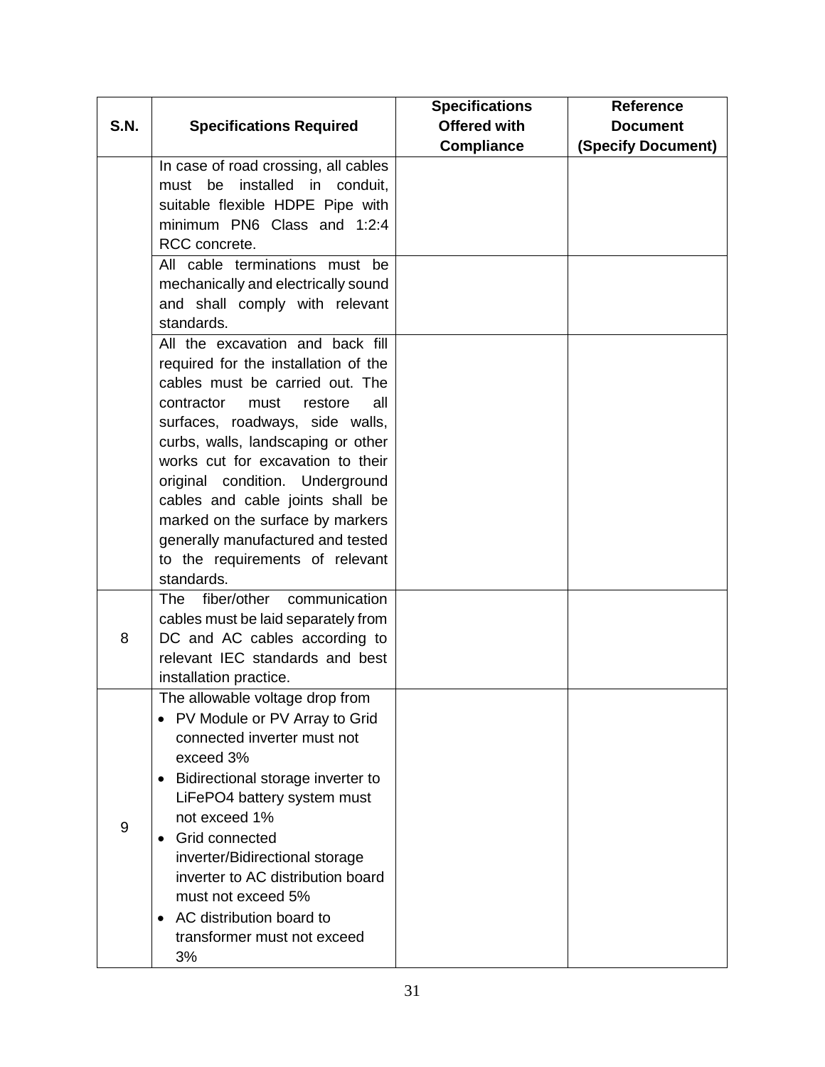| S.N. | Specifications Required | Specifications Offered with Compliance | Reference Document (Specify Document) |
|---|---|---|---|
| | In case of road crossing, all cables must be installed in conduit, suitable flexible HDPE Pipe with minimum PN6 Class and 1:2:4 RCC concrete. | | |
| | All cable terminations must be mechanically and electrically sound and shall comply with relevant standards. | | |
| | All the excavation and back fill required for the installation of the cables must be carried out. The contractor must restore all surfaces, roadways, side walls, curbs, walls, landscaping or other works cut for excavation to their original condition. Underground cables and cable joints shall be marked on the surface by markers generally manufactured and tested to the requirements of relevant standards. | | |
| 8 | The fiber/other communication cables must be laid separately from DC and AC cables according to relevant IEC standards and best installation practice. | | |
| 9 | The allowable voltage drop from<br>• PV Module or PV Array to Grid connected inverter must not exceed 3%<br>• Bidirectional storage inverter to LiFePO4 battery system must not exceed 1%<br>• Grid connected inverter/Bidirectional storage inverter to AC distribution board must not exceed 5%<br>• AC distribution board to transformer must not exceed 3% | | |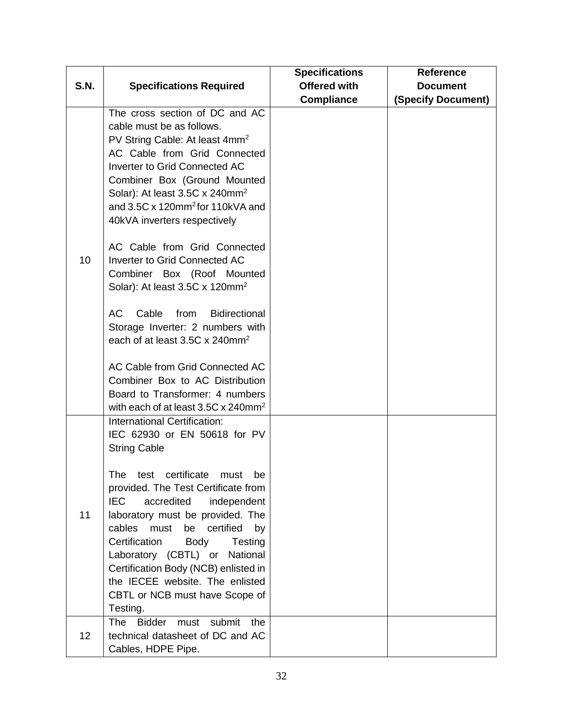| S.N. | Specifications Required | Specifications Offered with Compliance | Reference Document (Specify Document) |
|---|---|---|---|
| 10 | The cross section of DC and AC cable must be as follows.<br>PV String Cable: At least $4mm^2$<br>AC Cable from Grid Connected Inverter to Grid Connected AC Combiner Box (Ground Mounted Solar): At least 3.5C x $240mm^2$ and 3.5C x $120mm^2$ for 110kVA and 40kVA inverters respectively<br><br>AC Cable from Grid Connected Inverter to Grid Connected AC Combiner Box (Roof Mounted Solar): At least 3.5C x $120mm^2$<br><br>AC Cable from Bidirectional Storage Inverter: 2 numbers with each of at least 3.5C x $240mm^2$<br><br>AC Cable from Grid Connected AC Combiner Box to AC Distribution Board to Transformer: 4 numbers with each of at least 3.5C x $240mm^2$ | | |
| 11 | International Certification:<br>IEC 62930 or EN 50618 for PV String Cable<br><br>The test certificate must be provided. The Test Certificate from IEC accredited independent laboratory must be provided. The cables must be certified by Certification Body Testing Laboratory (CBTL) or National Certification Body (NCB) enlisted in the IECEE website. The enlisted CBTL or NCB must have Scope of Testing. | | |
| 12 | The Bidder must submit the technical datasheet of DC and AC Cables, HDPE Pipe. | | |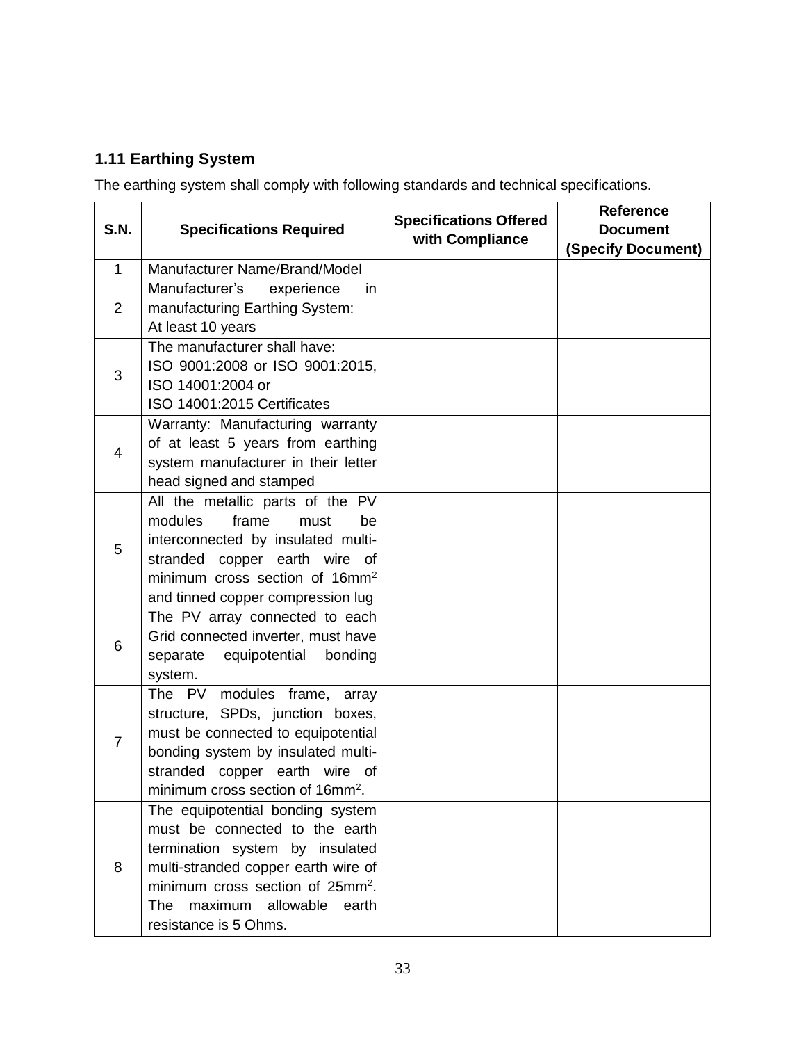### 1.11 Earthing System

The earthing system shall comply with following standards and technical specifications.

| S.N. | Specifications Required | Specifications Offered with Compliance | Reference Document (Specify Document) |
|---|---|---|---|
| 1 | Manufacturer Name/Brand/Model | | |
| 2 | Manufacturer's experience in manufacturing Earthing System: At least 10 years | | |
| 3 | The manufacturer shall have: ISO 9001:2008 or ISO 9001:2015, ISO 14001:2004 or ISO 14001:2015 Certificates | | |
| 4 | Warranty: Manufacturing warranty of at least 5 years from earthing system manufacturer in their letter head signed and stamped | | |
| 5 | All the metallic parts of the PV modules frame must be interconnected by insulated multi-stranded copper earth wire of minimum cross section of $16mm^2$ and tinned copper compression lug | | |
| 6 | The PV array connected to each Grid connected inverter, must have separate equipotential bonding system. | | |
| 7 | The PV modules frame, array structure, SPDs, junction boxes, must be connected to equipotential bonding system by insulated multi-stranded copper earth wire of minimum cross section of $16mm^2$. | | |
| 8 | The equipotential bonding system must be connected to the earth termination system by insulated multi-stranded copper earth wire of minimum cross section of $25mm^2$. The maximum allowable earth resistance is 5 Ohms. | | |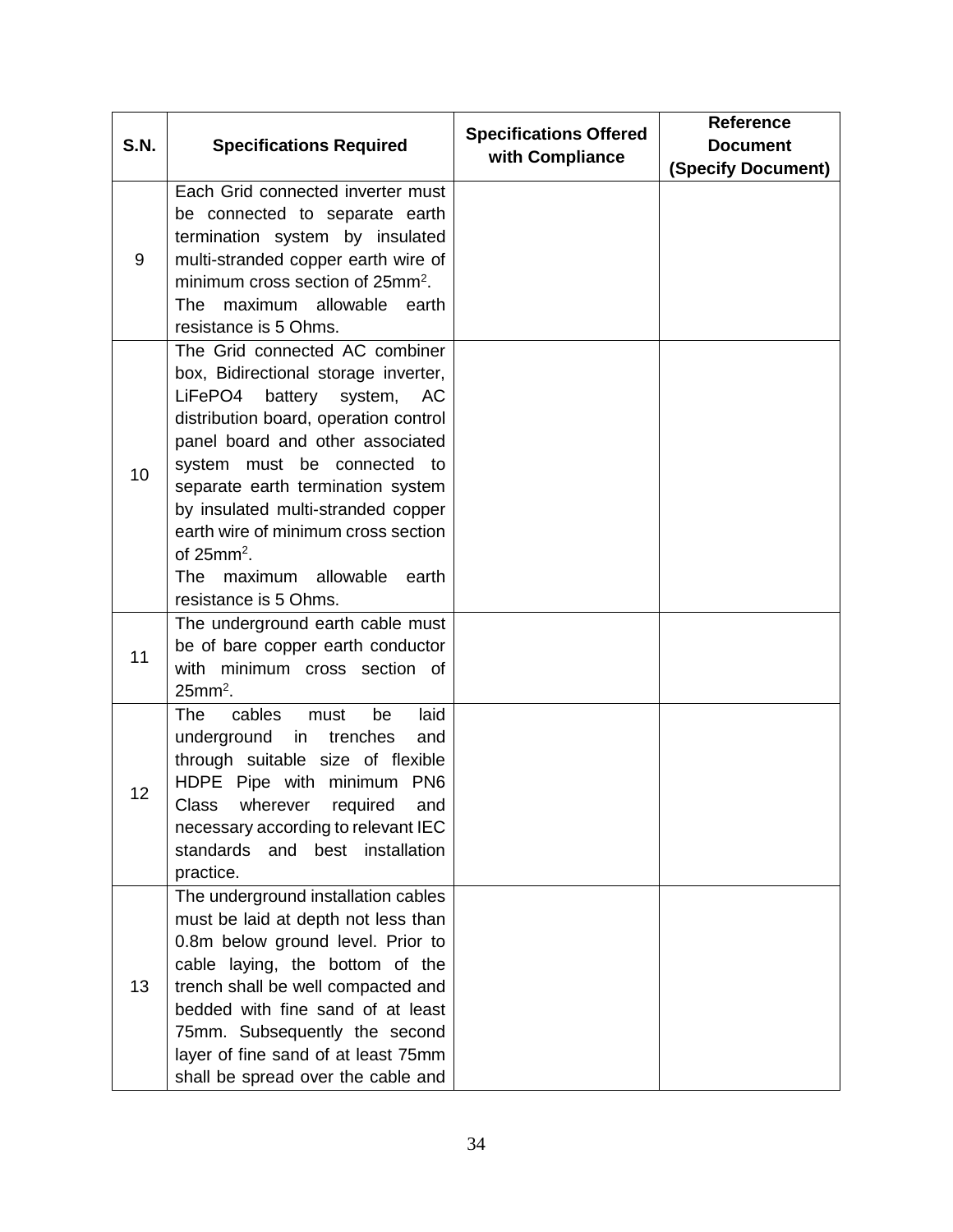| S.N. | Specifications Required | Specifications Offered with Compliance | Reference Document (Specify Document) |
|---|---|---|---|
| 9 | Each Grid connected inverter must be connected to separate earth termination system by insulated multi-stranded copper earth wire of minimum cross section of $25mm^2$. The maximum allowable earth resistance is 5 Ohms. | | |
| 10 | The Grid connected AC combiner box, Bidirectional storage inverter, LiFePO4 battery system, AC distribution board, operation control panel board and other associated system must be connected to separate earth termination system by insulated multi-stranded copper earth wire of minimum cross section of $25mm^2$. The maximum allowable earth resistance is 5 Ohms. | | |
| 11 | The underground earth cable must be of bare copper earth conductor with minimum cross section of $25mm^2$. | | |
| 12 | The cables must be laid underground in trenches and through suitable size of flexible HDPE Pipe with minimum PN6 Class wherever required and necessary according to relevant IEC standards and best installation practice. | | |
| 13 | The underground installation cables must be laid at depth not less than 0.8m below ground level. Prior to cable laying, the bottom of the trench shall be well compacted and bedded with fine sand of at least 75mm. Subsequently the second layer of fine sand of at least 75mm shall be spread over the cable and | | |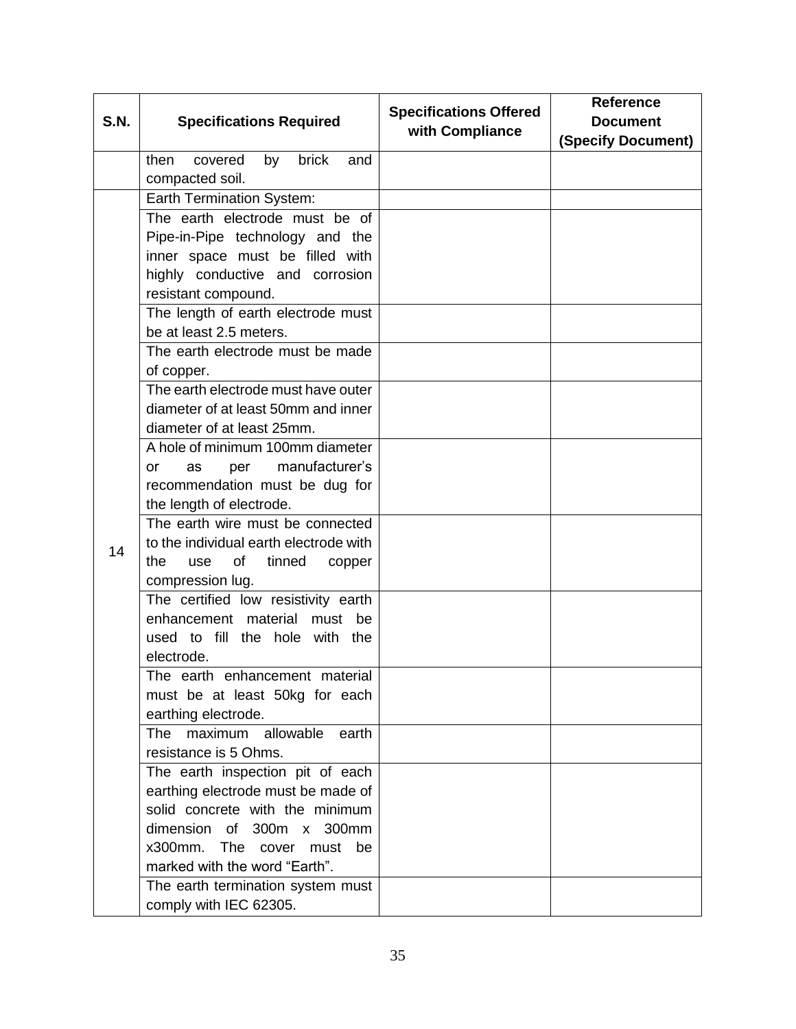| S.N. | Specifications Required | Specifications Offered with Compliance | Reference Document (Specify Document) |
|---|---|---|---|
| | then covered by brick and compacted soil. | | |
| 14 | Earth Termination System: | | |
| | The earth electrode must be of Pipe-in-Pipe technology and the inner space must be filled with highly conductive and corrosion resistant compound. | | |
| | The length of earth electrode must be at least 2.5 meters. | | |
| | The earth electrode must be made of copper. | | |
| | The earth electrode must have outer diameter of at least 50mm and inner diameter of at least 25mm. | | |
| | A hole of minimum 100mm diameter or as per manufacturer's recommendation must be dug for the length of electrode. | | |
| | The earth wire must be connected to the individual earth electrode with the use of tinned copper compression lug. | | |
| | The certified low resistivity earth enhancement material must be used to fill the hole with the electrode. | | |
| | The earth enhancement material must be at least 50kg for each earthing electrode. | | |
| | The maximum allowable earth resistance is 5 Ohms. | | |
| | The earth inspection pit of each earthing electrode must be made of solid concrete with the minimum dimension of 300m x 300mm x300mm. The cover must be marked with the word "Earth". | | |
| | The earth termination system must comply with IEC 62305. | | |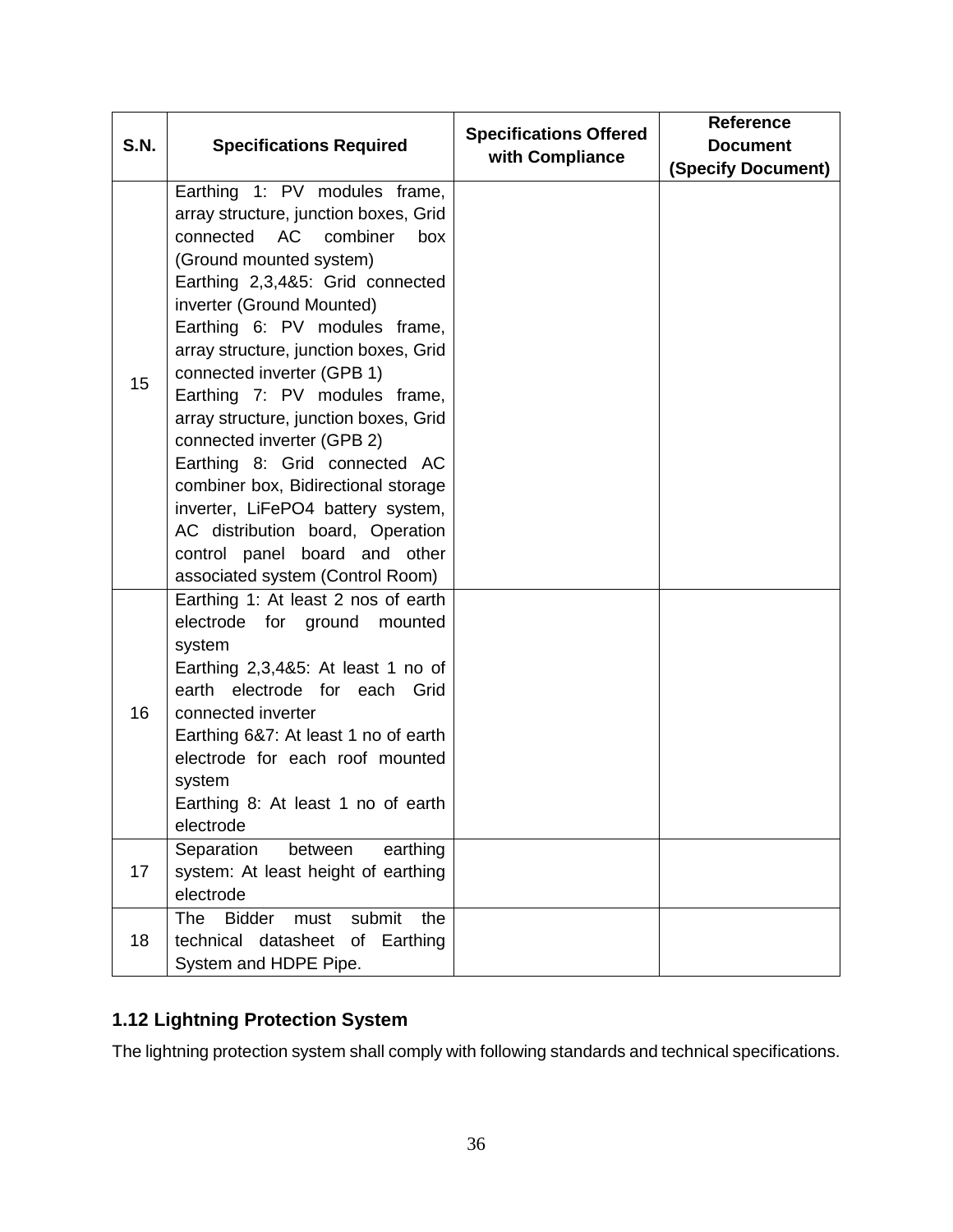| S.N. | Specifications Required | Specifications Offered with Compliance | Reference Document (Specify Document) |
|---|---|---|---|
| 15 | Earthing 1: PV modules frame, array structure, junction boxes, Grid connected AC combiner box (Ground mounted system)<br>Earthing 2,3,4&5: Grid connected inverter (Ground Mounted)<br>Earthing 6: PV modules frame, array structure, junction boxes, Grid connected inverter (GPB 1)<br>Earthing 7: PV modules frame, array structure, junction boxes, Grid connected inverter (GPB 2)<br>Earthing 8: Grid connected AC combiner box, Bidirectional storage inverter, LiFePO4 battery system, AC distribution board, Operation control panel board and other associated system (Control Room) | | |
| 16 | Earthing 1: At least 2 nos of earth electrode for ground mounted system<br>Earthing 2,3,4&5: At least 1 no of earth electrode for each Grid connected inverter<br>Earthing 6&7: At least 1 no of earth electrode for each roof mounted system<br>Earthing 8: At least 1 no of earth electrode | | |
| 17 | Separation between earthing system: At least height of earthing electrode | | |
| 18 | The Bidder must submit the technical datasheet of Earthing System and HDPE Pipe. | | |

### 1.12 Lightning Protection System

The lightning protection system shall comply with following standards and technical specifications.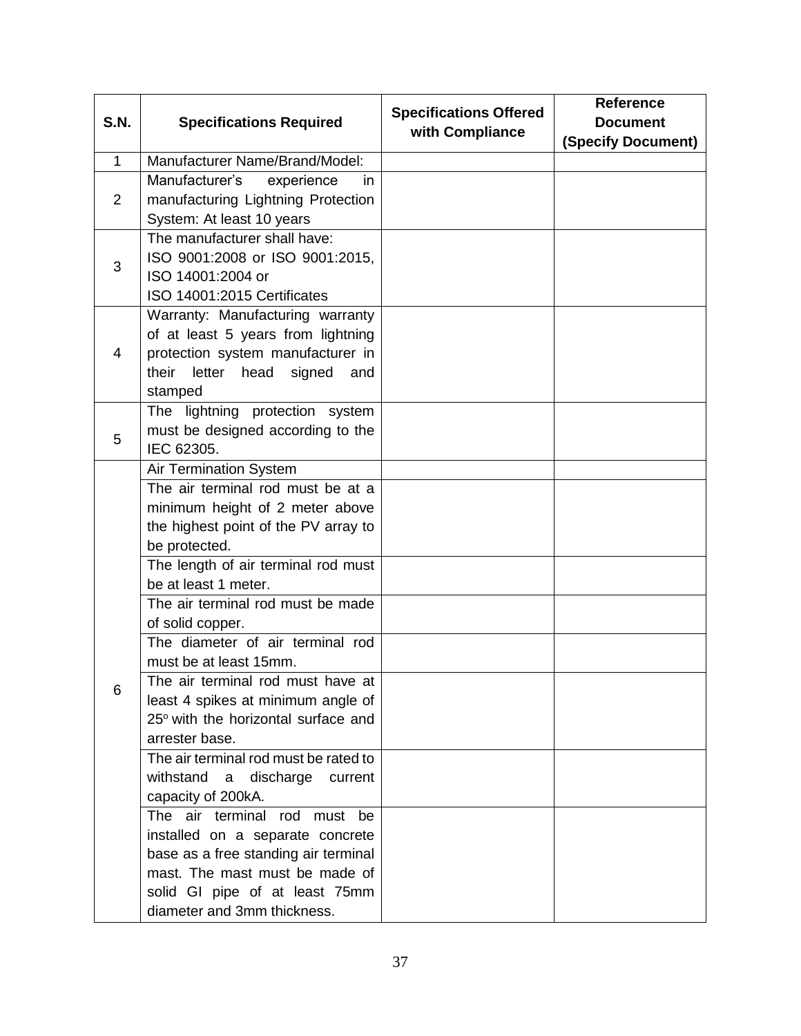| S.N. | Specifications Required | Specifications Offered with Compliance | Reference Document (Specify Document) |
|---|---|---|---|
| 1 | Manufacturer Name/Brand/Model: | | |
| 2 | Manufacturer's experience in manufacturing Lightning Protection System: At least 10 years | | |
| 3 | The manufacturer shall have: ISO 9001:2008 or ISO 9001:2015, ISO 14001:2004 or ISO 14001:2015 Certificates | | |
| 4 | Warranty: Manufacturing warranty of at least 5 years from lightning protection system manufacturer in their letter head signed and stamped | | |
| 5 | The lightning protection system must be designed according to the IEC 62305. | | |
| 6 | Air Termination System | | |
| | The air terminal rod must be at a minimum height of 2 meter above the highest point of the PV array to be protected. | | |
| | The length of air terminal rod must be at least 1 meter. | | |
| | The air terminal rod must be made of solid copper. | | |
| | The diameter of air terminal rod must be at least 15mm. | | |
| | The air terminal rod must have at least 4 spikes at minimum angle of $25^o$ with the horizontal surface and arrester base. | | |
| | The air terminal rod must be rated to withstand a discharge current capacity of 200kA. | | |
| | The air terminal rod must be installed on a separate concrete base as a free standing air terminal mast. The mast must be made of solid GI pipe of at least 75mm diameter and 3mm thickness. | | |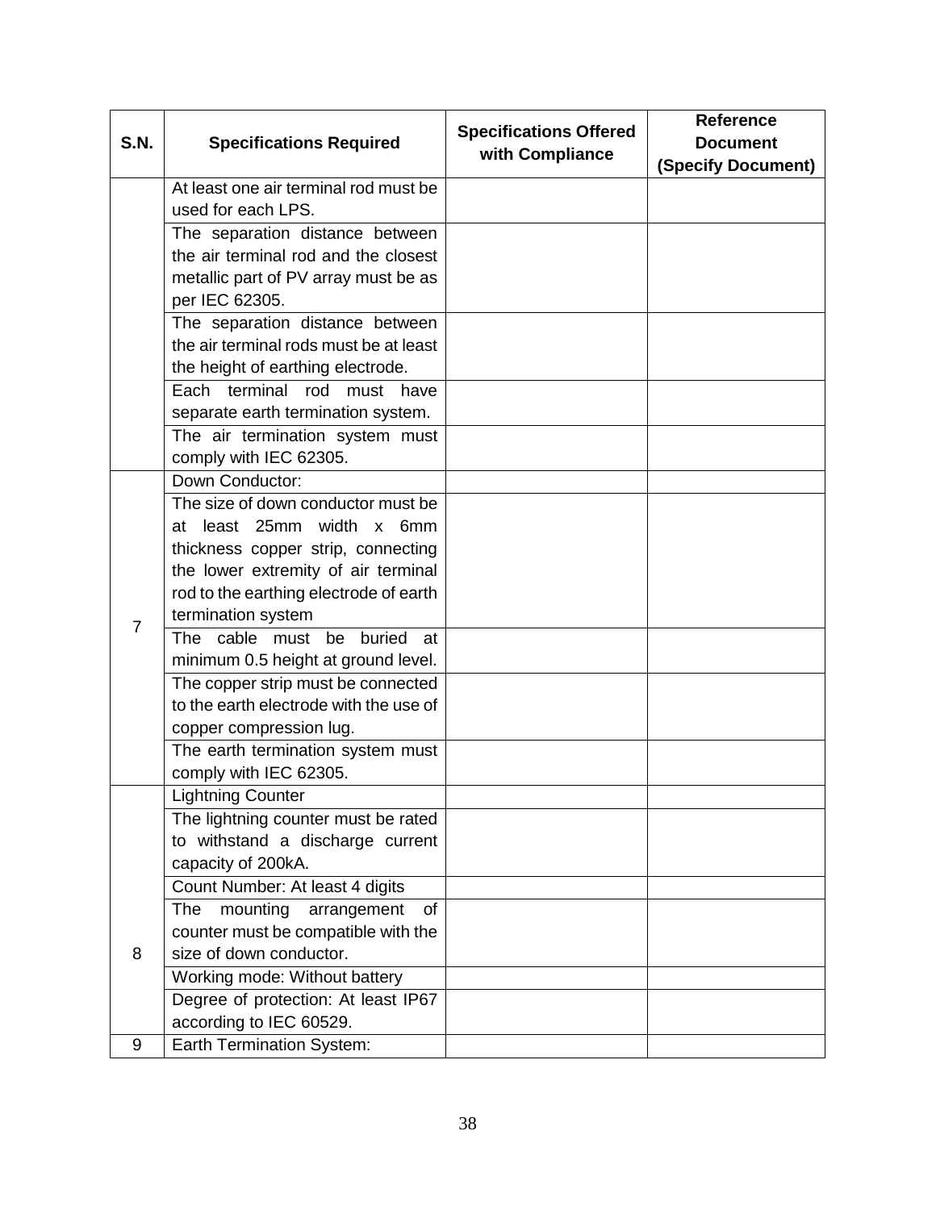| S.N. | Specifications Required | Specifications Offered with Compliance | Reference Document (Specify Document) |
|---|---|---|---|
| | At least one air terminal rod must be used for each LPS. | | |
| | The separation distance between the air terminal rod and the closest metallic part of PV array must be as per IEC 62305. | | |
| | The separation distance between the air terminal rods must be at least the height of earthing electrode. | | |
| | Each terminal rod must have separate earth termination system. | | |
| | The air termination system must comply with IEC 62305. | | |
| 7 | Down Conductor: | | |
| | The size of down conductor must be at least 25mm width x 6mm thickness copper strip, connecting the lower extremity of air terminal rod to the earthing electrode of earth termination system | | |
| | The cable must be buried at minimum 0.5 height at ground level. | | |
| | The copper strip must be connected to the earth electrode with the use of copper compression lug. | | |
| | The earth termination system must comply with IEC 62305. | | |
| 8 | Lightning Counter | | |
| | The lightning counter must be rated to withstand a discharge current capacity of 200kA. | | |
| | Count Number: At least 4 digits | | |
| | The mounting arrangement of counter must be compatible with the size of down conductor. | | |
| | Working mode: Without battery | | |
| | Degree of protection: At least IP67 according to IEC 60529. | | |
| 9 | Earth Termination System: | | |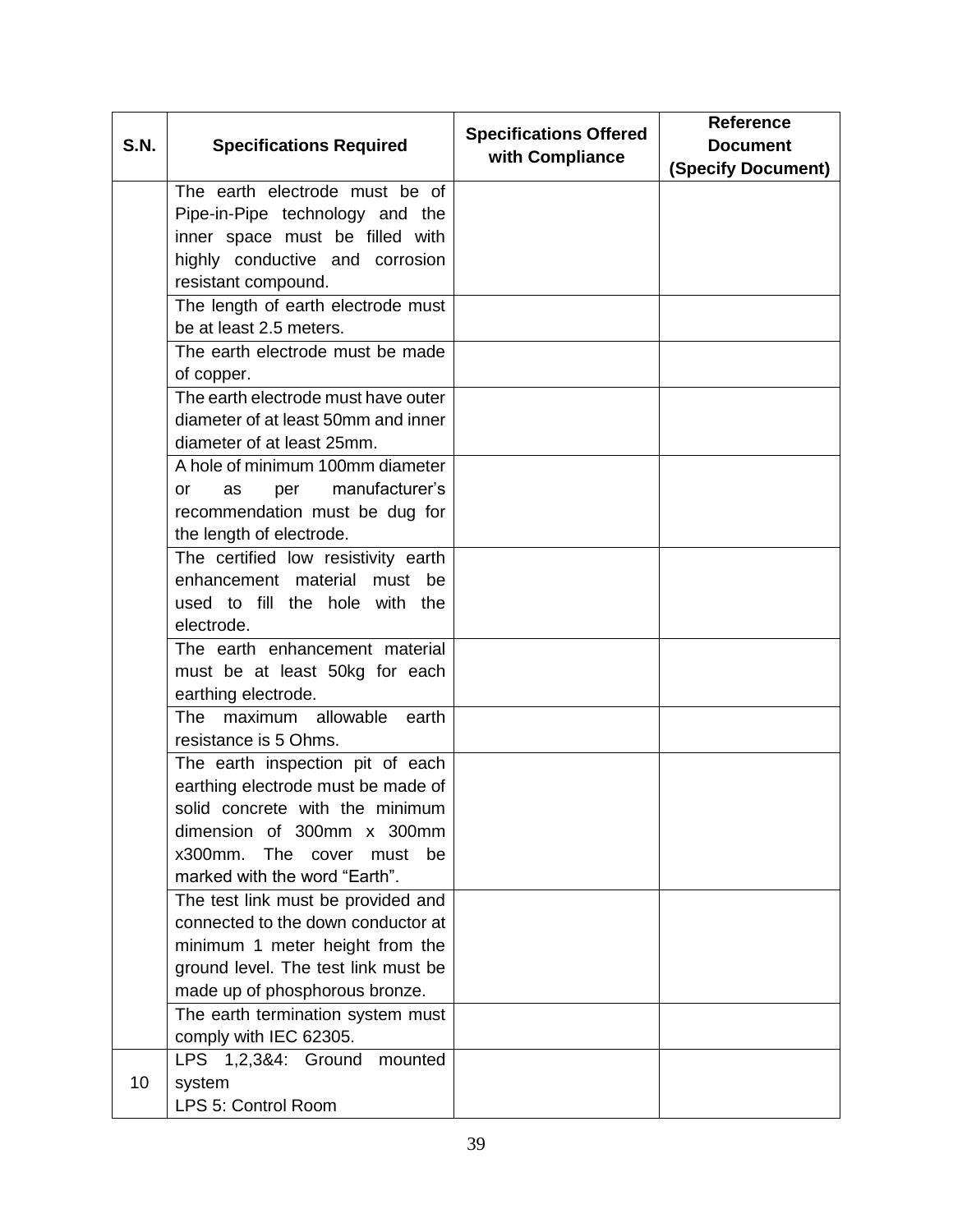| S.N. | Specifications Required | Specifications Offered with Compliance | Reference Document (Specify Document) |
| --- | --- | --- | --- |
| | The earth electrode must be of Pipe-in-Pipe technology and the inner space must be filled with highly conductive and corrosion resistant compound. | | |
| | The length of earth electrode must be at least 2.5 meters. | | |
| | The earth electrode must be made of copper. | | |
| | The earth electrode must have outer diameter of at least 50mm and inner diameter of at least 25mm. | | |
| | A hole of minimum 100mm diameter or as per manufacturer's recommendation must be dug for the length of electrode. | | |
| | The certified low resistivity earth enhancement material must be used to fill the hole with the electrode. | | |
| | The earth enhancement material must be at least 50kg for each earthing electrode. | | |
| | The maximum allowable earth resistance is 5 Ohms. | | |
| | The earth inspection pit of each earthing electrode must be made of solid concrete with the minimum dimension of 300mm x 300mm x300mm. The cover must be marked with the word "Earth". | | |
| | The test link must be provided and connected to the down conductor at minimum 1 meter height from the ground level. The test link must be made up of phosphorous bronze. | | |
| | The earth termination system must comply with IEC 62305. | | |
| 10 | LPS 1,2,3&4: Ground mounted system<br>LPS 5: Control Room | | |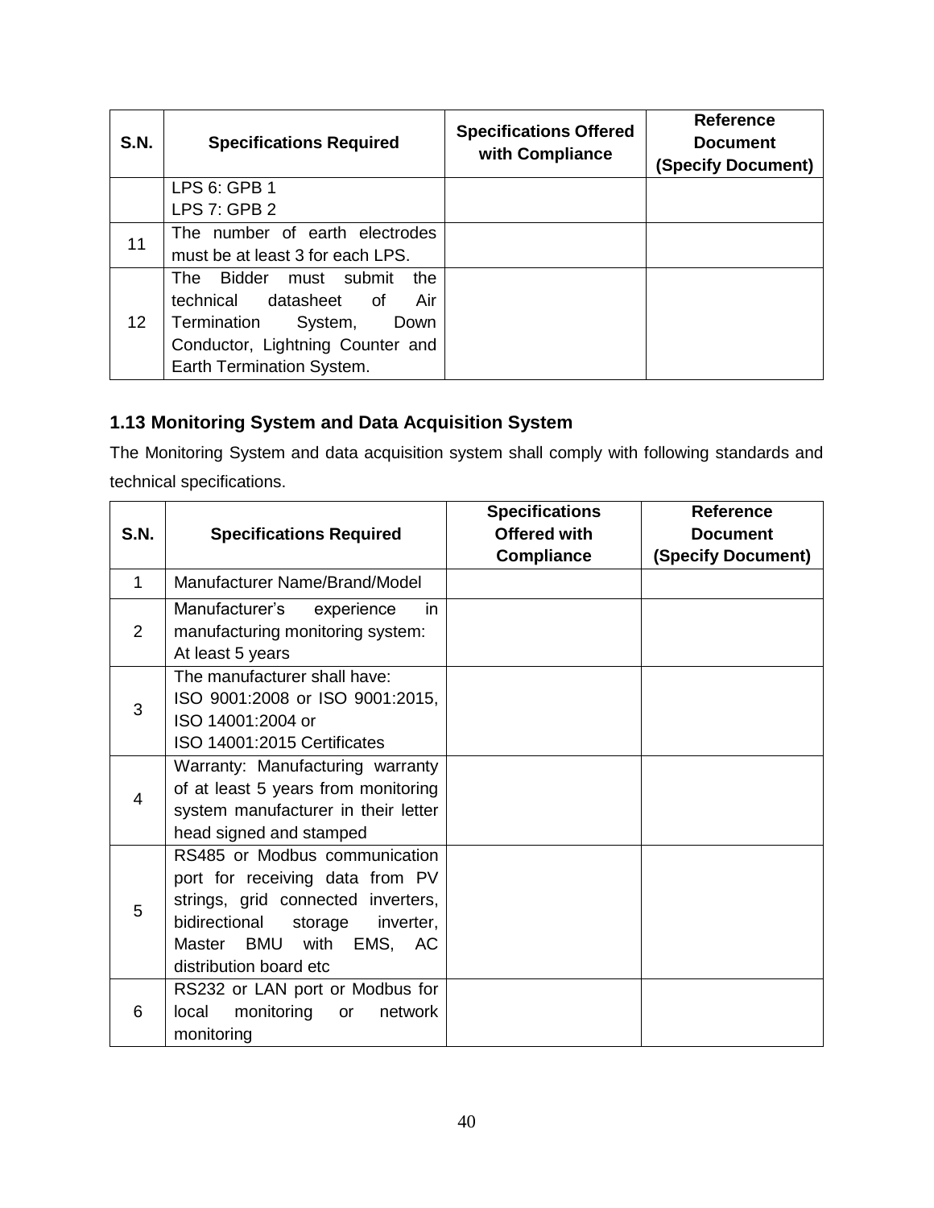| S.N. | Specifications Required | Specifications Offered with Compliance | Reference Document (Specify Document) |
|---|---|---|---|
| | LPS 6: GPB 1<br>LPS 7: GPB 2 | | |
| 11 | The number of earth electrodes must be at least 3 for each LPS. | | |
| 12 | The Bidder must submit the technical datasheet of Air Termination System, Down Conductor, Lightning Counter and Earth Termination System. | | |

### 1.13 Monitoring System and Data Acquisition System

The Monitoring System and data acquisition system shall comply with following standards and technical specifications.

| S.N. | Specifications Required | Specifications Offered with Compliance | Reference Document (Specify Document) |
|---|---|---|---|
| 1 | Manufacturer Name/Brand/Model | | |
| 2 | Manufacturer's experience in manufacturing monitoring system: At least 5 years | | |
| 3 | The manufacturer shall have:<br>ISO 9001:2008 or ISO 9001:2015, ISO 14001:2004 or<br>ISO 14001:2015 Certificates | | |
| 4 | Warranty: Manufacturing warranty of at least 5 years from monitoring system manufacturer in their letter head signed and stamped | | |
| 5 | RS485 or Modbus communication port for receiving data from PV strings, grid connected inverters, bidirectional storage inverter, Master BMU with EMS, AC distribution board etc | | |
| 6 | RS232 or LAN port or Modbus for local monitoring or network monitoring | | |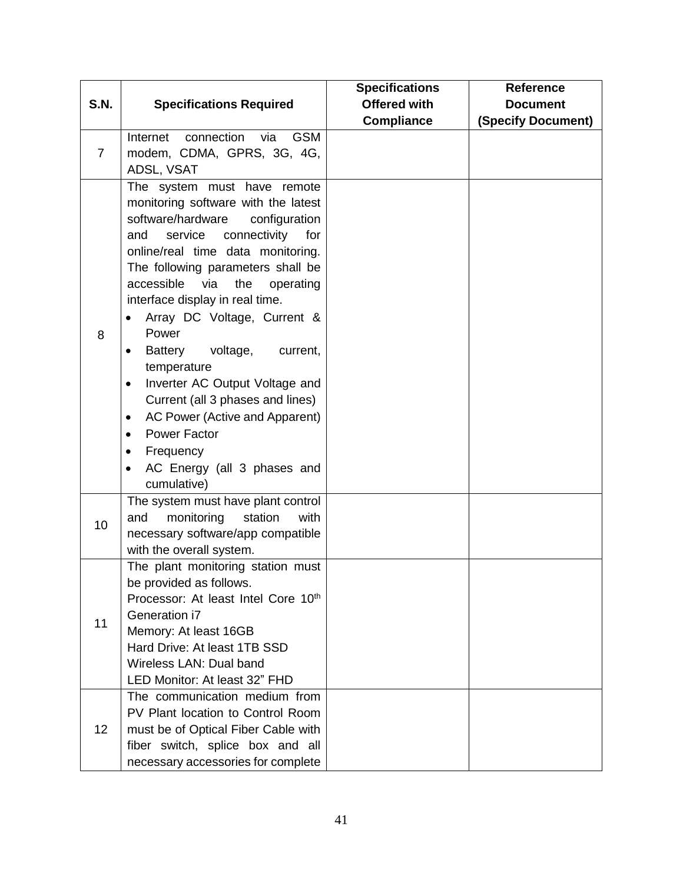| S.N. | Specifications Required | Specifications Offered with Compliance | Reference Document (Specify Document) |
|---|---|---|---|
| 7 | Internet connection via GSM modem, CDMA, GPRS, 3G, 4G, ADSL, VSAT | | |
| 8 | The system must have remote monitoring software with the latest software/hardware configuration and service connectivity for online/real time data monitoring. The following parameters shall be accessible via the operating interface display in real time.<br>• Array DC Voltage, Current & Power<br>• Battery voltage, current, temperature<br>• Inverter AC Output Voltage and Current (all 3 phases and lines)<br>• AC Power (Active and Apparent)<br>• Power Factor<br>• Frequency<br>• AC Energy (all 3 phases and cumulative) | | |
| 10 | The system must have plant control and monitoring station with necessary software/app compatible with the overall system. | | |
| 11 | The plant monitoring station must be provided as follows.<br>Processor: At least Intel Core 10th Generation i7<br>Memory: At least 16GB<br>Hard Drive: At least 1TB SSD<br>Wireless LAN: Dual band<br>LED Monitor: At least 32" FHD | | |
| 12 | The communication medium from PV Plant location to Control Room must be of Optical Fiber Cable with fiber switch, splice box and all necessary accessories for complete | | |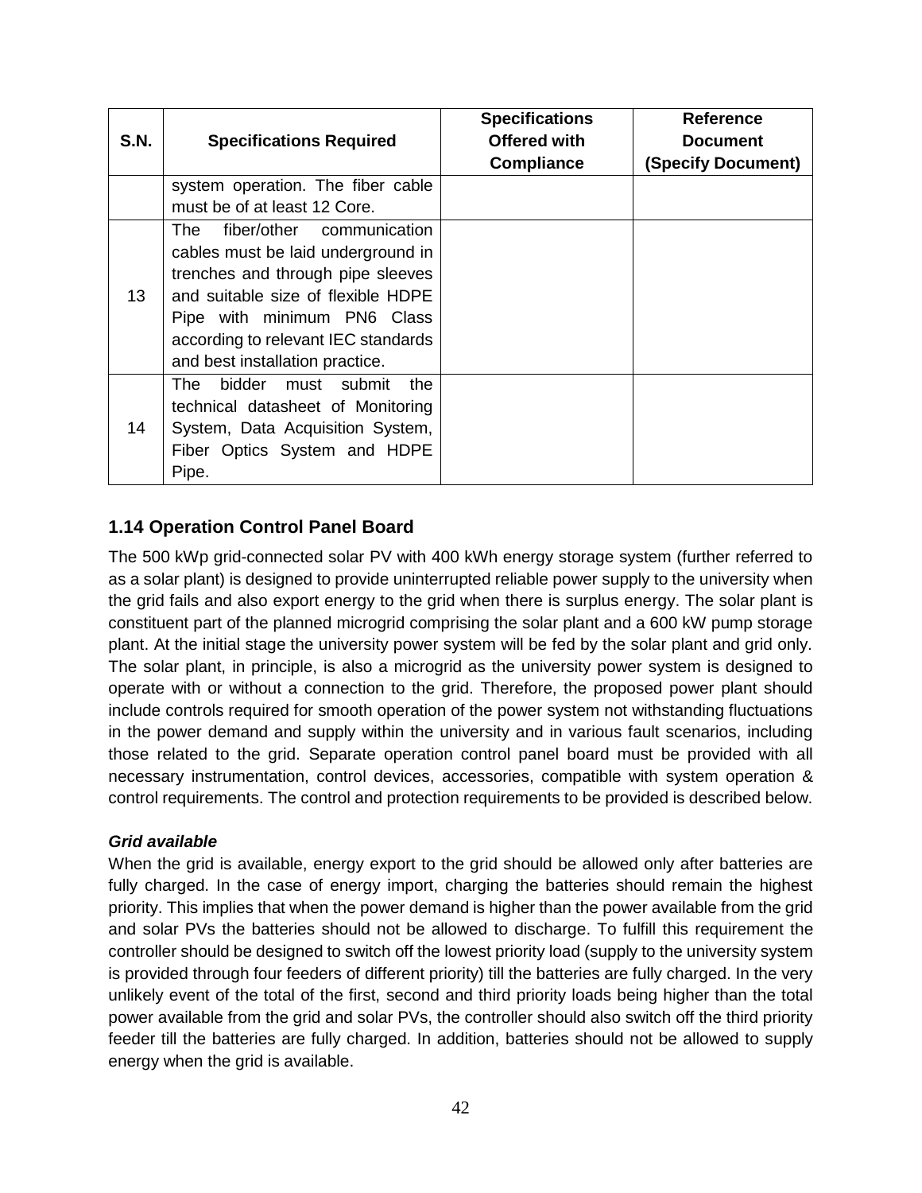| S.N. | Specifications Required | Specifications Offered with Compliance | Reference Document (Specify Document) |
|---|---|---|---|
| | system operation. The fiber cable must be of at least 12 Core. | | |
| 13 | The fiber/other communication cables must be laid underground in trenches and through pipe sleeves and suitable size of flexible HDPE Pipe with minimum PN6 Class according to relevant IEC standards and best installation practice. | | |
| 14 | The bidder must submit the technical datasheet of Monitoring System, Data Acquisition System, Fiber Optics System and HDPE Pipe. | | |

## 1.14 Operation Control Panel Board

The 500 kWp grid-connected solar PV with 400 kWh energy storage system (further referred to as a solar plant) is designed to provide uninterrupted reliable power supply to the university when the grid fails and also export energy to the grid when there is surplus energy. The solar plant is constituent part of the planned microgrid comprising the solar plant and a 600 kW pump storage plant. At the initial stage the university power system will be fed by the solar plant and grid only. The solar plant, in principle, is also a microgrid as the university power system is designed to operate with or without a connection to the grid. Therefore, the proposed power plant should include controls required for smooth operation of the power system not withstanding fluctuations in the power demand and supply within the university and in various fault scenarios, including those related to the grid. Separate operation control panel board must be provided with all necessary instrumentation, control devices, accessories, compatible with system operation & control requirements. The control and protection requirements to be provided is described below.

***Grid available***

When the grid is available, energy export to the grid should be allowed only after batteries are fully charged. In the case of energy import, charging the batteries should remain the highest priority. This implies that when the power demand is higher than the power available from the grid and solar PVs the batteries should not be allowed to discharge. To fulfill this requirement the controller should be designed to switch off the lowest priority load (supply to the university system is provided through four feeders of different priority) till the batteries are fully charged. In the very unlikely event of the total of the first, second and third priority loads being higher than the total power available from the grid and solar PVs, the controller should also switch off the third priority feeder till the batteries are fully charged. In addition, batteries should not be allowed to supply energy when the grid is available.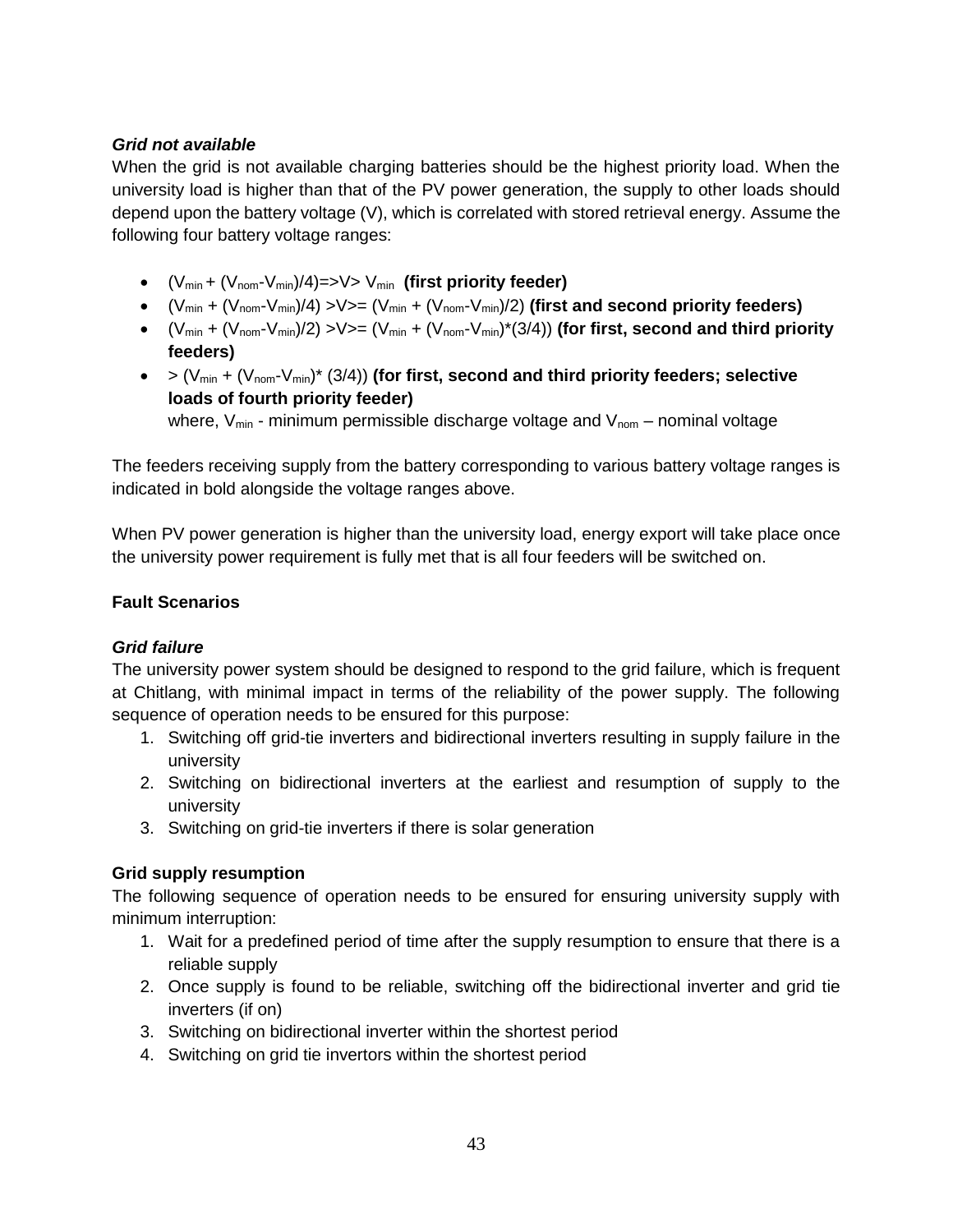### *Grid not available*

When the grid is not available charging batteries should be the highest priority load. When the university load is higher than that of the PV power generation, the supply to other loads should depend upon the battery voltage (V), which is correlated with stored retrieval energy. Assume the following four battery voltage ranges:

- $(V_{min} + (V_{nom}-V_{min})/4) => V > V_{min}$ **(first priority feeder)**
- $(V_{min} + (V_{nom}-V_{min})/4) > V >= (V_{min} + (V_{nom}-V_{min})/2)$ **(first and second priority feeders)**
- $(V_{min} + (V_{nom}-V_{min})/2) > V >= (V_{min} + (V_{nom}-V_{min})*(3/4))$ **(for first, second and third priority feeders)**
- $> (V_{min} + (V_{nom}-V_{min})*(3/4))$ **(for first, second and third priority feeders; selective loads of fourth priority feeder)**

  where, $V_{min}$ - minimum permissible discharge voltage and $V_{nom}$ – nominal voltage

The feeders receiving supply from the battery corresponding to various battery voltage ranges is indicated in bold alongside the voltage ranges above.

When PV power generation is higher than the university load, energy export will take place once the university power requirement is fully met that is all four feeders will be switched on.

## Fault Scenarios

### *Grid failure*

The university power system should be designed to respond to the grid failure, which is frequent at Chitlang, with minimal impact in terms of the reliability of the power supply. The following sequence of operation needs to be ensured for this purpose:

1. Switching off grid-tie inverters and bidirectional inverters resulting in supply failure in the university
2. Switching on bidirectional inverters at the earliest and resumption of supply to the university
3. Switching on grid-tie inverters if there is solar generation

### Grid supply resumption

The following sequence of operation needs to be ensured for ensuring university supply with minimum interruption:

1. Wait for a predefined period of time after the supply resumption to ensure that there is a reliable supply
2. Once supply is found to be reliable, switching off the bidirectional inverter and grid tie inverters (if on)
3. Switching on bidirectional inverter within the shortest period
4. Switching on grid tie invertors within the shortest period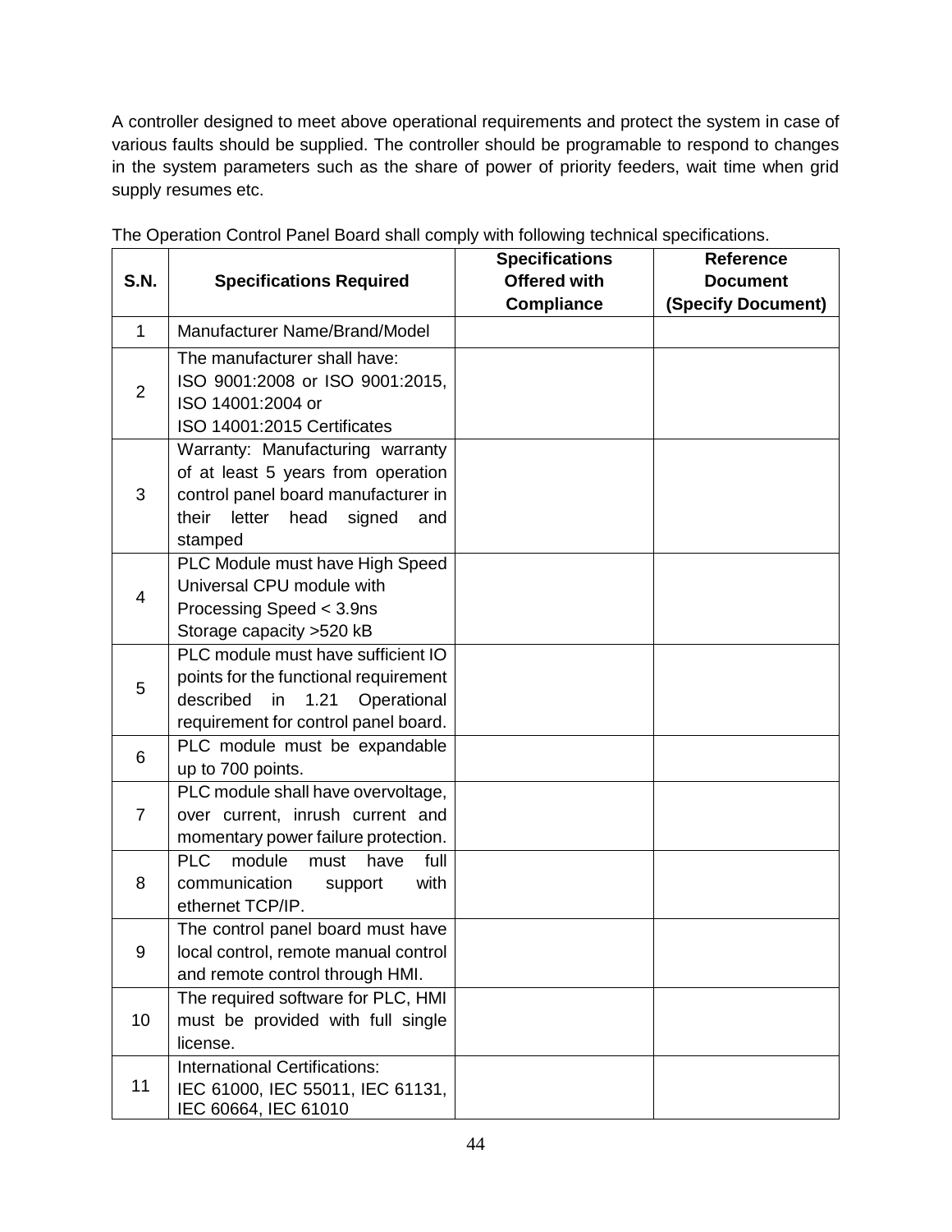A controller designed to meet above operational requirements and protect the system in case of various faults should be supplied. The controller should be programable to respond to changes in the system parameters such as the share of power of priority feeders, wait time when grid supply resumes etc.

The Operation Control Panel Board shall comply with following technical specifications.

| S.N. | Specifications Required | Specifications Offered with Compliance | Reference Document (Specify Document) |
|---|---|---|---|
| 1 | Manufacturer Name/Brand/Model | | |
| 2 | The manufacturer shall have: ISO 9001:2008 or ISO 9001:2015, ISO 14001:2004 or ISO 14001:2015 Certificates | | |
| 3 | Warranty: Manufacturing warranty of at least 5 years from operation control panel board manufacturer in their letter head signed and stamped | | |
| 4 | PLC Module must have High Speed Universal CPU module with Processing Speed < 3.9ns Storage capacity >520 kB | | |
| 5 | PLC module must have sufficient IO points for the functional requirement described in 1.21 Operational requirement for control panel board. | | |
| 6 | PLC module must be expandable up to 700 points. | | |
| 7 | PLC module shall have overvoltage, over current, inrush current and momentary power failure protection. | | |
| 8 | PLC module must have full communication support with ethernet TCP/IP. | | |
| 9 | The control panel board must have local control, remote manual control and remote control through HMI. | | |
| 10 | The required software for PLC, HMI must be provided with full single license. | | |
| 11 | International Certifications: IEC 61000, IEC 55011, IEC 61131, IEC 60664, IEC 61010 | | |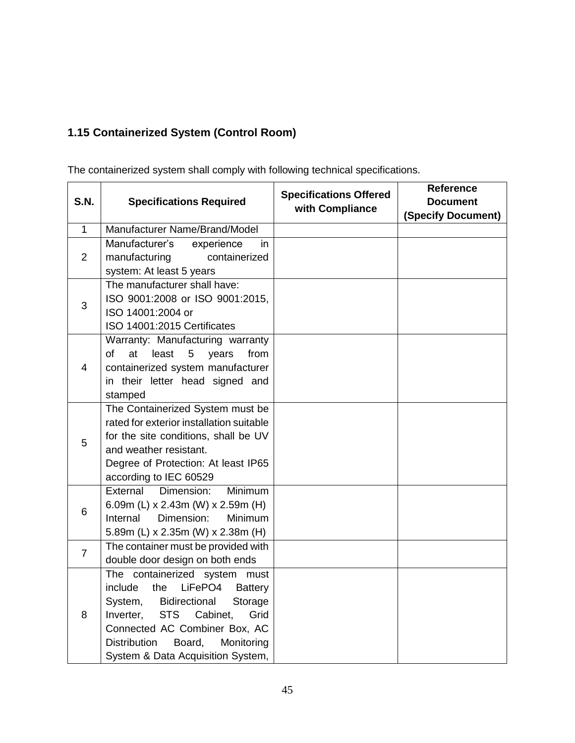### 1.15 Containerized System (Control Room)

The containerized system shall comply with following technical specifications.

| S.N. | Specifications Required | Specifications Offered with Compliance | Reference Document (Specify Document) |
|---|---|---|---|
| 1 | Manufacturer Name/Brand/Model | | |
| 2 | Manufacturer's experience in manufacturing containerized system: At least 5 years | | |
| 3 | The manufacturer shall have: ISO 9001:2008 or ISO 9001:2015, ISO 14001:2004 or ISO 14001:2015 Certificates | | |
| 4 | Warranty: Manufacturing warranty of at least 5 years from containerized system manufacturer in their letter head signed and stamped | | |
| 5 | The Containerized System must be rated for exterior installation suitable for the site conditions, shall be UV and weather resistant. Degree of Protection: At least IP65 according to IEC 60529 | | |
| 6 | External Dimension: Minimum 6.09m (L) x 2.43m (W) x 2.59m (H) Internal Dimension: Minimum 5.89m (L) x 2.35m (W) x 2.38m (H) | | |
| 7 | The container must be provided with double door design on both ends | | |
| 8 | The containerized system must include the LiFePO4 Battery System, Bidirectional Storage Inverter, STS Cabinet, Grid Connected AC Combiner Box, AC Distribution Board, Monitoring System & Data Acquisition System, | | |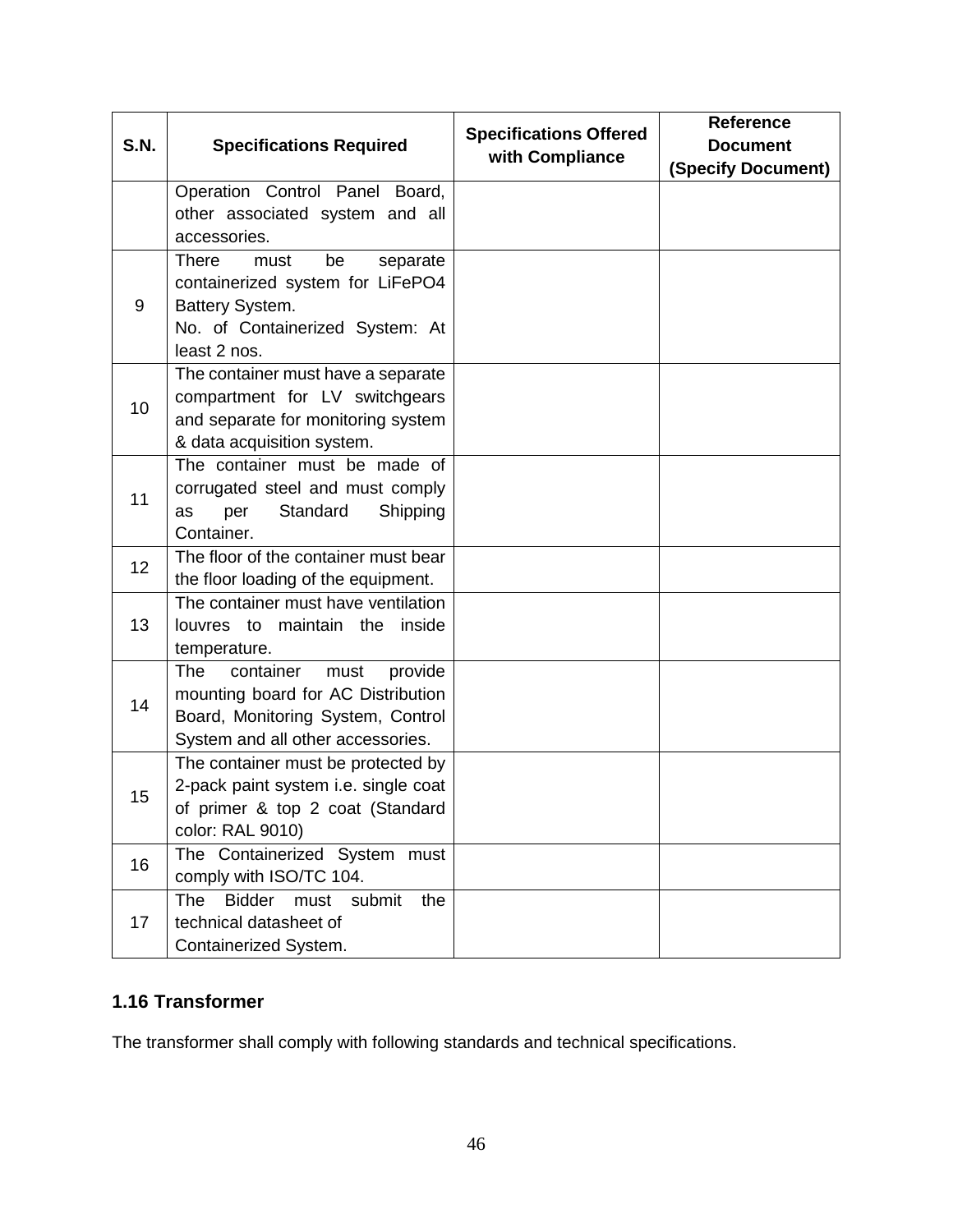| S.N. | Specifications Required | Specifications Offered with Compliance | Reference Document (Specify Document) |
|---|---|---|---|
| | Operation Control Panel Board, other associated system and all accessories. | | |
| 9 | There must be separate containerized system for LiFePO4 Battery System.<br>No. of Containerized System: At least 2 nos. | | |
| 10 | The container must have a separate compartment for LV switchgears and separate for monitoring system & data acquisition system. | | |
| 11 | The container must be made of corrugated steel and must comply as per Standard Shipping Container. | | |
| 12 | The floor of the container must bear the floor loading of the equipment. | | |
| 13 | The container must have ventilation louvres to maintain the inside temperature. | | |
| 14 | The container must provide mounting board for AC Distribution Board, Monitoring System, Control System and all other accessories. | | |
| 15 | The container must be protected by 2-pack paint system i.e. single coat of primer & top 2 coat (Standard color: RAL 9010) | | |
| 16 | The Containerized System must comply with ISO/TC 104. | | |
| 17 | The Bidder must submit the technical datasheet of Containerized System. | | |

### 1.16 Transformer

The transformer shall comply with following standards and technical specifications.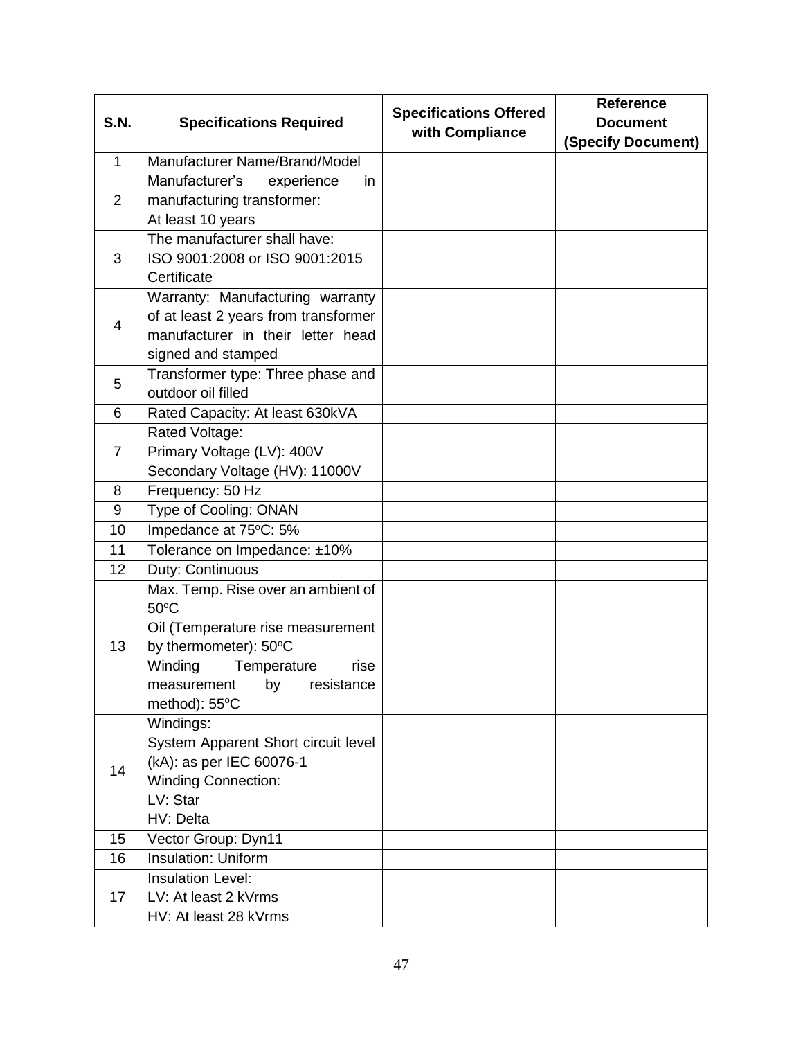| S.N. | Specifications Required | Specifications Offered with Compliance | Reference Document (Specify Document) |
|---|---|---|---|
| 1 | Manufacturer Name/Brand/Model | | |
| 2 | Manufacturer's experience in manufacturing transformer:<br>At least 10 years | | |
| 3 | The manufacturer shall have:<br>ISO 9001:2008 or ISO 9001:2015 Certificate | | |
| 4 | Warranty: Manufacturing warranty of at least 2 years from transformer manufacturer in their letter head signed and stamped | | |
| 5 | Transformer type: Three phase and outdoor oil filled | | |
| 6 | Rated Capacity: At least 630kVA | | |
| 7 | Rated Voltage:<br>Primary Voltage (LV): 400V<br>Secondary Voltage (HV): 11000V | | |
| 8 | Frequency: 50 Hz | | |
| 9 | Type of Cooling: ONAN | | |
| 10 | Impedance at 75ºC: 5% | | |
| 11 | Tolerance on Impedance: ±10% | | |
| 12 | Duty: Continuous | | |
| 13 | Max. Temp. Rise over an ambient of 50ºC<br>Oil (Temperature rise measurement by thermometer): 50ºC<br>Winding Temperature rise measurement by resistance method): 55ºC | | |
| 14 | Windings:<br>System Apparent Short circuit level (kA): as per IEC 60076-1<br>Winding Connection:<br>LV: Star<br>HV: Delta | | |
| 15 | Vector Group: Dyn11 | | |
| 16 | Insulation: Uniform | | |
| 17 | Insulation Level:<br>LV: At least 2 kVrms<br>HV: At least 28 kVrms | | |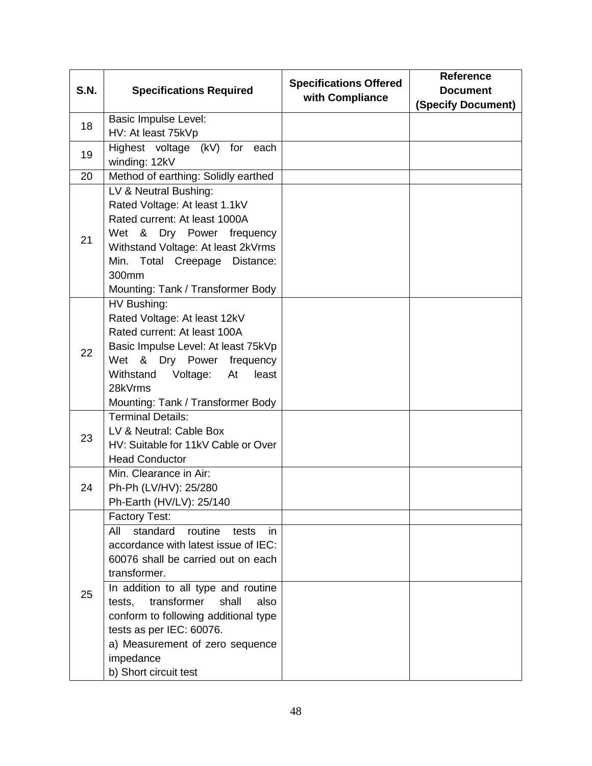| S.N. | Specifications Required | Specifications Offered with Compliance | Reference Document (Specify Document) |
|---|---|---|---|
| 18 | Basic Impulse Level:<br>HV: At least 75kVp | | |
| 19 | Highest voltage (kV) for each winding: 12kV | | |
| 20 | Method of earthing: Solidly earthed | | |
| 21 | LV & Neutral Bushing:<br>Rated Voltage: At least 1.1kV<br>Rated current: At least 1000A<br>Wet & Dry Power frequency Withstand Voltage: At least 2kVrms<br>Min. Total Creepage Distance: 300mm<br>Mounting: Tank / Transformer Body | | |
| 22 | HV Bushing:<br>Rated Voltage: At least 12kV<br>Rated current: At least 100A<br>Basic Impulse Level: At least 75kVp<br>Wet & Dry Power frequency Withstand Voltage: At least 28kVrms<br>Mounting: Tank / Transformer Body | | |
| 23 | Terminal Details:<br>LV & Neutral: Cable Box<br>HV: Suitable for 11kV Cable or Over Head Conductor | | |
| 24 | Min. Clearance in Air:<br>Ph-Ph (LV/HV): 25/280<br>Ph-Earth (HV/LV): 25/140 | | |
| 25 | Factory Test: | | |
| | All standard routine tests in accordance with latest issue of IEC: 60076 shall be carried out on each transformer. | | |
| | In addition to all type and routine tests, transformer shall also conform to following additional type tests as per IEC: 60076.<br>a) Measurement of zero sequence impedance<br>b) Short circuit test | | |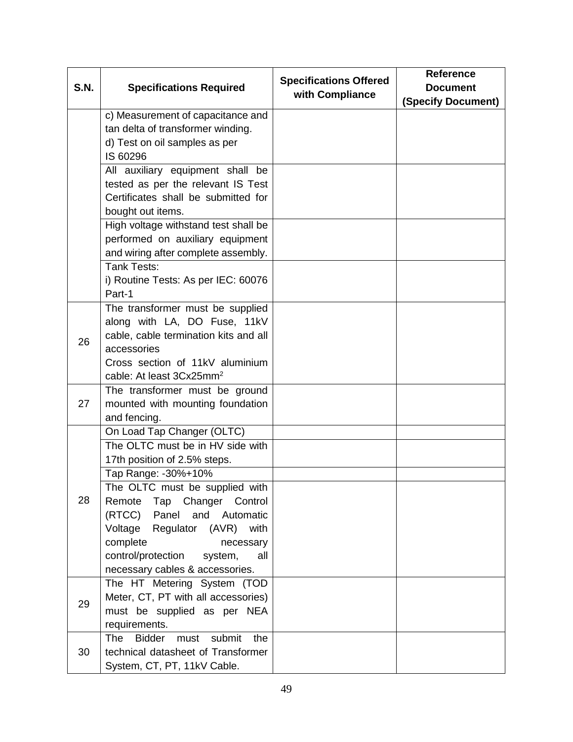| S.N. | Specifications Required | Specifications Offered with Compliance | Reference Document (Specify Document) |
|---|---|---|---|
| | c) Measurement of capacitance and tan delta of transformer winding.<br>d) Test on oil samples as per IS 60296 | | |
| | All auxiliary equipment shall be tested as per the relevant IS Test Certificates shall be submitted for bought out items. | | |
| | High voltage withstand test shall be performed on auxiliary equipment and wiring after complete assembly. | | |
| | Tank Tests:<br>i) Routine Tests: As per IEC: 60076 Part-1 | | |
| 26 | The transformer must be supplied along with LA, DO Fuse, 11kV cable, cable termination kits and all accessories<br>Cross section of 11kV aluminium cable: At least 3Cx25mm$^2$ | | |
| 27 | The transformer must be ground mounted with mounting foundation and fencing. | | |
| 28 | On Load Tap Changer (OLTC) | | |
| | The OLTC must be in HV side with 17th position of 2.5% steps. | | |
| | Tap Range: -30%+10% | | |
| | The OLTC must be supplied with Remote Tap Changer Control (RTCC) Panel and Automatic Voltage Regulator (AVR) with complete necessary control/protection system, all necessary cables & accessories. | | |
| 29 | The HT Metering System (TOD Meter, CT, PT with all accessories) must be supplied as per NEA requirements. | | |
| 30 | The Bidder must submit the technical datasheet of Transformer System, CT, PT, 11kV Cable. | | |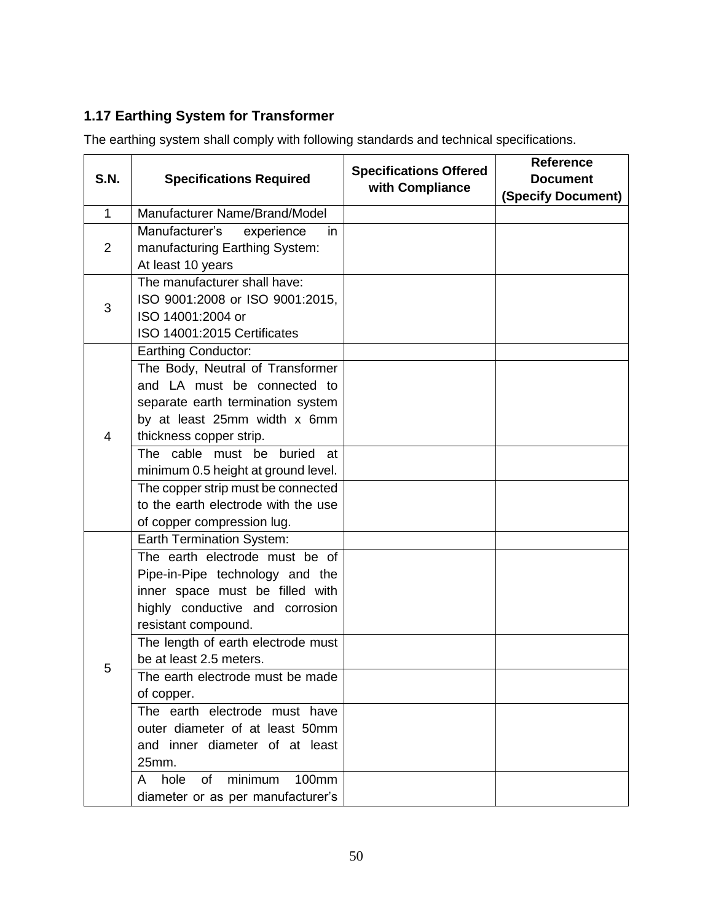### 1.17 Earthing System for Transformer

The earthing system shall comply with following standards and technical specifications.

| S.N. | Specifications Required | Specifications Offered with Compliance | Reference Document (Specify Document) |
|---|---|---|---|
| 1 | Manufacturer Name/Brand/Model | | |
| 2 | Manufacturer's experience in manufacturing Earthing System: At least 10 years | | |
| 3 | The manufacturer shall have: ISO 9001:2008 or ISO 9001:2015, ISO 14001:2004 or ISO 14001:2015 Certificates | | |
| 4 | Earthing Conductor: | | |
| | The Body, Neutral of Transformer and LA must be connected to separate earth termination system by at least 25mm width x 6mm thickness copper strip. | | |
| | The cable must be buried at minimum 0.5 height at ground level. | | |
| | The copper strip must be connected to the earth electrode with the use of copper compression lug. | | |
| 5 | Earth Termination System: | | |
| | The earth electrode must be of Pipe-in-Pipe technology and the inner space must be filled with highly conductive and corrosion resistant compound. | | |
| | The length of earth electrode must be at least 2.5 meters. | | |
| | The earth electrode must be made of copper. | | |
| | The earth electrode must have outer diameter of at least 50mm and inner diameter of at least 25mm. | | |
| | A hole of minimum 100mm diameter or as per manufacturer's | | |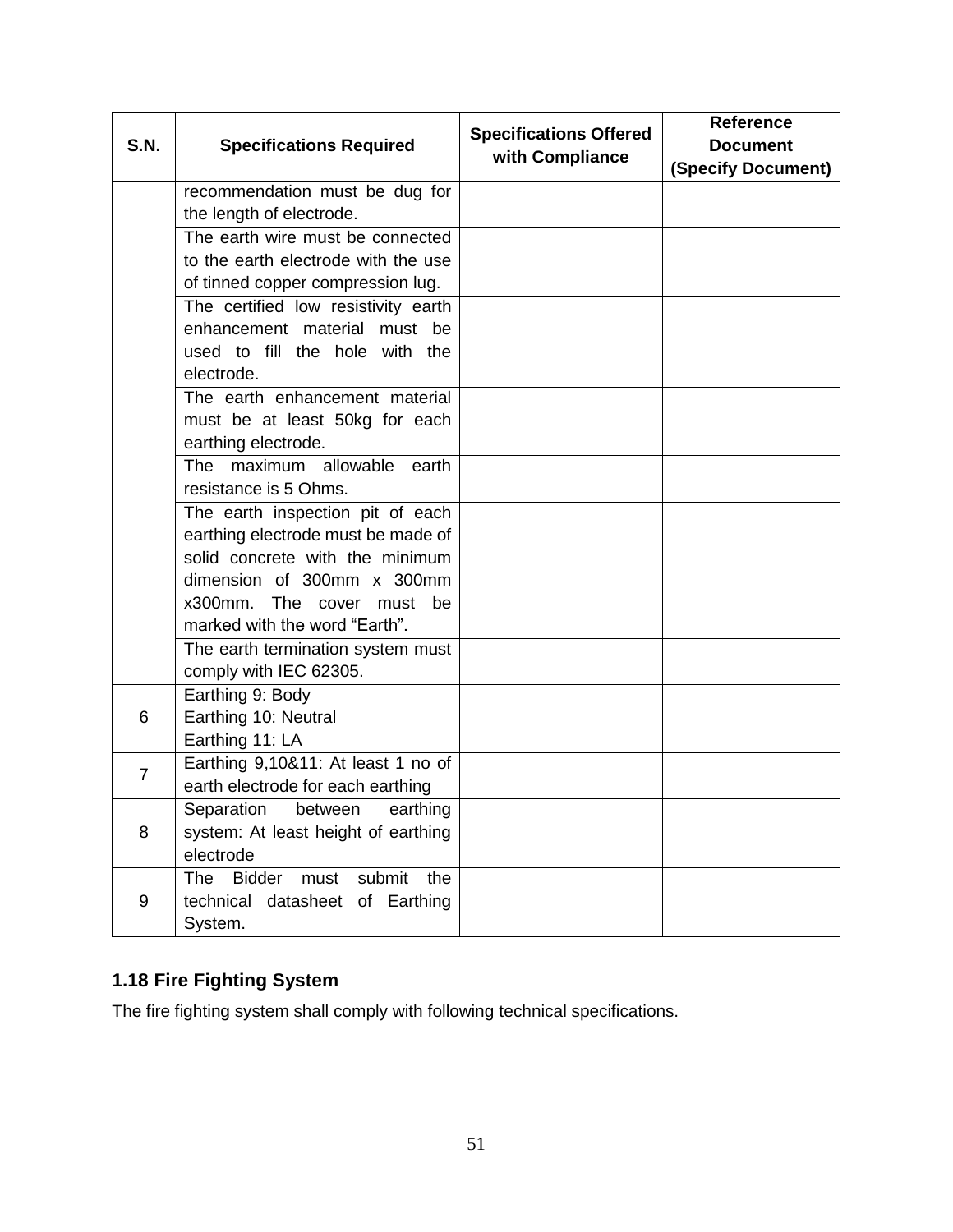| S.N. | Specifications Required | Specifications Offered with Compliance | Reference Document (Specify Document) |
|---|---|---|---|
| | recommendation must be dug for the length of electrode. | | |
| | The earth wire must be connected to the earth electrode with the use of tinned copper compression lug. | | |
| | The certified low resistivity earth enhancement material must be used to fill the hole with the electrode. | | |
| | The earth enhancement material must be at least 50kg for each earthing electrode. | | |
| | The maximum allowable earth resistance is 5 Ohms. | | |
| | The earth inspection pit of each earthing electrode must be made of solid concrete with the minimum dimension of 300mm x 300mm x300mm. The cover must be marked with the word "Earth". | | |
| | The earth termination system must comply with IEC 62305. | | |
| 6 | Earthing 9: Body<br>Earthing 10: Neutral<br>Earthing 11: LA | | |
| 7 | Earthing 9,10&11: At least 1 no of earth electrode for each earthing | | |
| 8 | Separation between earthing system: At least height of earthing electrode | | |
| 9 | The Bidder must submit the technical datasheet of Earthing System. | | |

### 1.18 Fire Fighting System

The fire fighting system shall comply with following technical specifications.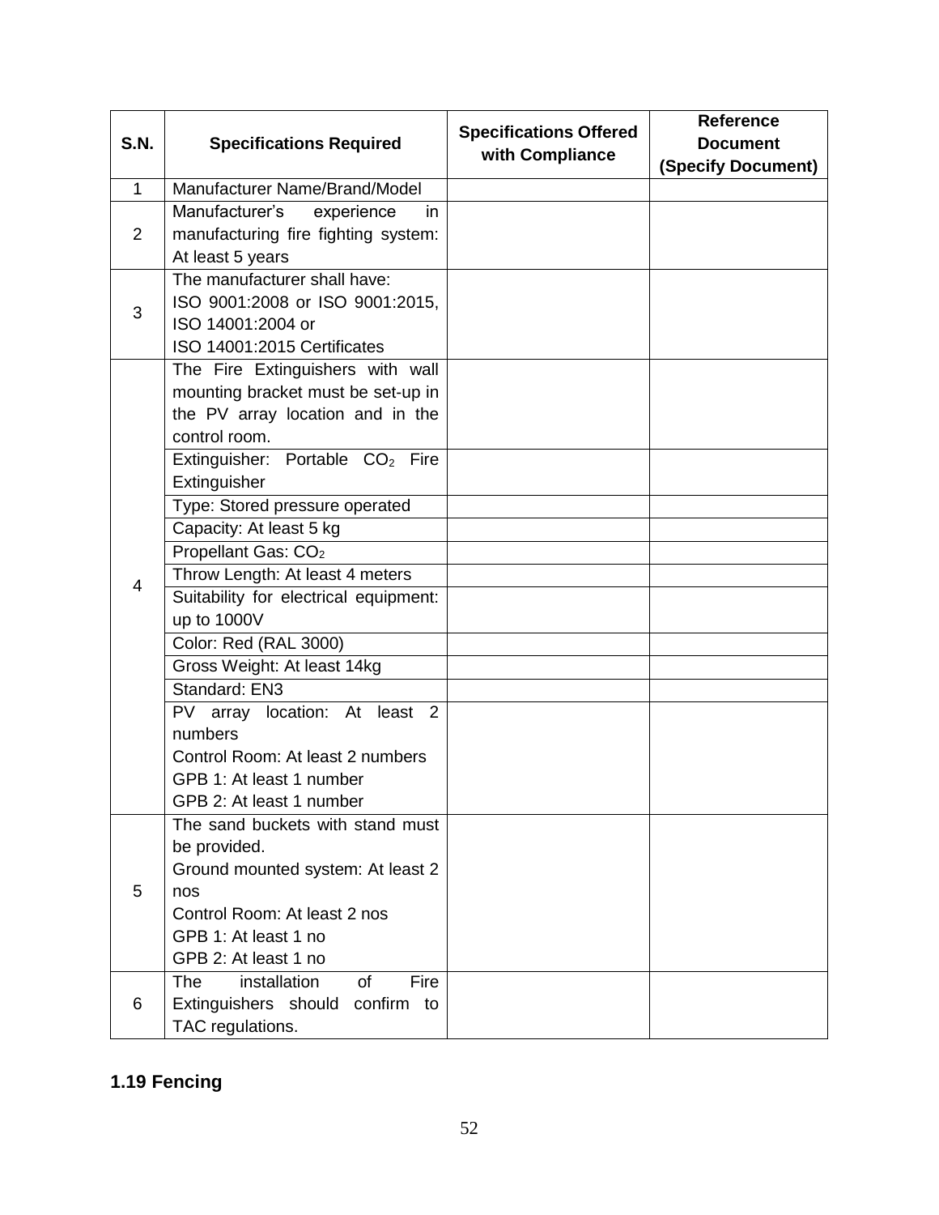| S.N. | Specifications Required | Specifications Offered with Compliance | Reference Document (Specify Document) |
|---|---|---|---|
| 1 | Manufacturer Name/Brand/Model | | |
| 2 | Manufacturer's experience in manufacturing fire fighting system: At least 5 years | | |
| 3 | The manufacturer shall have: ISO 9001:2008 or ISO 9001:2015, ISO 14001:2004 or ISO 14001:2015 Certificates | | |
| 4 | The Fire Extinguishers with wall mounting bracket must be set-up in the PV array location and in the control room. | | |
| | Extinguisher: Portable $CO_2$ Fire Extinguisher | | |
| | Type: Stored pressure operated | | |
| | Capacity: At least 5 kg | | |
| | Propellant Gas: $CO_2$ | | |
| | Throw Length: At least 4 meters | | |
| | Suitability for electrical equipment: up to 1000V | | |
| | Color: Red (RAL 3000) | | |
| | Gross Weight: At least 14kg | | |
| | Standard: EN3 | | |
| | PV array location: At least 2 numbers<br>Control Room: At least 2 numbers<br>GPB 1: At least 1 number<br>GPB 2: At least 1 number | | |
| 5 | The sand buckets with stand must be provided.<br>Ground mounted system: At least 2 nos<br>Control Room: At least 2 nos<br>GPB 1: At least 1 no<br>GPB 2: At least 1 no | | |
| 6 | The installation of Fire Extinguishers should confirm to TAC regulations. | | |

### 1.19 Fencing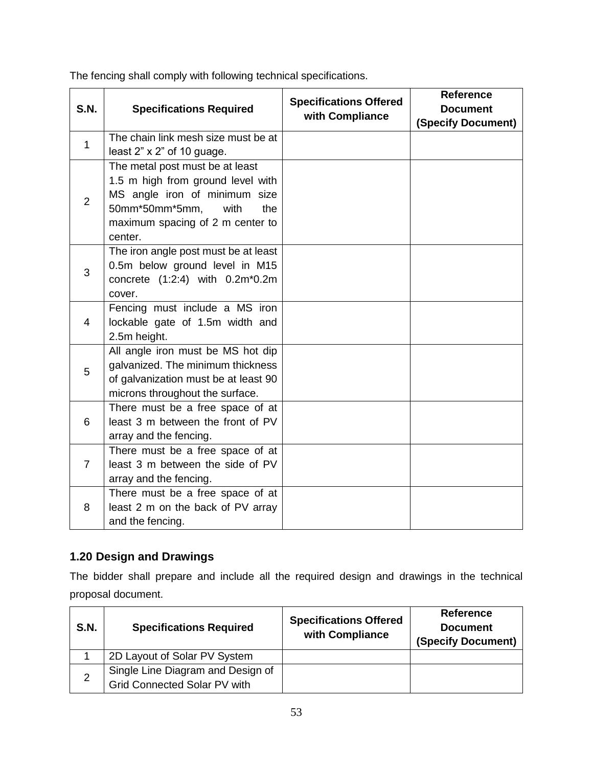The fencing shall comply with following technical specifications.

| S.N. | Specifications Required | Specifications Offered with Compliance | Reference Document (Specify Document) |
|---|---|---|---|
| 1 | The chain link mesh size must be at least 2” x 2” of 10 guage. | | |
| 2 | The metal post must be at least 1.5 m high from ground level with MS angle iron of minimum size 50mm*50mm*5mm, with the maximum spacing of 2 m center to center. | | |
| 3 | The iron angle post must be at least 0.5m below ground level in M15 concrete (1:2:4) with 0.2m*0.2m cover. | | |
| 4 | Fencing must include a MS iron lockable gate of 1.5m width and 2.5m height. | | |
| 5 | All angle iron must be MS hot dip galvanized. The minimum thickness of galvanization must be at least 90 microns throughout the surface. | | |
| 6 | There must be a free space of at least 3 m between the front of PV array and the fencing. | | |
| 7 | There must be a free space of at least 3 m between the side of PV array and the fencing. | | |
| 8 | There must be a free space of at least 2 m on the back of PV array and the fencing. | | |

### 1.20 Design and Drawings

The bidder shall prepare and include all the required design and drawings in the technical proposal document.

| S.N. | Specifications Required | Specifications Offered with Compliance | Reference Document (Specify Document) |
|---|---|---|---|
| 1 | 2D Layout of Solar PV System | | |
| 2 | Single Line Diagram and Design of Grid Connected Solar PV with | | |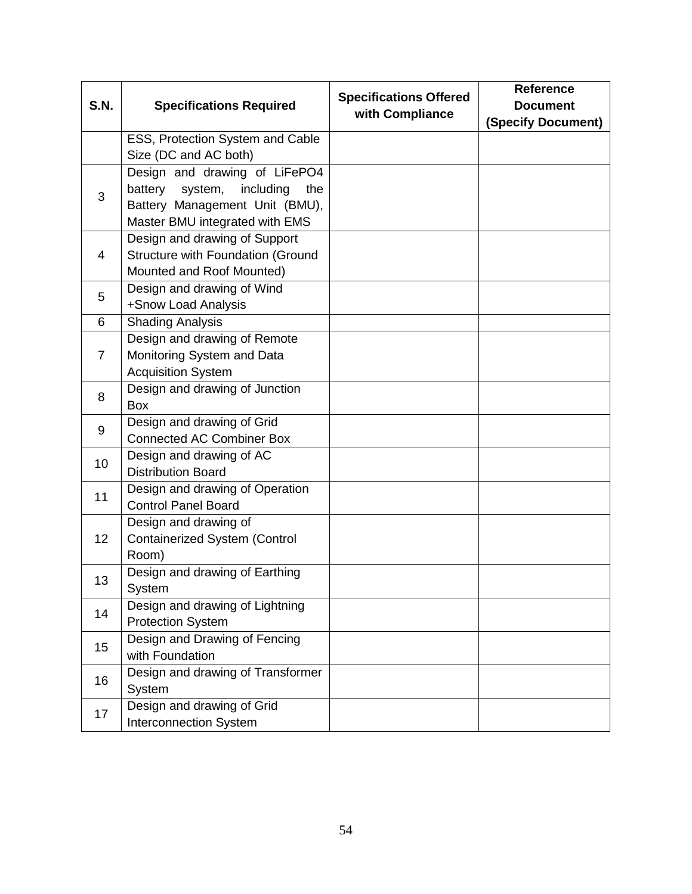| S.N. | Specifications Required | Specifications Offered with Compliance | Reference Document (Specify Document) |
| --- | --- | --- | --- |
| | ESS, Protection System and Cable Size (DC and AC both) | | |
| 3 | Design and drawing of LiFePO4 battery system, including the Battery Management Unit (BMU), Master BMU integrated with EMS | | |
| 4 | Design and drawing of Support Structure with Foundation (Ground Mounted and Roof Mounted) | | |
| 5 | Design and drawing of Wind +Snow Load Analysis | | |
| 6 | Shading Analysis | | |
| 7 | Design and drawing of Remote Monitoring System and Data Acquisition System | | |
| 8 | Design and drawing of Junction Box | | |
| 9 | Design and drawing of Grid Connected AC Combiner Box | | |
| 10 | Design and drawing of AC Distribution Board | | |
| 11 | Design and drawing of Operation Control Panel Board | | |
| 12 | Design and drawing of Containerized System (Control Room) | | |
| 13 | Design and drawing of Earthing System | | |
| 14 | Design and drawing of Lightning Protection System | | |
| 15 | Design and Drawing of Fencing with Foundation | | |
| 16 | Design and drawing of Transformer System | | |
| 17 | Design and drawing of Grid Interconnection System | | |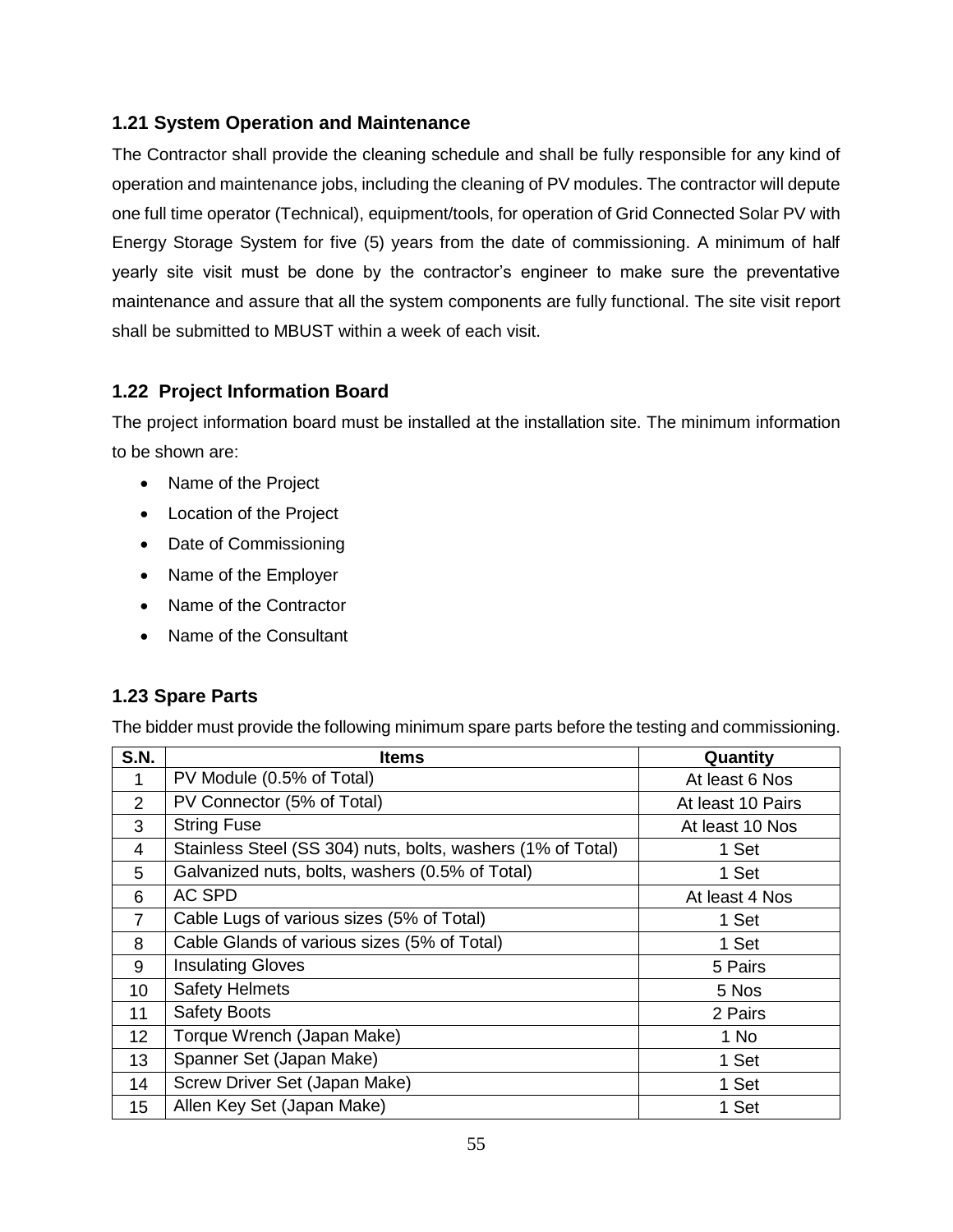### 1.21 System Operation and Maintenance

The Contractor shall provide the cleaning schedule and shall be fully responsible for any kind of operation and maintenance jobs, including the cleaning of PV modules. The contractor will depute one full time operator (Technical), equipment/tools, for operation of Grid Connected Solar PV with Energy Storage System for five (5) years from the date of commissioning. A minimum of half yearly site visit must be done by the contractor's engineer to make sure the preventative maintenance and assure that all the system components are fully functional. The site visit report shall be submitted to MBUST within a week of each visit.

### 1.22 Project Information Board

The project information board must be installed at the installation site. The minimum information to be shown are:

- Name of the Project
- Location of the Project
- Date of Commissioning
- Name of the Employer
- Name of the Contractor
- Name of the Consultant

### 1.23 Spare Parts

The bidder must provide the following minimum spare parts before the testing and commissioning.

| S.N. | Items | Quantity |
|---|---|---|
| 1 | PV Module (0.5% of Total) | At least 6 Nos |
| 2 | PV Connector (5% of Total) | At least 10 Pairs |
| 3 | String Fuse | At least 10 Nos |
| 4 | Stainless Steel (SS 304) nuts, bolts, washers (1% of Total) | 1 Set |
| 5 | Galvanized nuts, bolts, washers (0.5% of Total) | 1 Set |
| 6 | AC SPD | At least 4 Nos |
| 7 | Cable Lugs of various sizes (5% of Total) | 1 Set |
| 8 | Cable Glands of various sizes (5% of Total) | 1 Set |
| 9 | Insulating Gloves | 5 Pairs |
| 10 | Safety Helmets | 5 Nos |
| 11 | Safety Boots | 2 Pairs |
| 12 | Torque Wrench (Japan Make) | 1 No |
| 13 | Spanner Set (Japan Make) | 1 Set |
| 14 | Screw Driver Set (Japan Make) | 1 Set |
| 15 | Allen Key Set (Japan Make) | 1 Set |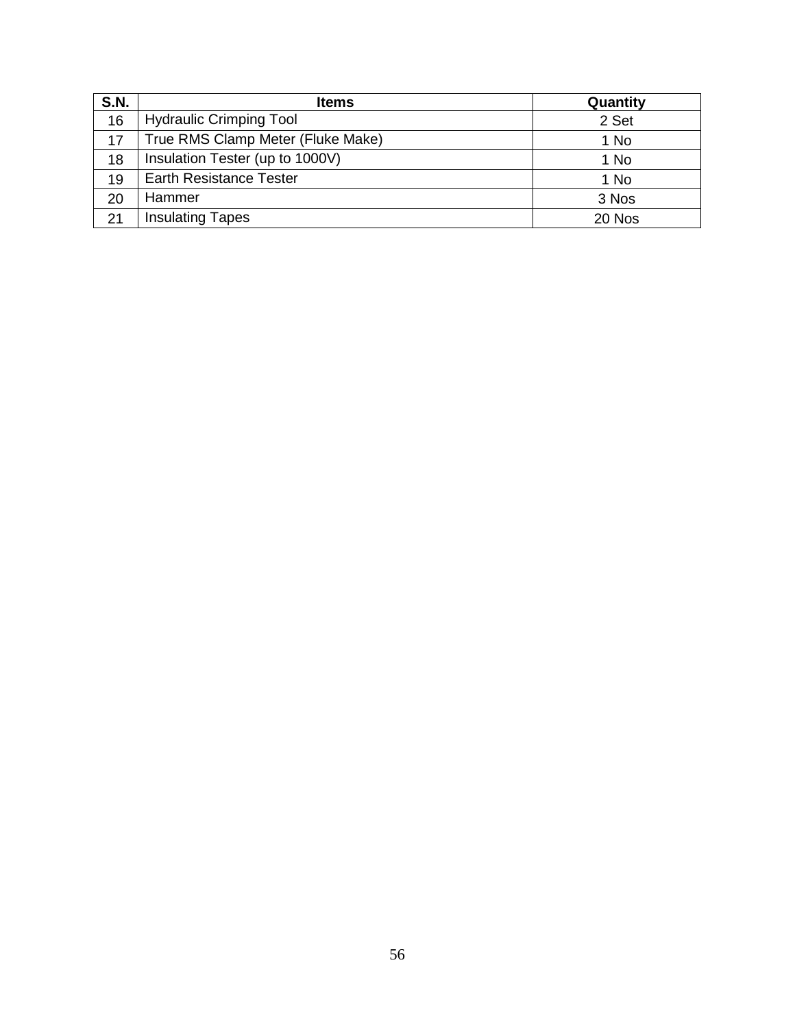| S.N. | Items | Quantity |
| --- | --- | --- |
| 16 | Hydraulic Crimping Tool | 2 Set |
| 17 | True RMS Clamp Meter (Fluke Make) | 1 No |
| 18 | Insulation Tester (up to 1000V) | 1 No |
| 19 | Earth Resistance Tester | 1 No |
| 20 | Hammer | 3 Nos |
| 21 | Insulating Tapes | 20 Nos |